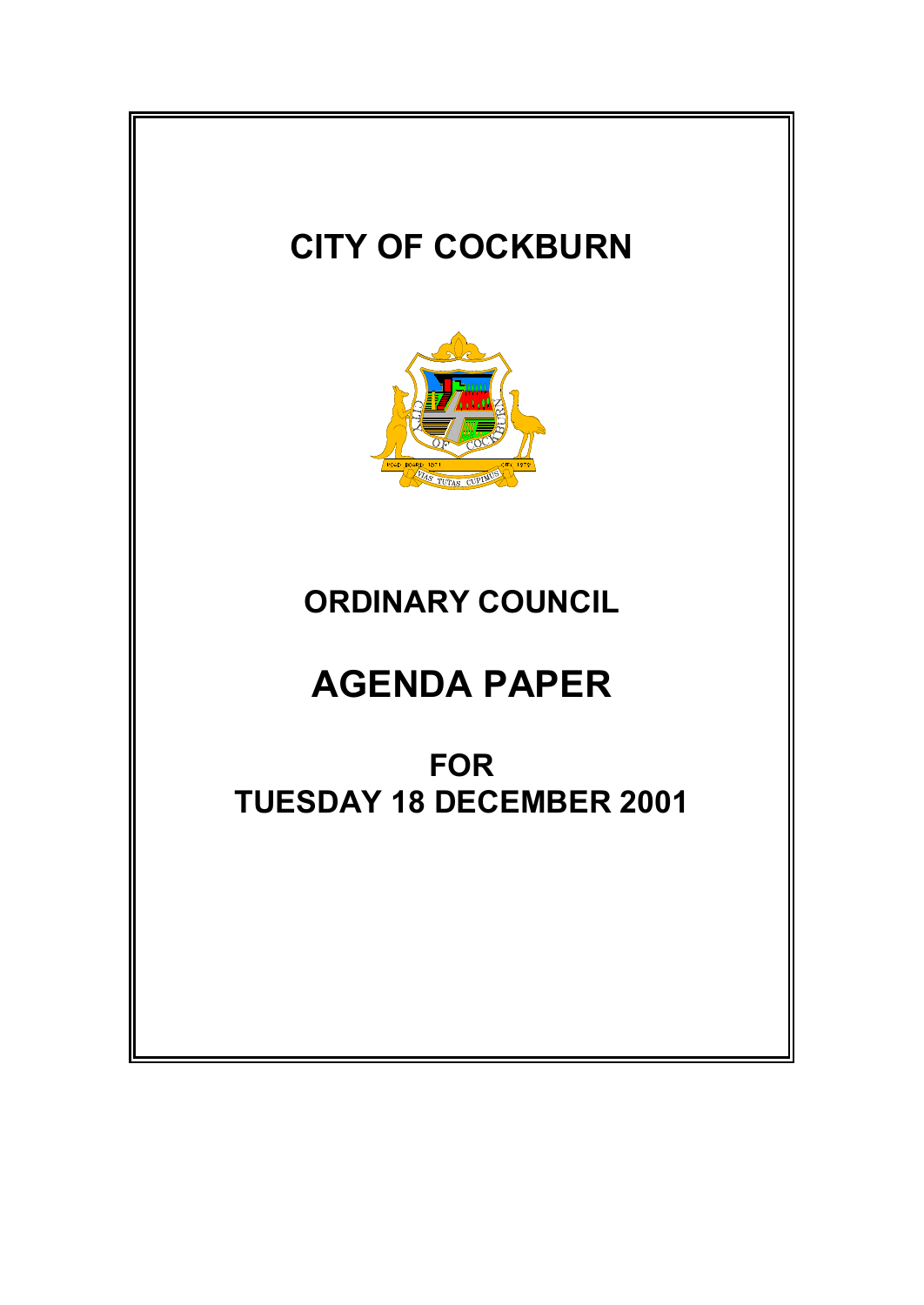# CITY OF COCKBURN

## ORDINARY COUNCIL

# AGENDA PAPER

## FOR
## TUESDAY 18 DECEMBER 2001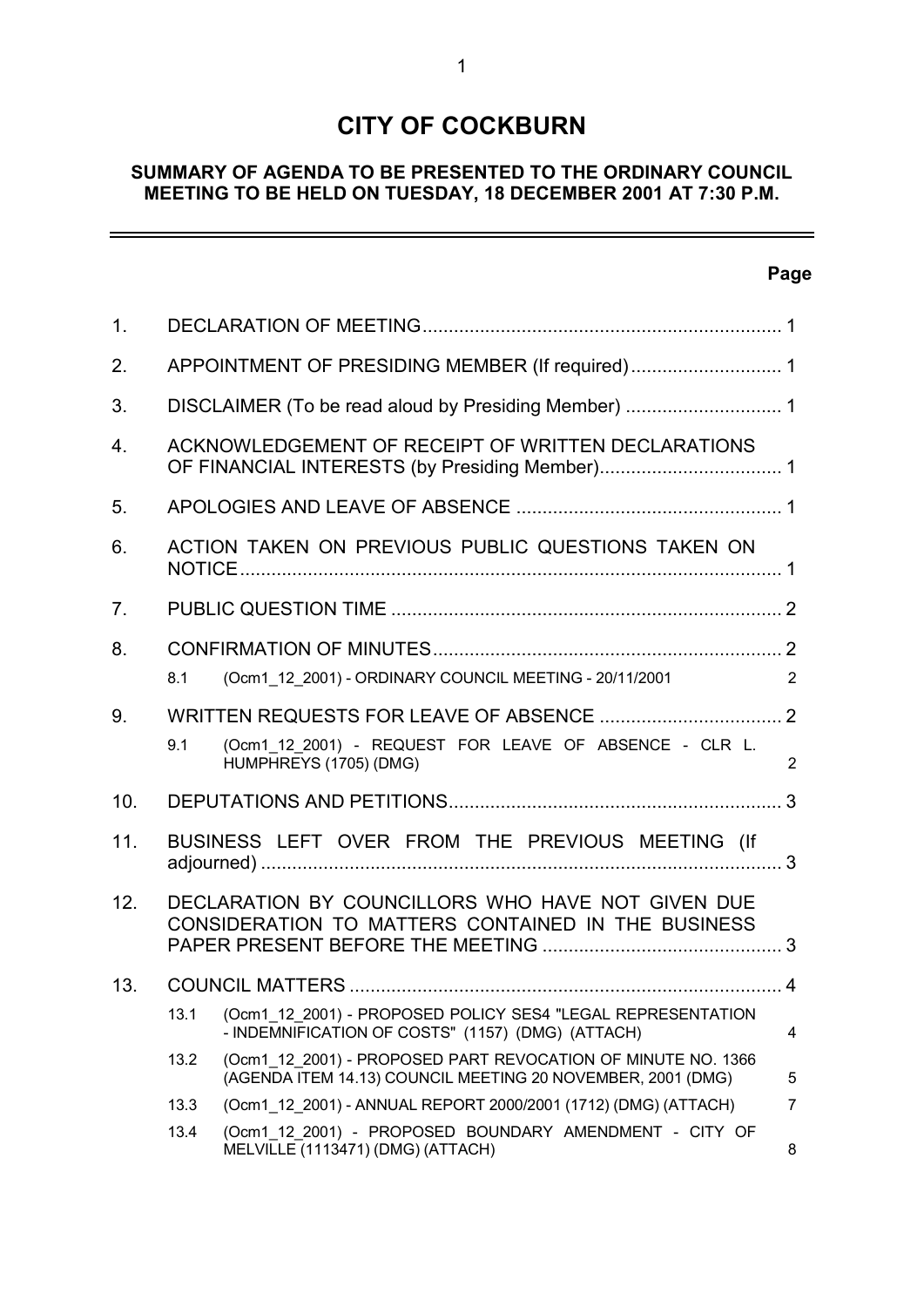# CITY OF COCKBURN

**SUMMARY OF AGENDA TO BE PRESENTED TO THE ORDINARY COUNCIL MEETING TO BE HELD ON TUESDAY, 18 DECEMBER 2001 AT 7:30 P.M.**

| | | | Page |
|---|---|---|---|
| 1. | DECLARATION OF MEETING | | 1 |
| 2. | APPOINTMENT OF PRESIDING MEMBER (If required) | | 1 |
| 3. | DISCLAIMER (To be read aloud by Presiding Member) | | 1 |
| 4. | ACKNOWLEDGEMENT OF RECEIPT OF WRITTEN DECLARATIONS OF FINANCIAL INTERESTS (by Presiding Member) | | 1 |
| 5. | APOLOGIES AND LEAVE OF ABSENCE | | 1 |
| 6. | ACTION TAKEN ON PREVIOUS PUBLIC QUESTIONS TAKEN ON NOTICE | | 1 |
| 7. | PUBLIC QUESTION TIME | | 2 |
| 8. | CONFIRMATION OF MINUTES | | 2 |
| | 8.1 | (Ocm1_12_2001) - ORDINARY COUNCIL MEETING - 20/11/2001 | 2 |
| 9. | WRITTEN REQUESTS FOR LEAVE OF ABSENCE | | 2 |
| | 9.1 | (Ocm1_12_2001) - REQUEST FOR LEAVE OF ABSENCE - CLR L. HUMPHREYS (1705) (DMG) | 2 |
| 10. | DEPUTATIONS AND PETITIONS | | 3 |
| 11. | BUSINESS LEFT OVER FROM THE PREVIOUS MEETING (If adjourned) | | 3 |
| 12. | DECLARATION BY COUNCILLORS WHO HAVE NOT GIVEN DUE CONSIDERATION TO MATTERS CONTAINED IN THE BUSINESS PAPER PRESENT BEFORE THE MEETING | | 3 |
| 13. | COUNCIL MATTERS | | 4 |
| | 13.1 | (Ocm1_12_2001) - PROPOSED POLICY SES4 "LEGAL REPRESENTATION - INDEMNIFICATION OF COSTS" (1157) (DMG) (ATTACH) | 4 |
| | 13.2 | (Ocm1_12_2001) - PROPOSED PART REVOCATION OF MINUTE NO. 1366 (AGENDA ITEM 14.13) COUNCIL MEETING 20 NOVEMBER, 2001 (DMG) | 5 |
| | 13.3 | (Ocm1_12_2001) - ANNUAL REPORT 2000/2001 (1712) (DMG) (ATTACH) | 7 |
| | 13.4 | (Ocm1_12_2001) - PROPOSED BOUNDARY AMENDMENT - CITY OF MELVILLE (1113471) (DMG) (ATTACH) | 8 |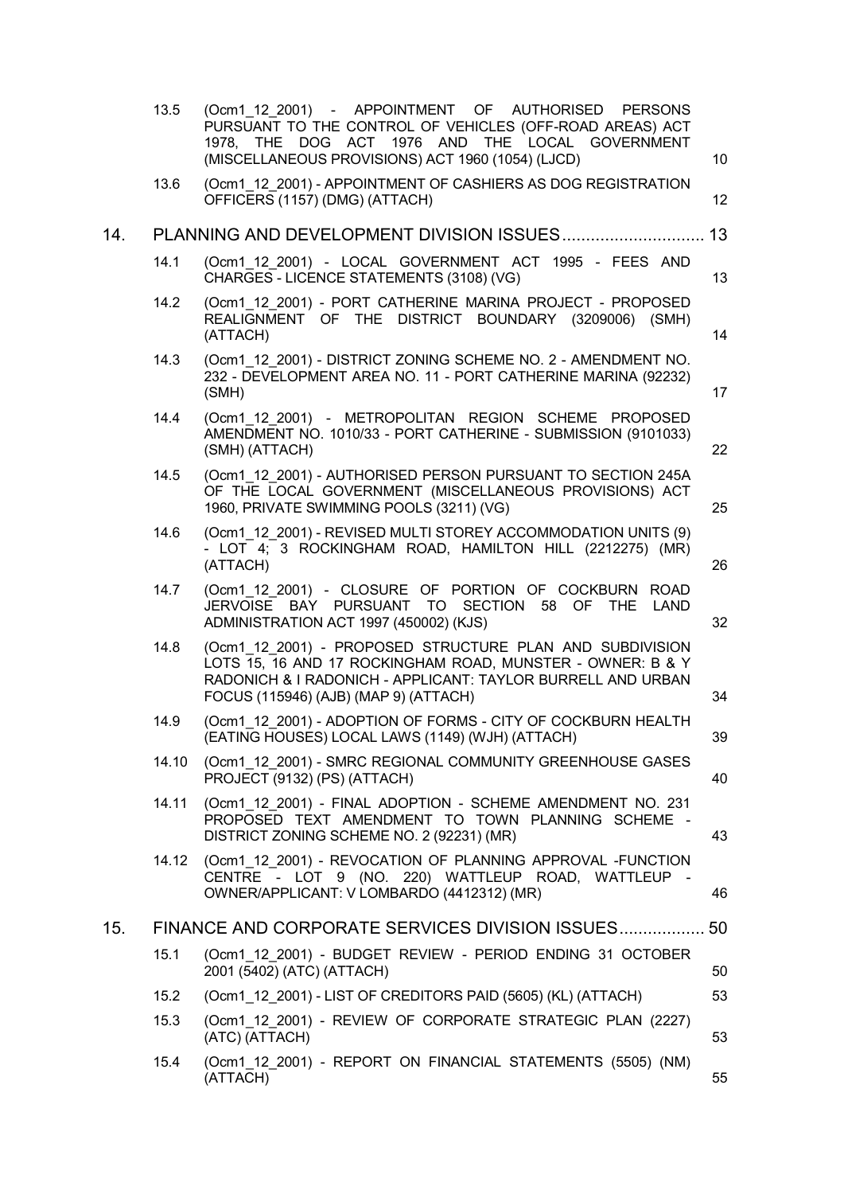| | | |
|---|---|---|
| 13.5 | (Ocm1_12_2001) - APPOINTMENT OF AUTHORISED PERSONS PURSUANT TO THE CONTROL OF VEHICLES (OFF-ROAD AREAS) ACT 1978, THE DOG ACT 1976 AND THE LOCAL GOVERNMENT (MISCELLANEOUS PROVISIONS) ACT 1960 (1054) (LJCD) | 10 |
| 13.6 | (Ocm1_12_2001) - APPOINTMENT OF CASHIERS AS DOG REGISTRATION OFFICERS (1157) (DMG) (ATTACH) | 12 |

## 14. PLANNING AND DEVELOPMENT DIVISION ISSUES .............................. 13

| | | |
|---|---|---|
| 14.1 | (Ocm1_12_2001) - LOCAL GOVERNMENT ACT 1995 - FEES AND CHARGES - LICENCE STATEMENTS (3108) (VG) | 13 |
| 14.2 | (Ocm1_12_2001) - PORT CATHERINE MARINA PROJECT - PROPOSED REALIGNMENT OF THE DISTRICT BOUNDARY (3209006) (SMH) (ATTACH) | 14 |
| 14.3 | (Ocm1_12_2001) - DISTRICT ZONING SCHEME NO. 2 - AMENDMENT NO. 232 - DEVELOPMENT AREA NO. 11 - PORT CATHERINE MARINA (92232) (SMH) | 17 |
| 14.4 | (Ocm1_12_2001) - METROPOLITAN REGION SCHEME PROPOSED AMENDMENT NO. 1010/33 - PORT CATHERINE - SUBMISSION (9101033) (SMH) (ATTACH) | 22 |
| 14.5 | (Ocm1_12_2001) - AUTHORISED PERSON PURSUANT TO SECTION 245A OF THE LOCAL GOVERNMENT (MISCELLANEOUS PROVISIONS) ACT 1960, PRIVATE SWIMMING POOLS (3211) (VG) | 25 |
| 14.6 | (Ocm1_12_2001) - REVISED MULTI STOREY ACCOMMODATION UNITS (9) - LOT 4; 3 ROCKINGHAM ROAD, HAMILTON HILL (2212275) (MR) (ATTACH) | 26 |
| 14.7 | (Ocm1_12_2001) - CLOSURE OF PORTION OF COCKBURN ROAD JERVOISE BAY PURSUANT TO SECTION 58 OF THE LAND ADMINISTRATION ACT 1997 (450002) (KJS) | 32 |
| 14.8 | (Ocm1_12_2001) - PROPOSED STRUCTURE PLAN AND SUBDIVISION LOTS 15, 16 AND 17 ROCKINGHAM ROAD, MUNSTER - OWNER: B & Y RADONICH & I RADONICH - APPLICANT: TAYLOR BURRELL AND URBAN FOCUS (115946) (AJB) (MAP 9) (ATTACH) | 34 |
| 14.9 | (Ocm1_12_2001) - ADOPTION OF FORMS - CITY OF COCKBURN HEALTH (EATING HOUSES) LOCAL LAWS (1149) (WJH) (ATTACH) | 39 |
| 14.10 | (Ocm1_12_2001) - SMRC REGIONAL COMMUNITY GREENHOUSE GASES PROJECT (9132) (PS) (ATTACH) | 40 |
| 14.11 | (Ocm1_12_2001) - FINAL ADOPTION - SCHEME AMENDMENT NO. 231 PROPOSED TEXT AMENDMENT TO TOWN PLANNING SCHEME - DISTRICT ZONING SCHEME NO. 2 (92231) (MR) | 43 |
| 14.12 | (Ocm1_12_2001) - REVOCATION OF PLANNING APPROVAL -FUNCTION CENTRE - LOT 9 (NO. 220) WATTLEUP ROAD, WATTLEUP - OWNER/APPLICANT: V LOMBARDO (4412312) (MR) | 46 |

## 15. FINANCE AND CORPORATE SERVICES DIVISION ISSUES.................. 50

| | | |
|---|---|---|
| 15.1 | (Ocm1_12_2001) - BUDGET REVIEW - PERIOD ENDING 31 OCTOBER 2001 (5402) (ATC) (ATTACH) | 50 |
| 15.2 | (Ocm1_12_2001) - LIST OF CREDITORS PAID (5605) (KL) (ATTACH) | 53 |
| 15.3 | (Ocm1_12_2001) - REVIEW OF CORPORATE STRATEGIC PLAN (2227) (ATC) (ATTACH) | 53 |
| 15.4 | (Ocm1_12_2001) - REPORT ON FINANCIAL STATEMENTS (5505) (NM) (ATTACH) | 55 |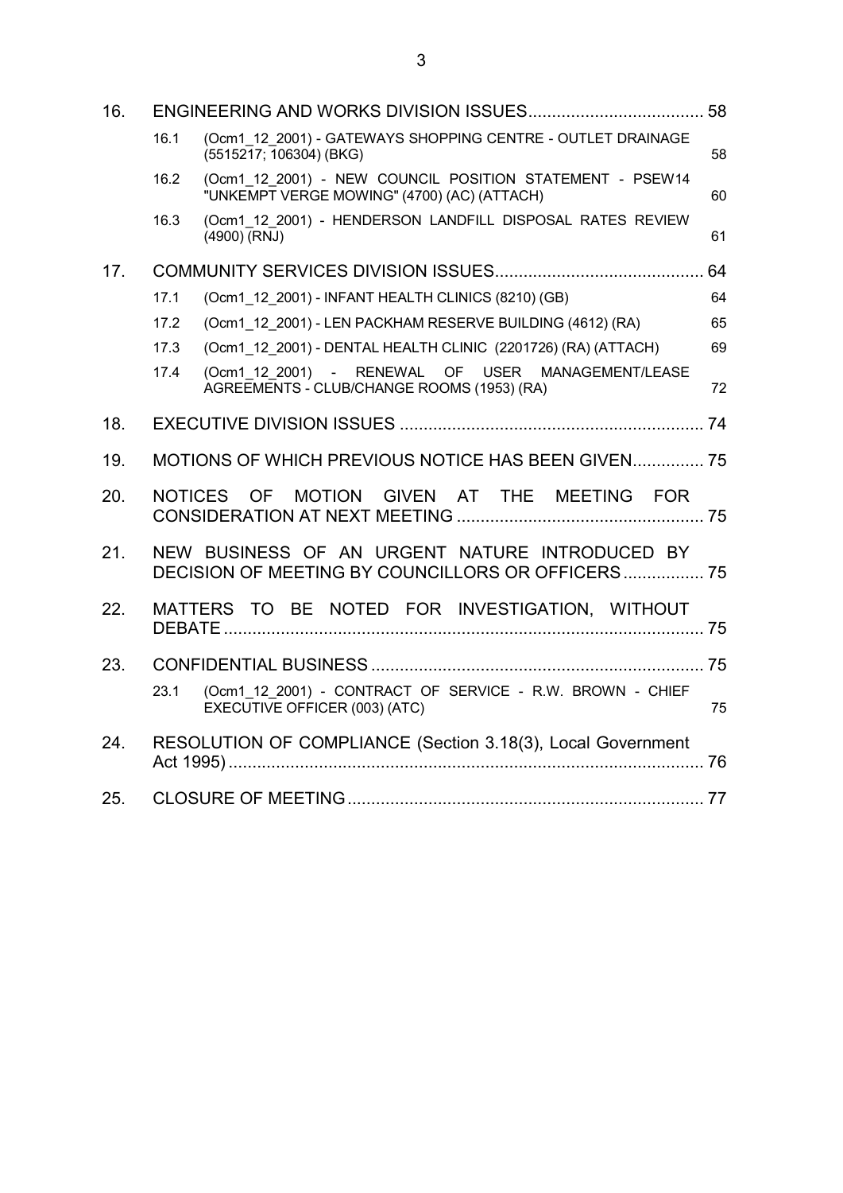| | | | |
|---|---|---|---|
| 16. | ENGINEERING AND WORKS DIVISION ISSUES | | 58 |
| | 16.1 | (Ocm1_12_2001) - GATEWAYS SHOPPING CENTRE - OUTLET DRAINAGE (5515217; 106304) (BKG) | 58 |
| | 16.2 | (Ocm1_12_2001) - NEW COUNCIL POSITION STATEMENT - PSEW14 "UNKEMPT VERGE MOWING" (4700) (AC) (ATTACH) | 60 |
| | 16.3 | (Ocm1_12_2001) - HENDERSON LANDFILL DISPOSAL RATES REVIEW (4900) (RNJ) | 61 |
| 17. | COMMUNITY SERVICES DIVISION ISSUES | | 64 |
| | 17.1 | (Ocm1_12_2001) - INFANT HEALTH CLINICS (8210) (GB) | 64 |
| | 17.2 | (Ocm1_12_2001) - LEN PACKHAM RESERVE BUILDING (4612) (RA) | 65 |
| | 17.3 | (Ocm1_12_2001) - DENTAL HEALTH CLINIC (2201726) (RA) (ATTACH) | 69 |
| | 17.4 | (Ocm1_12_2001) - RENEWAL OF USER MANAGEMENT/LEASE AGREEMENTS - CLUB/CHANGE ROOMS (1953) (RA) | 72 |
| 18. | EXECUTIVE DIVISION ISSUES | | 74 |
| 19. | MOTIONS OF WHICH PREVIOUS NOTICE HAS BEEN GIVEN | | 75 |
| 20. | NOTICES OF MOTION GIVEN AT THE MEETING FOR CONSIDERATION AT NEXT MEETING | | 75 |
| 21. | NEW BUSINESS OF AN URGENT NATURE INTRODUCED BY DECISION OF MEETING BY COUNCILLORS OR OFFICERS | | 75 |
| 22. | MATTERS TO BE NOTED FOR INVESTIGATION, WITHOUT DEBATE | | 75 |
| 23. | CONFIDENTIAL BUSINESS | | 75 |
| | 23.1 | (Ocm1_12_2001) - CONTRACT OF SERVICE - R.W. BROWN - CHIEF EXECUTIVE OFFICER (003) (ATC) | 75 |
| 24. | RESOLUTION OF COMPLIANCE (Section 3.18(3), Local Government Act 1995) | | 76 |
| 25. | CLOSURE OF MEETING | | 77 |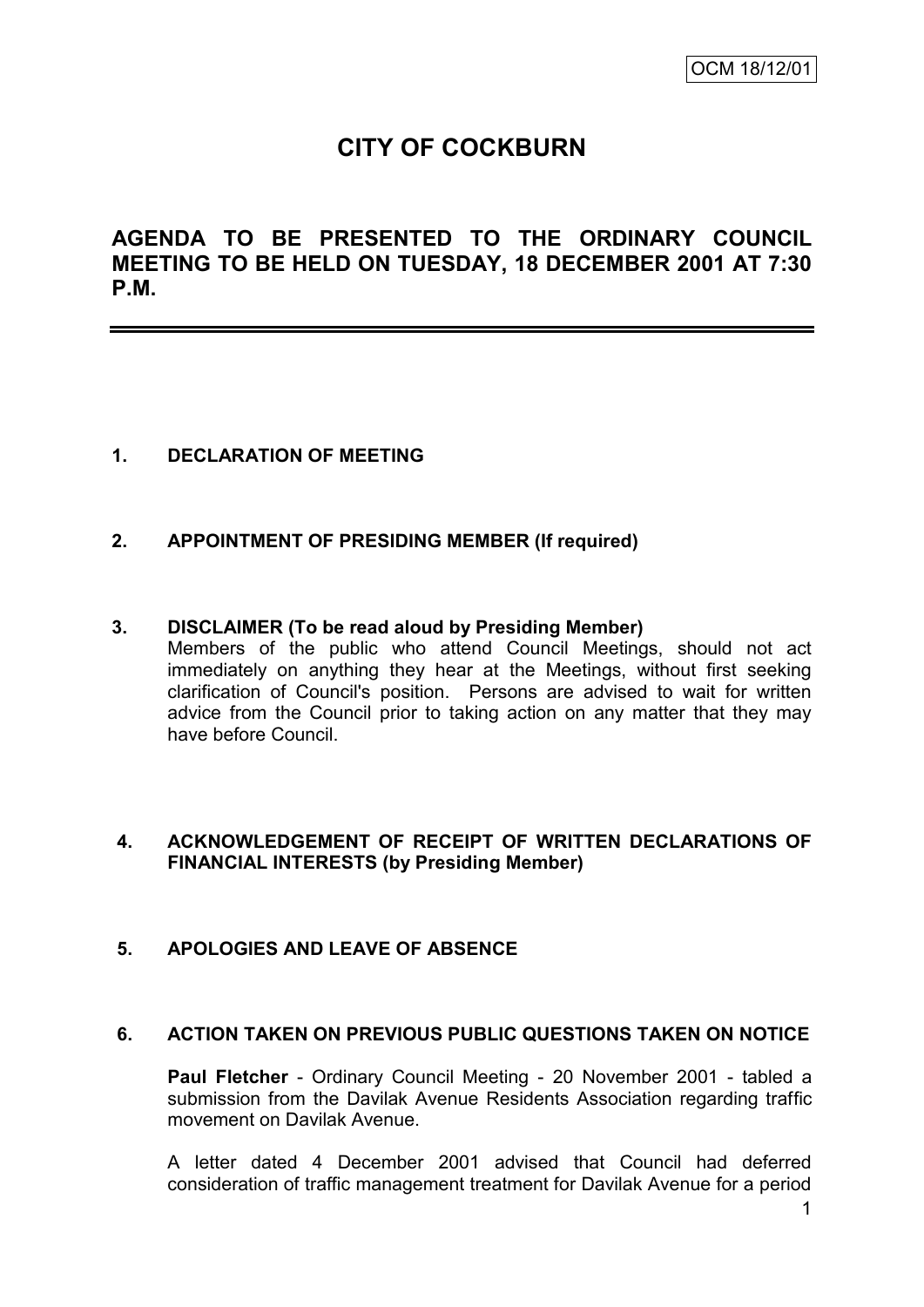# CITY OF COCKBURN

## AGENDA TO BE PRESENTED TO THE ORDINARY COUNCIL MEETING TO BE HELD ON TUESDAY, 18 DECEMBER 2001 AT 7:30 P.M.

---

**1. DECLARATION OF MEETING**

**2. APPOINTMENT OF PRESIDING MEMBER (If required)**

**3. DISCLAIMER (To be read aloud by Presiding Member)**

Members of the public who attend Council Meetings, should not act immediately on anything they hear at the Meetings, without first seeking clarification of Council's position. Persons are advised to wait for written advice from the Council prior to taking action on any matter that they may have before Council.

**4. ACKNOWLEDGEMENT OF RECEIPT OF WRITTEN DECLARATIONS OF FINANCIAL INTERESTS (by Presiding Member)**

**5. APOLOGIES AND LEAVE OF ABSENCE**

**6. ACTION TAKEN ON PREVIOUS PUBLIC QUESTIONS TAKEN ON NOTICE**

**Paul Fletcher** - Ordinary Council Meeting - 20 November 2001 - tabled a submission from the Davilak Avenue Residents Association regarding traffic movement on Davilak Avenue.

A letter dated 4 December 2001 advised that Council had deferred consideration of traffic management treatment for Davilak Avenue for a period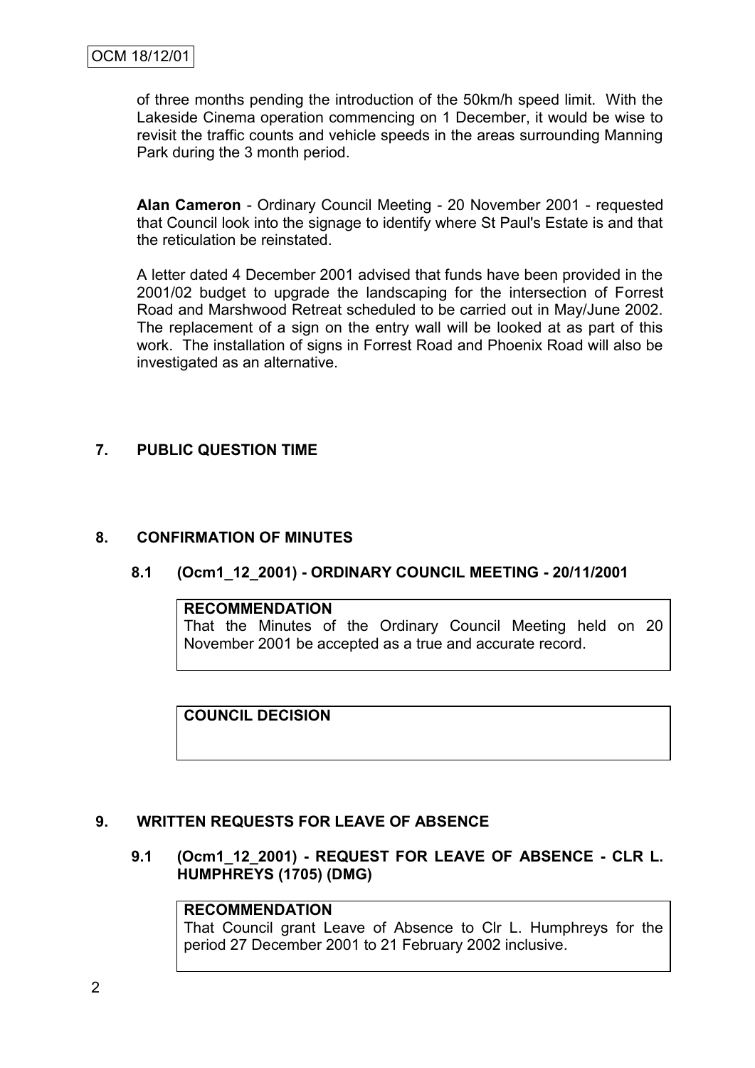of three months pending the introduction of the 50km/h speed limit. With the Lakeside Cinema operation commencing on 1 December, it would be wise to revisit the traffic counts and vehicle speeds in the areas surrounding Manning Park during the 3 month period.

**Alan Cameron** - Ordinary Council Meeting - 20 November 2001 - requested that Council look into the signage to identify where St Paul's Estate is and that the reticulation be reinstated.

A letter dated 4 December 2001 advised that funds have been provided in the 2001/02 budget to upgrade the landscaping for the intersection of Forrest Road and Marshwood Retreat scheduled to be carried out in May/June 2002. The replacement of a sign on the entry wall will be looked at as part of this work. The installation of signs in Forrest Road and Phoenix Road will also be investigated as an alternative.

## 7. PUBLIC QUESTION TIME

## 8. CONFIRMATION OF MINUTES

### 8.1 (Ocm1_12_2001) - ORDINARY COUNCIL MEETING - 20/11/2001

**RECOMMENDATION**

That the Minutes of the Ordinary Council Meeting held on 20 November 2001 be accepted as a true and accurate record.

**COUNCIL DECISION**

## 9. WRITTEN REQUESTS FOR LEAVE OF ABSENCE

### 9.1 (Ocm1_12_2001) - REQUEST FOR LEAVE OF ABSENCE - CLR L. HUMPHREYS (1705) (DMG)

**RECOMMENDATION**

That Council grant Leave of Absence to Clr L. Humphreys for the period 27 December 2001 to 21 February 2002 inclusive.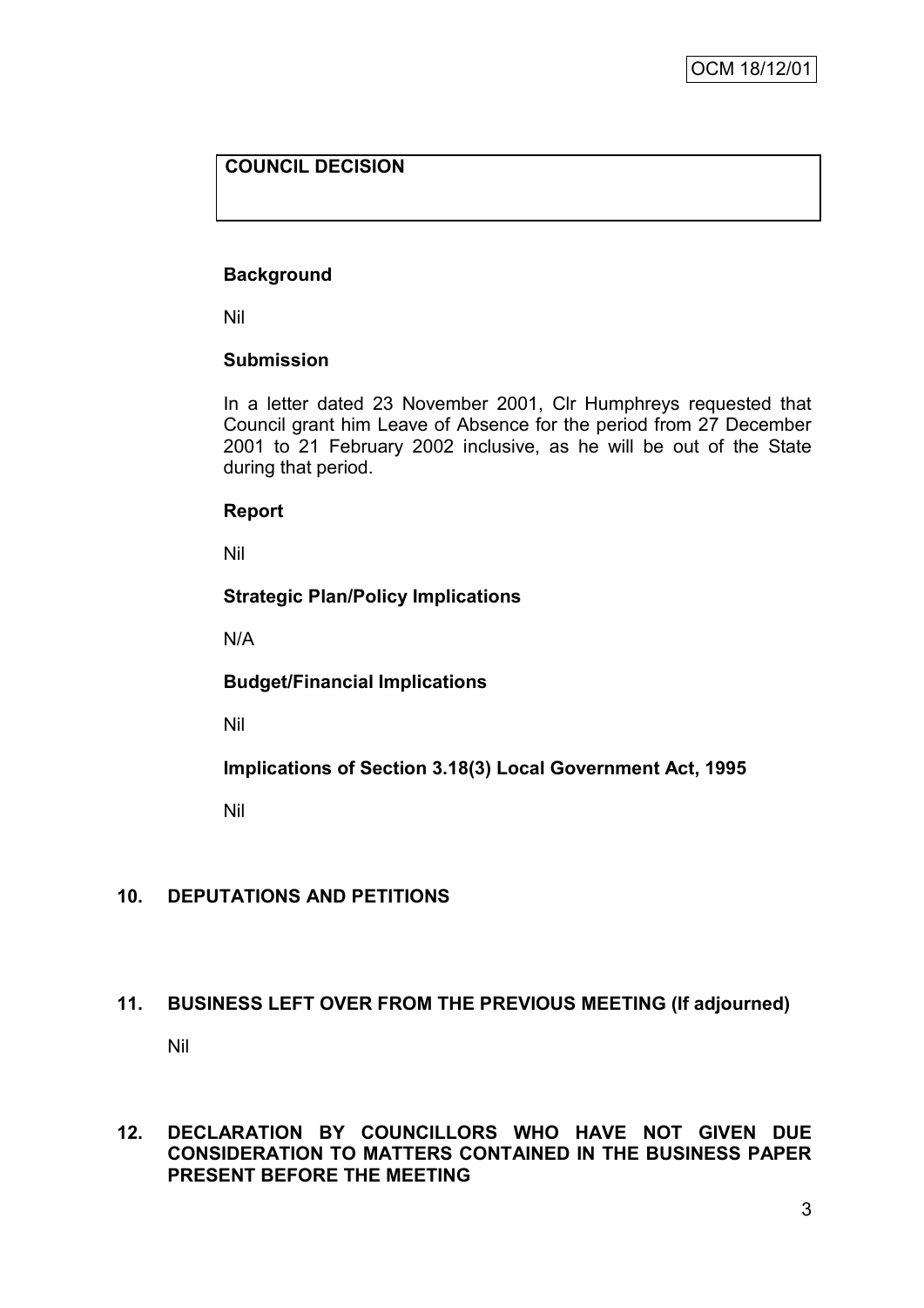| **COUNCIL DECISION** |
| --- |
| |

**Background**

Nil

**Submission**

In a letter dated 23 November 2001, Clr Humphreys requested that Council grant him Leave of Absence for the period from 27 December 2001 to 21 February 2002 inclusive, as he will be out of the State during that period.

**Report**

Nil

**Strategic Plan/Policy Implications**

N/A

**Budget/Financial Implications**

Nil

**Implications of Section 3.18(3) Local Government Act, 1995**

Nil

## 10. DEPUTATIONS AND PETITIONS

## 11. BUSINESS LEFT OVER FROM THE PREVIOUS MEETING (If adjourned)

Nil

## 12. DECLARATION BY COUNCILLORS WHO HAVE NOT GIVEN DUE CONSIDERATION TO MATTERS CONTAINED IN THE BUSINESS PAPER PRESENT BEFORE THE MEETING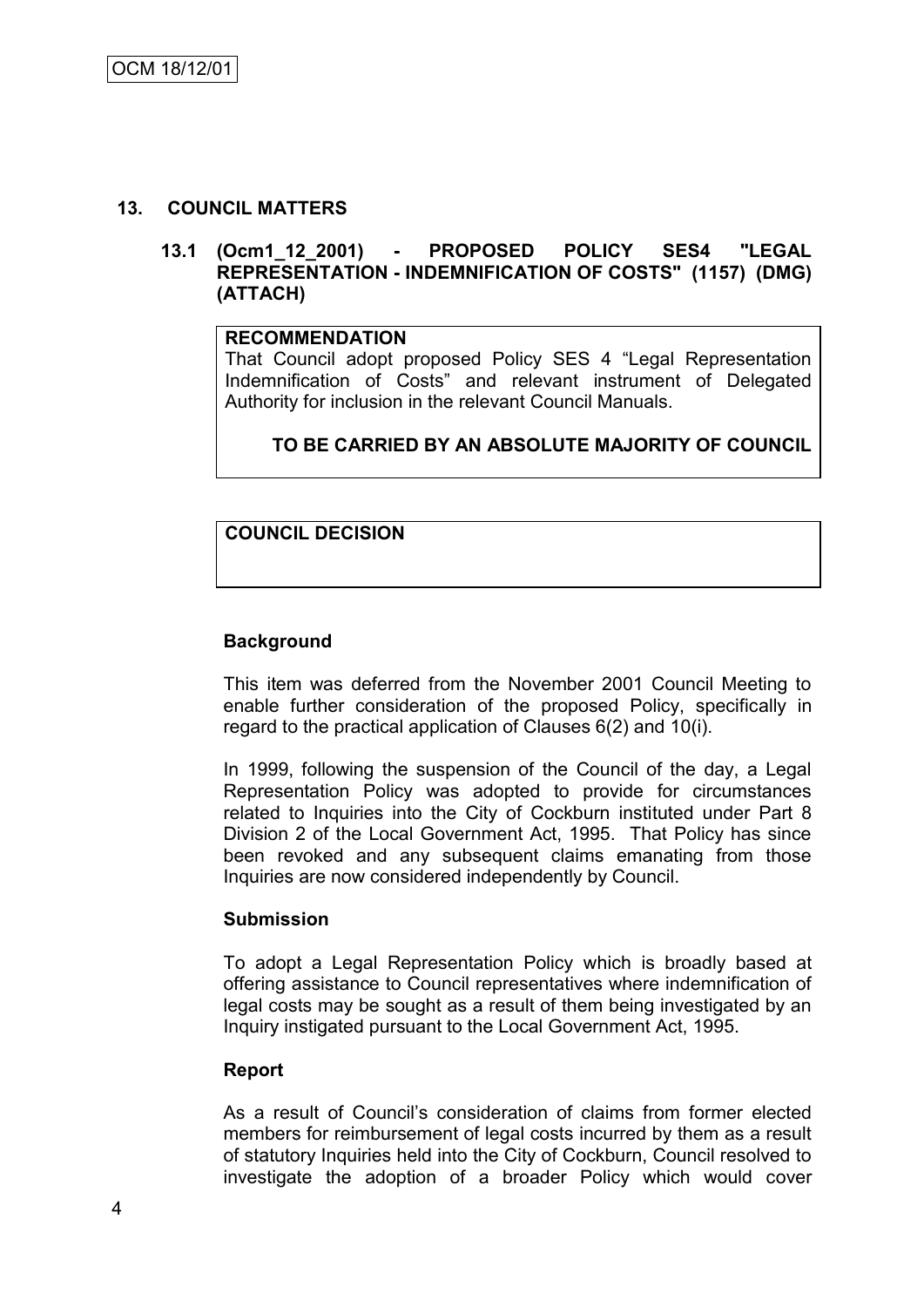## 13. COUNCIL MATTERS

### 13.1 (Ocm1_12_2001) - PROPOSED POLICY SES4 "LEGAL REPRESENTATION - INDEMNIFICATION OF COSTS" (1157) (DMG) (ATTACH)

**RECOMMENDATION**

That Council adopt proposed Policy SES 4 "Legal Representation Indemnification of Costs" and relevant instrument of Delegated Authority for inclusion in the relevant Council Manuals.

**TO BE CARRIED BY AN ABSOLUTE MAJORITY OF COUNCIL**

**COUNCIL DECISION**

**Background**

This item was deferred from the November 2001 Council Meeting to enable further consideration of the proposed Policy, specifically in regard to the practical application of Clauses 6(2) and 10(i).

In 1999, following the suspension of the Council of the day, a Legal Representation Policy was adopted to provide for circumstances related to Inquiries into the City of Cockburn instituted under Part 8 Division 2 of the Local Government Act, 1995. That Policy has since been revoked and any subsequent claims emanating from those Inquiries are now considered independently by Council.

**Submission**

To adopt a Legal Representation Policy which is broadly based at offering assistance to Council representatives where indemnification of legal costs may be sought as a result of them being investigated by an Inquiry instigated pursuant to the Local Government Act, 1995.

**Report**

As a result of Council's consideration of claims from former elected members for reimbursement of legal costs incurred by them as a result of statutory Inquiries held into the City of Cockburn, Council resolved to investigate the adoption of a broader Policy which would cover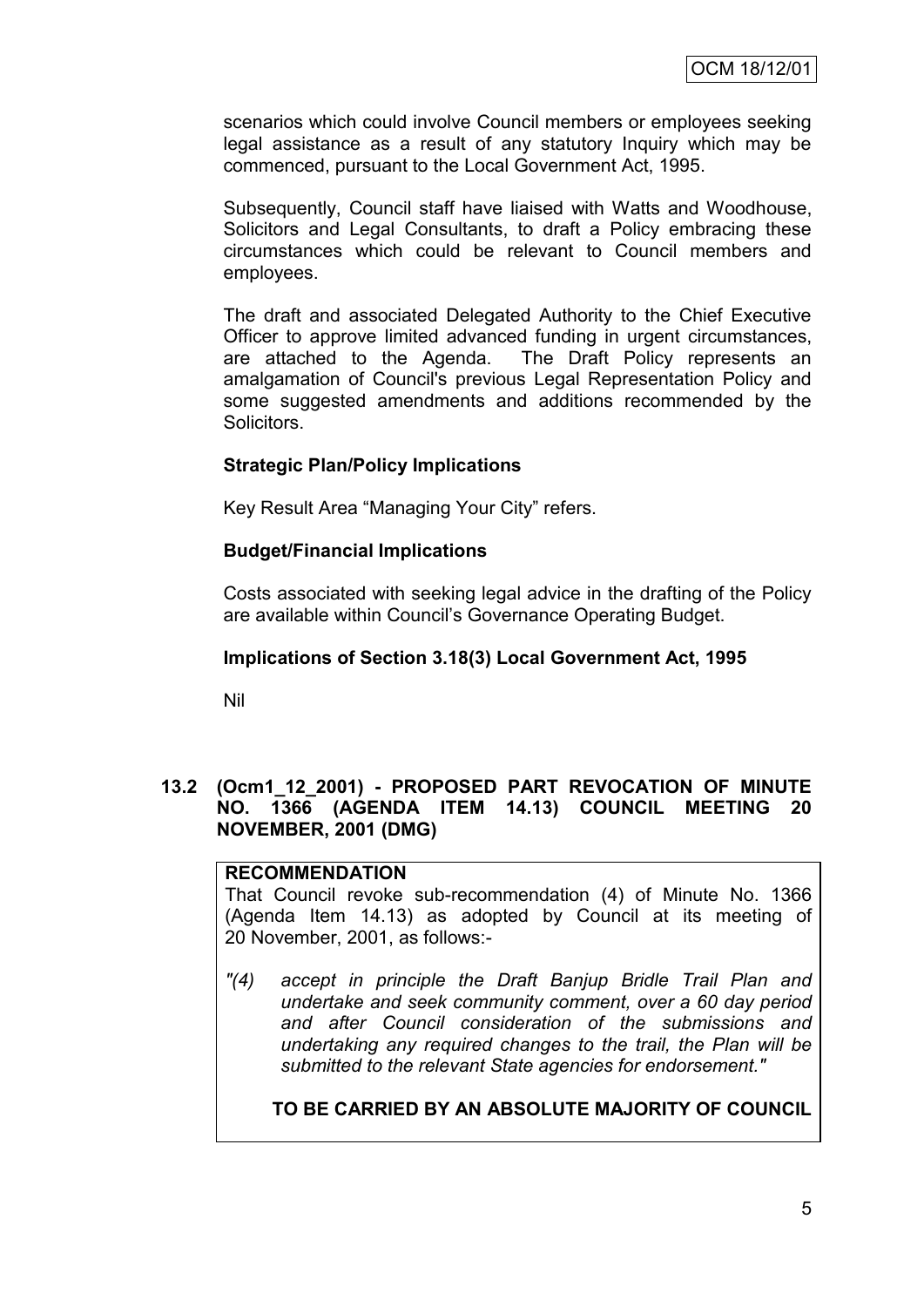scenarios which could involve Council members or employees seeking legal assistance as a result of any statutory Inquiry which may be commenced, pursuant to the Local Government Act, 1995.

Subsequently, Council staff have liaised with Watts and Woodhouse, Solicitors and Legal Consultants, to draft a Policy embracing these circumstances which could be relevant to Council members and employees.

The draft and associated Delegated Authority to the Chief Executive Officer to approve limited advanced funding in urgent circumstances, are attached to the Agenda. The Draft Policy represents an amalgamation of Council's previous Legal Representation Policy and some suggested amendments and additions recommended by the Solicitors.

**Strategic Plan/Policy Implications**

Key Result Area "Managing Your City" refers.

**Budget/Financial Implications**

Costs associated with seeking legal advice in the drafting of the Policy are available within Council's Governance Operating Budget.

**Implications of Section 3.18(3) Local Government Act, 1995**

Nil

## 13.2 (Ocm1_12_2001) - PROPOSED PART REVOCATION OF MINUTE NO. 1366 (AGENDA ITEM 14.13) COUNCIL MEETING 20 NOVEMBER, 2001 (DMG)

**RECOMMENDATION**

That Council revoke sub-recommendation (4) of Minute No. 1366 (Agenda Item 14.13) as adopted by Council at its meeting of 20 November, 2001, as follows:-

*"(4) accept in principle the Draft Banjup Bridle Trail Plan and undertake and seek community comment, over a 60 day period and after Council consideration of the submissions and undertaking any required changes to the trail, the Plan will be submitted to the relevant State agencies for endorsement."*

**TO BE CARRIED BY AN ABSOLUTE MAJORITY OF COUNCIL**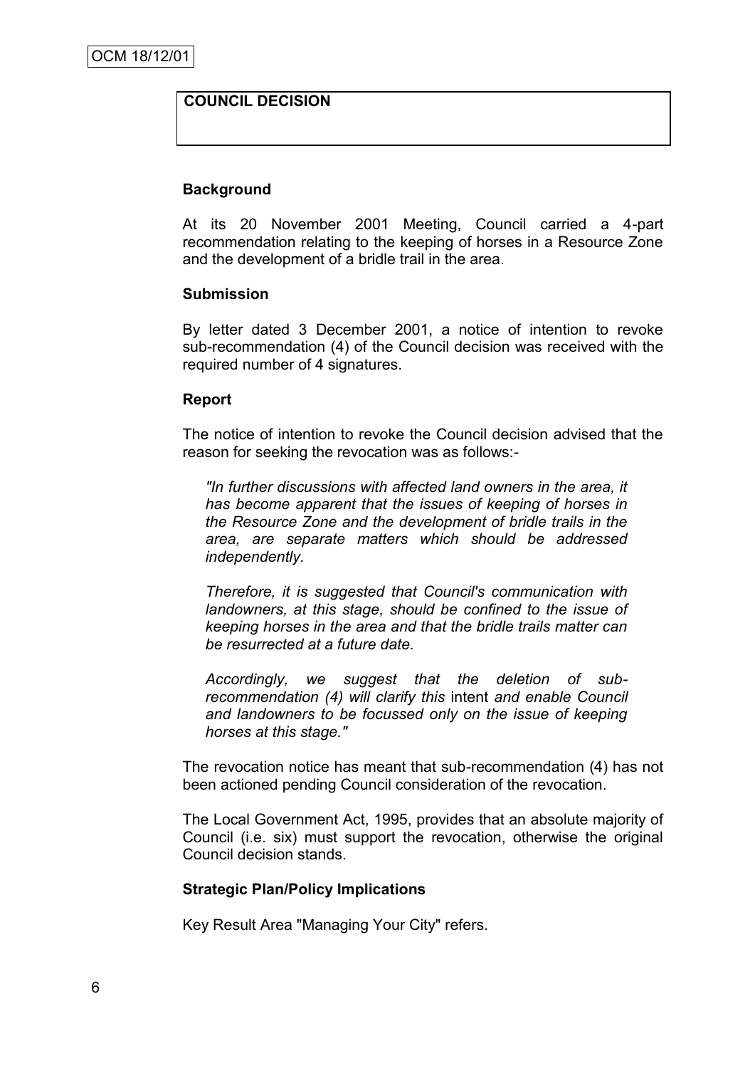OCM 18/12/01

**COUNCIL DECISION**

**Background**

At its 20 November 2001 Meeting, Council carried a 4-part recommendation relating to the keeping of horses in a Resource Zone and the development of a bridle trail in the area.

**Submission**

By letter dated 3 December 2001, a notice of intention to revoke sub-recommendation (4) of the Council decision was received with the required number of 4 signatures.

**Report**

The notice of intention to revoke the Council decision advised that the reason for seeking the revocation was as follows:-

> *"In further discussions with affected land owners in the area, it has become apparent that the issues of keeping of horses in the Resource Zone and the development of bridle trails in the area, are separate matters which should be addressed independently.*
>
> *Therefore, it is suggested that Council's communication with landowners, at this stage, should be confined to the issue of keeping horses in the area and that the bridle trails matter can be resurrected at a future date.*
>
> *Accordingly, we suggest that the deletion of sub-recommendation (4) will clarify this* intent *and enable Council and landowners to be focussed only on the issue of keeping horses at this stage."*

The revocation notice has meant that sub-recommendation (4) has not been actioned pending Council consideration of the revocation.

The Local Government Act, 1995, provides that an absolute majority of Council (i.e. six) must support the revocation, otherwise the original Council decision stands.

**Strategic Plan/Policy Implications**

Key Result Area "Managing Your City" refers.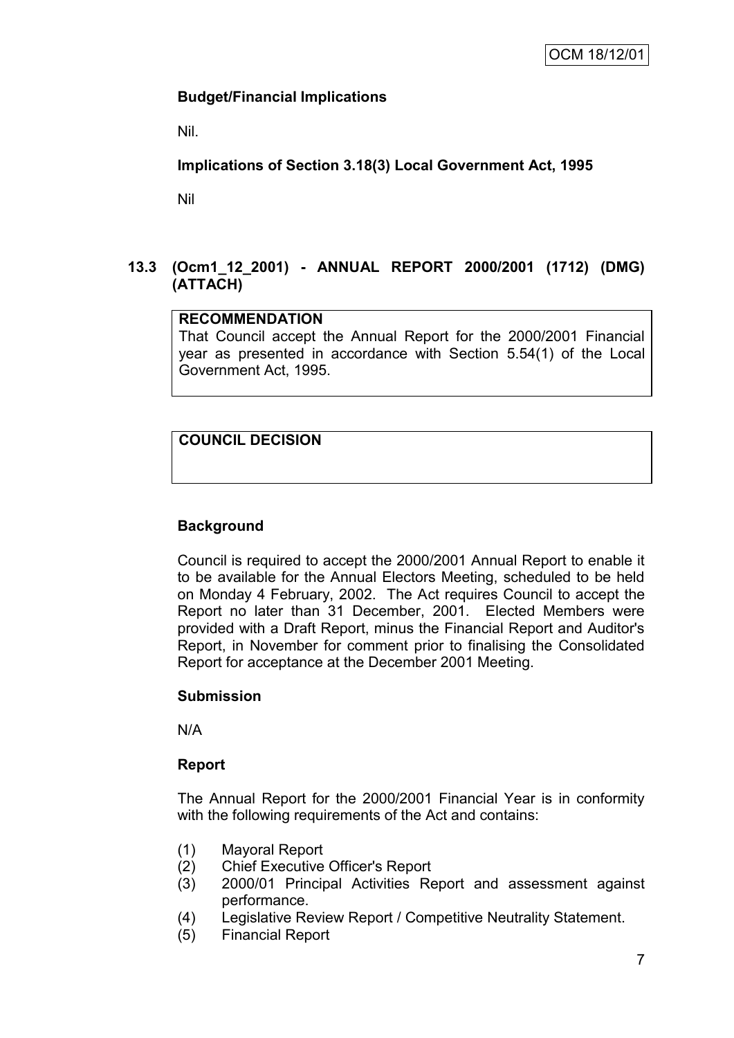**Budget/Financial Implications**

Nil.

**Implications of Section 3.18(3) Local Government Act, 1995**

Nil

## 13.3 (Ocm1_12_2001) - ANNUAL REPORT 2000/2001 (1712) (DMG) (ATTACH)

**RECOMMENDATION**

That Council accept the Annual Report for the 2000/2001 Financial year as presented in accordance with Section 5.54(1) of the Local Government Act, 1995.

**COUNCIL DECISION**

**Background**

Council is required to accept the 2000/2001 Annual Report to enable it to be available for the Annual Electors Meeting, scheduled to be held on Monday 4 February, 2002. The Act requires Council to accept the Report no later than 31 December, 2001. Elected Members were provided with a Draft Report, minus the Financial Report and Auditor's Report, in November for comment prior to finalising the Consolidated Report for acceptance at the December 2001 Meeting.

**Submission**

N/A

**Report**

The Annual Report for the 2000/2001 Financial Year is in conformity with the following requirements of the Act and contains:

(1) Mayoral Report
(2) Chief Executive Officer's Report
(3) 2000/01 Principal Activities Report and assessment against performance.
(4) Legislative Review Report / Competitive Neutrality Statement.
(5) Financial Report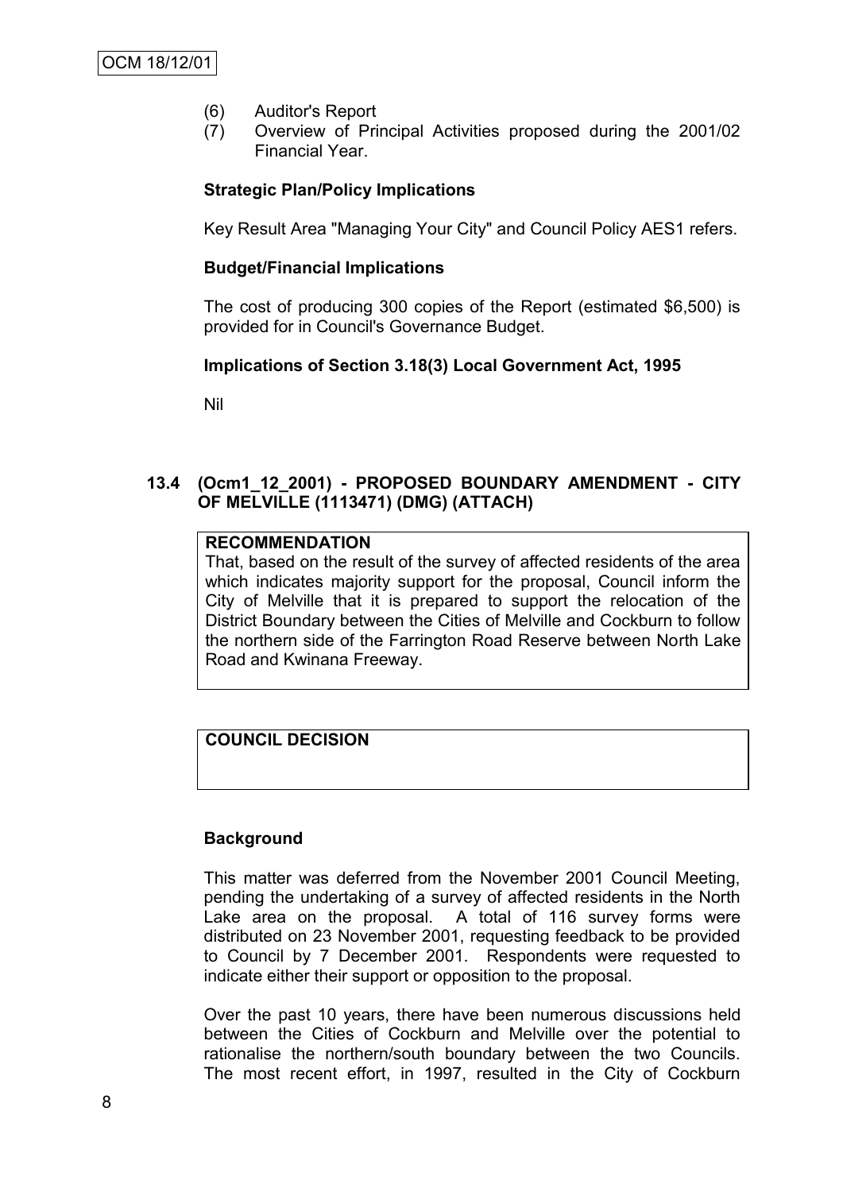(6) Auditor's Report
(7) Overview of Principal Activities proposed during the 2001/02 Financial Year.

**Strategic Plan/Policy Implications**

Key Result Area "Managing Your City" and Council Policy AES1 refers.

**Budget/Financial Implications**

The cost of producing 300 copies of the Report (estimated $6,500) is provided for in Council's Governance Budget.

**Implications of Section 3.18(3) Local Government Act, 1995**

Nil

## 13.4 (Ocm1_12_2001) - PROPOSED BOUNDARY AMENDMENT - CITY OF MELVILLE (1113471) (DMG) (ATTACH)

**RECOMMENDATION**

That, based on the result of the survey of affected residents of the area which indicates majority support for the proposal, Council inform the City of Melville that it is prepared to support the relocation of the District Boundary between the Cities of Melville and Cockburn to follow the northern side of the Farrington Road Reserve between North Lake Road and Kwinana Freeway.

**COUNCIL DECISION**

**Background**

This matter was deferred from the November 2001 Council Meeting, pending the undertaking of a survey of affected residents in the North Lake area on the proposal. A total of 116 survey forms were distributed on 23 November 2001, requesting feedback to be provided to Council by 7 December 2001. Respondents were requested to indicate either their support or opposition to the proposal.

Over the past 10 years, there have been numerous discussions held between the Cities of Cockburn and Melville over the potential to rationalise the northern/south boundary between the two Councils. The most recent effort, in 1997, resulted in the City of Cockburn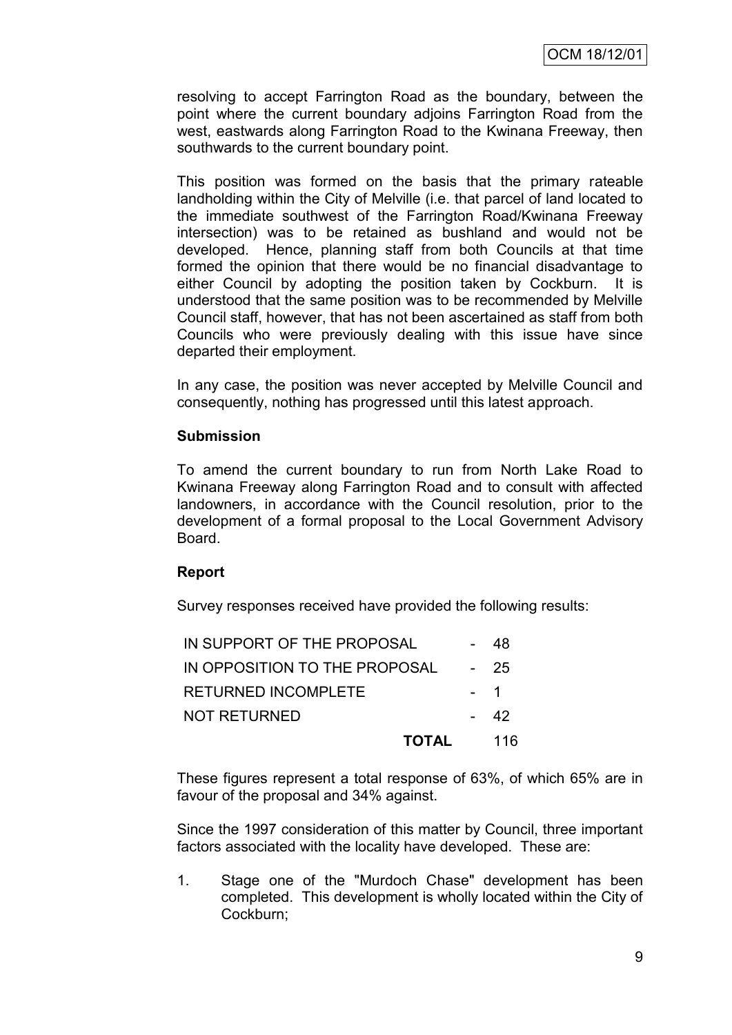resolving to accept Farrington Road as the boundary, between the point where the current boundary adjoins Farrington Road from the west, eastwards along Farrington Road to the Kwinana Freeway, then southwards to the current boundary point.

This position was formed on the basis that the primary rateable landholding within the City of Melville (i.e. that parcel of land located to the immediate southwest of the Farrington Road/Kwinana Freeway intersection) was to be retained as bushland and would not be developed. Hence, planning staff from both Councils at that time formed the opinion that there would be no financial disadvantage to either Council by adopting the position taken by Cockburn. It is understood that the same position was to be recommended by Melville Council staff, however, that has not been ascertained as staff from both Councils who were previously dealing with this issue have since departed their employment.

In any case, the position was never accepted by Melville Council and consequently, nothing has progressed until this latest approach.

**Submission**

To amend the current boundary to run from North Lake Road to Kwinana Freeway along Farrington Road and to consult with affected landowners, in accordance with the Council resolution, prior to the development of a formal proposal to the Local Government Advisory Board.

**Report**

Survey responses received have provided the following results:

| | | |
|---|---|---|
| IN SUPPORT OF THE PROPOSAL | - | 48 |
| IN OPPOSITION TO THE PROPOSAL | - | 25 |
| RETURNED INCOMPLETE | - | 1 |
| NOT RETURNED | - | 42 |
| **TOTAL** | | 116 |

These figures represent a total response of 63%, of which 65% are in favour of the proposal and 34% against.

Since the 1997 consideration of this matter by Council, three important factors associated with the locality have developed. These are:

1. Stage one of the "Murdoch Chase" development has been completed. This development is wholly located within the City of Cockburn;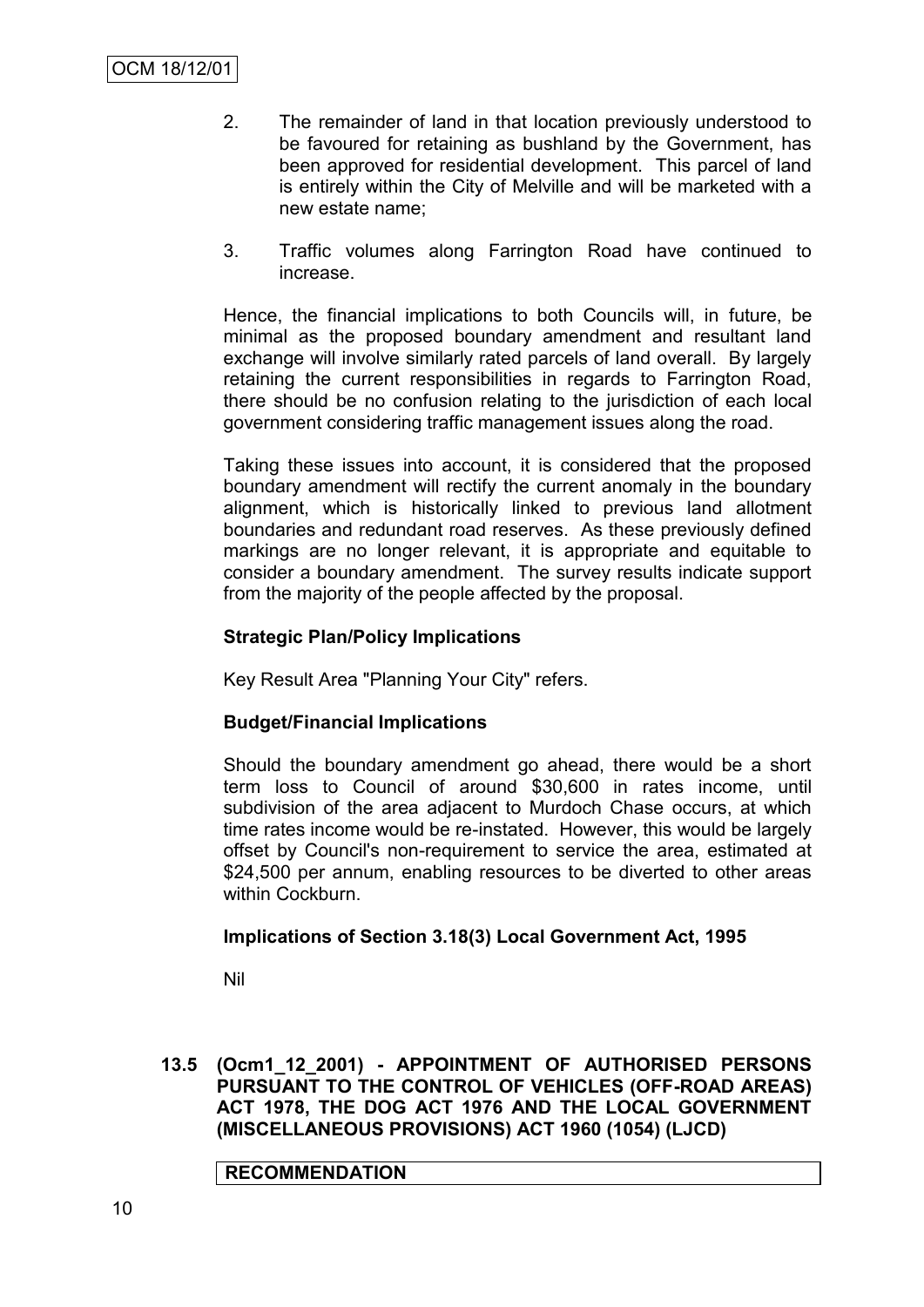2. The remainder of land in that location previously understood to be favoured for retaining as bushland by the Government, has been approved for residential development. This parcel of land is entirely within the City of Melville and will be marketed with a new estate name;

3. Traffic volumes along Farrington Road have continued to increase.

Hence, the financial implications to both Councils will, in future, be minimal as the proposed boundary amendment and resultant land exchange will involve similarly rated parcels of land overall. By largely retaining the current responsibilities in regards to Farrington Road, there should be no confusion relating to the jurisdiction of each local government considering traffic management issues along the road.

Taking these issues into account, it is considered that the proposed boundary amendment will rectify the current anomaly in the boundary alignment, which is historically linked to previous land allotment boundaries and redundant road reserves. As these previously defined markings are no longer relevant, it is appropriate and equitable to consider a boundary amendment. The survey results indicate support from the majority of the people affected by the proposal.

**Strategic Plan/Policy Implications**

Key Result Area "Planning Your City" refers.

**Budget/Financial Implications**

Should the boundary amendment go ahead, there would be a short term loss to Council of around $30,600 in rates income, until subdivision of the area adjacent to Murdoch Chase occurs, at which time rates income would be re-instated. However, this would be largely offset by Council's non-requirement to service the area, estimated at $24,500 per annum, enabling resources to be diverted to other areas within Cockburn.

**Implications of Section 3.18(3) Local Government Act, 1995**

Nil

**13.5 (Ocm1_12_2001) - APPOINTMENT OF AUTHORISED PERSONS PURSUANT TO THE CONTROL OF VEHICLES (OFF-ROAD AREAS) ACT 1978, THE DOG ACT 1976 AND THE LOCAL GOVERNMENT (MISCELLANEOUS PROVISIONS) ACT 1960 (1054) (LJCD)**

**RECOMMENDATION**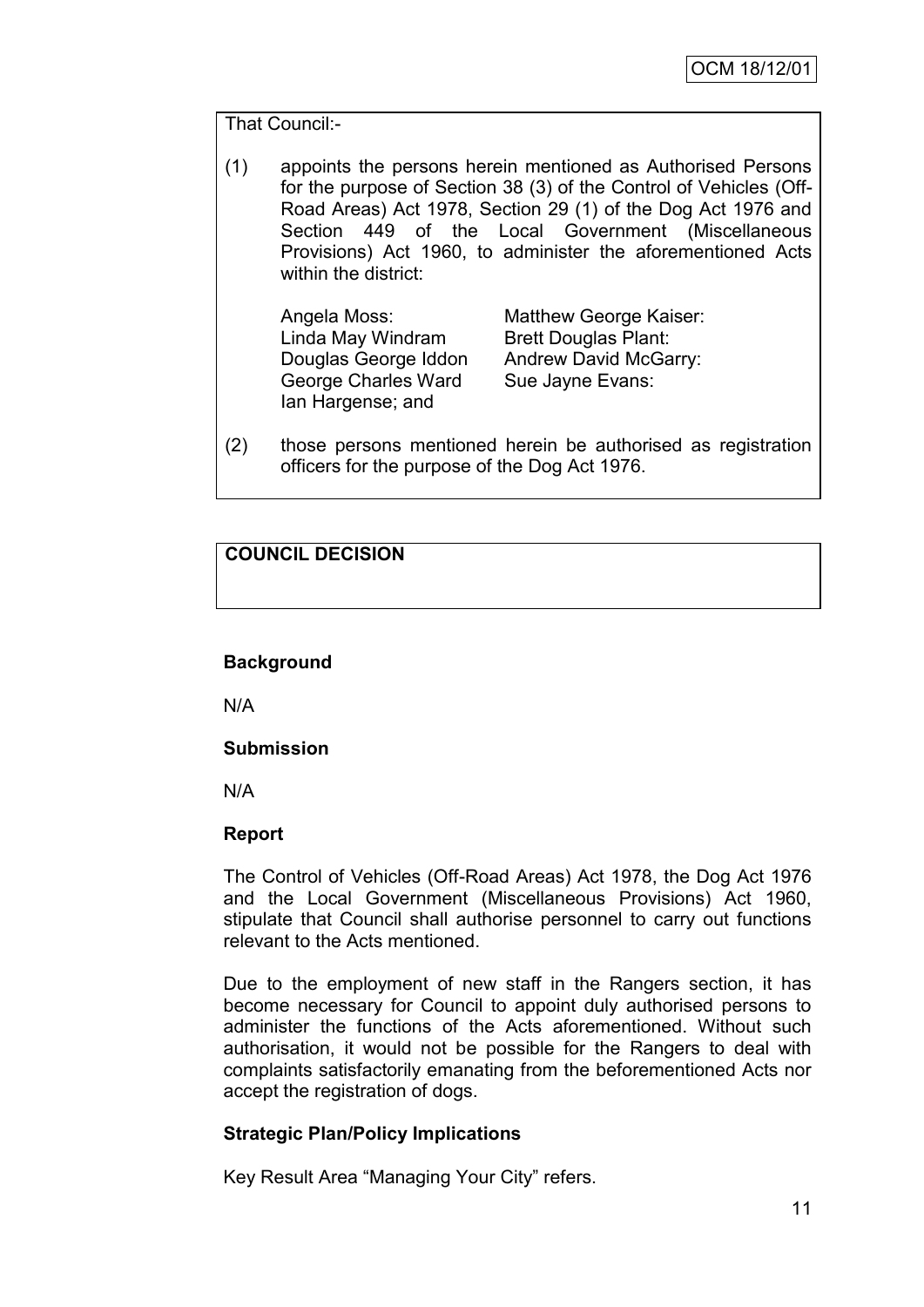That Council:-

(1) appoints the persons herein mentioned as Authorised Persons for the purpose of Section 38 (3) of the Control of Vehicles (Off-Road Areas) Act 1978, Section 29 (1) of the Dog Act 1976 and Section 449 of the Local Government (Miscellaneous Provisions) Act 1960, to administer the aforementioned Acts within the district:

| | |
|---|---|
| Angela Moss: | Matthew George Kaiser: |
| Linda May Windram | Brett Douglas Plant: |
| Douglas George Iddon | Andrew David McGarry: |
| George Charles Ward | Sue Jayne Evans: |
| Ian Hargense; and | |

(2) those persons mentioned herein be authorised as registration officers for the purpose of the Dog Act 1976.

**COUNCIL DECISION**

**Background**

N/A

**Submission**

N/A

**Report**

The Control of Vehicles (Off-Road Areas) Act 1978, the Dog Act 1976 and the Local Government (Miscellaneous Provisions) Act 1960, stipulate that Council shall authorise personnel to carry out functions relevant to the Acts mentioned.

Due to the employment of new staff in the Rangers section, it has become necessary for Council to appoint duly authorised persons to administer the functions of the Acts aforementioned. Without such authorisation, it would not be possible for the Rangers to deal with complaints satisfactorily emanating from the beforementioned Acts nor accept the registration of dogs.

**Strategic Plan/Policy Implications**

Key Result Area "Managing Your City" refers.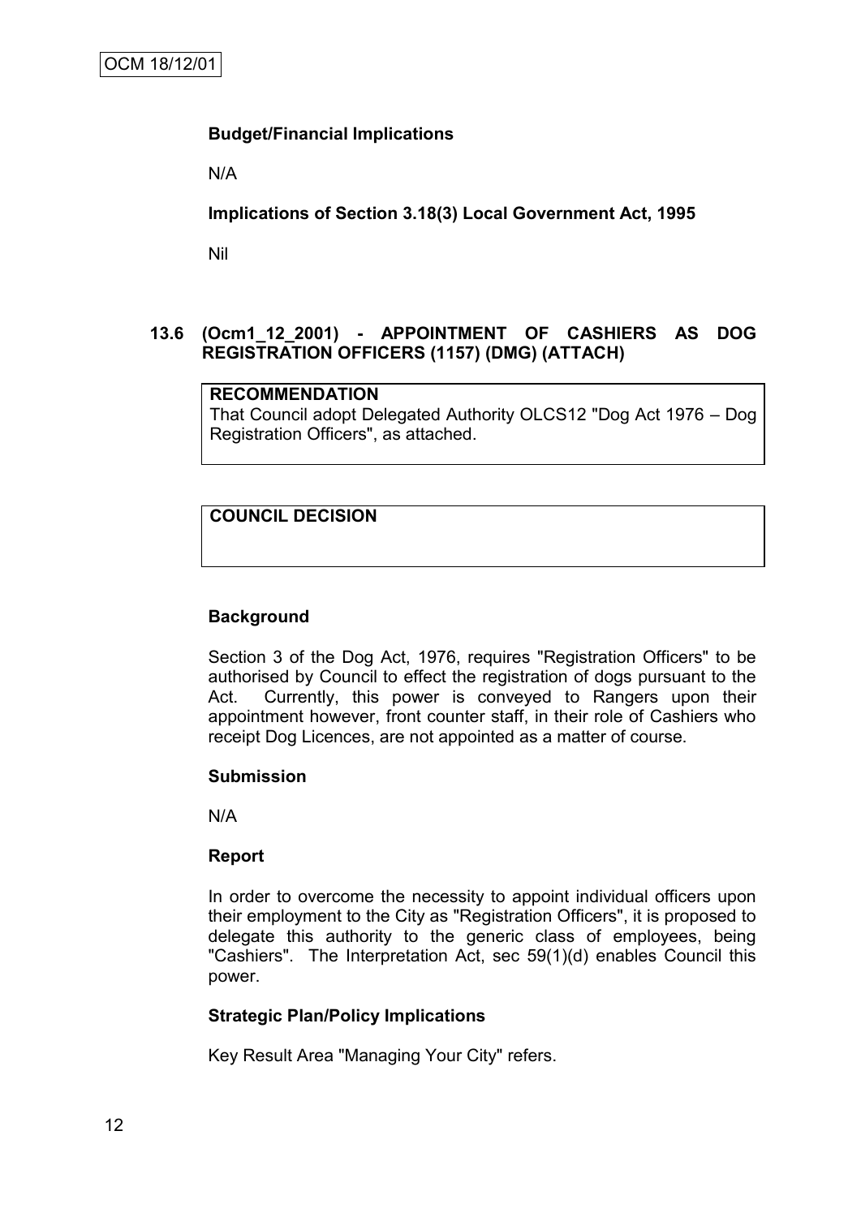**Budget/Financial Implications**

N/A

**Implications of Section 3.18(3) Local Government Act, 1995**

Nil

### 13.6 (Ocm1_12_2001) - APPOINTMENT OF CASHIERS AS DOG REGISTRATION OFFICERS (1157) (DMG) (ATTACH)

| **RECOMMENDATION** |
| --- |
| That Council adopt Delegated Authority OLCS12 "Dog Act 1976 – Dog Registration Officers", as attached. |

| **COUNCIL DECISION** |
| --- |
| |

**Background**

Section 3 of the Dog Act, 1976, requires "Registration Officers" to be authorised by Council to effect the registration of dogs pursuant to the Act. Currently, this power is conveyed to Rangers upon their appointment however, front counter staff, in their role of Cashiers who receipt Dog Licences, are not appointed as a matter of course.

**Submission**

N/A

**Report**

In order to overcome the necessity to appoint individual officers upon their employment to the City as "Registration Officers", it is proposed to delegate this authority to the generic class of employees, being "Cashiers". The Interpretation Act, sec 59(1)(d) enables Council this power.

**Strategic Plan/Policy Implications**

Key Result Area "Managing Your City" refers.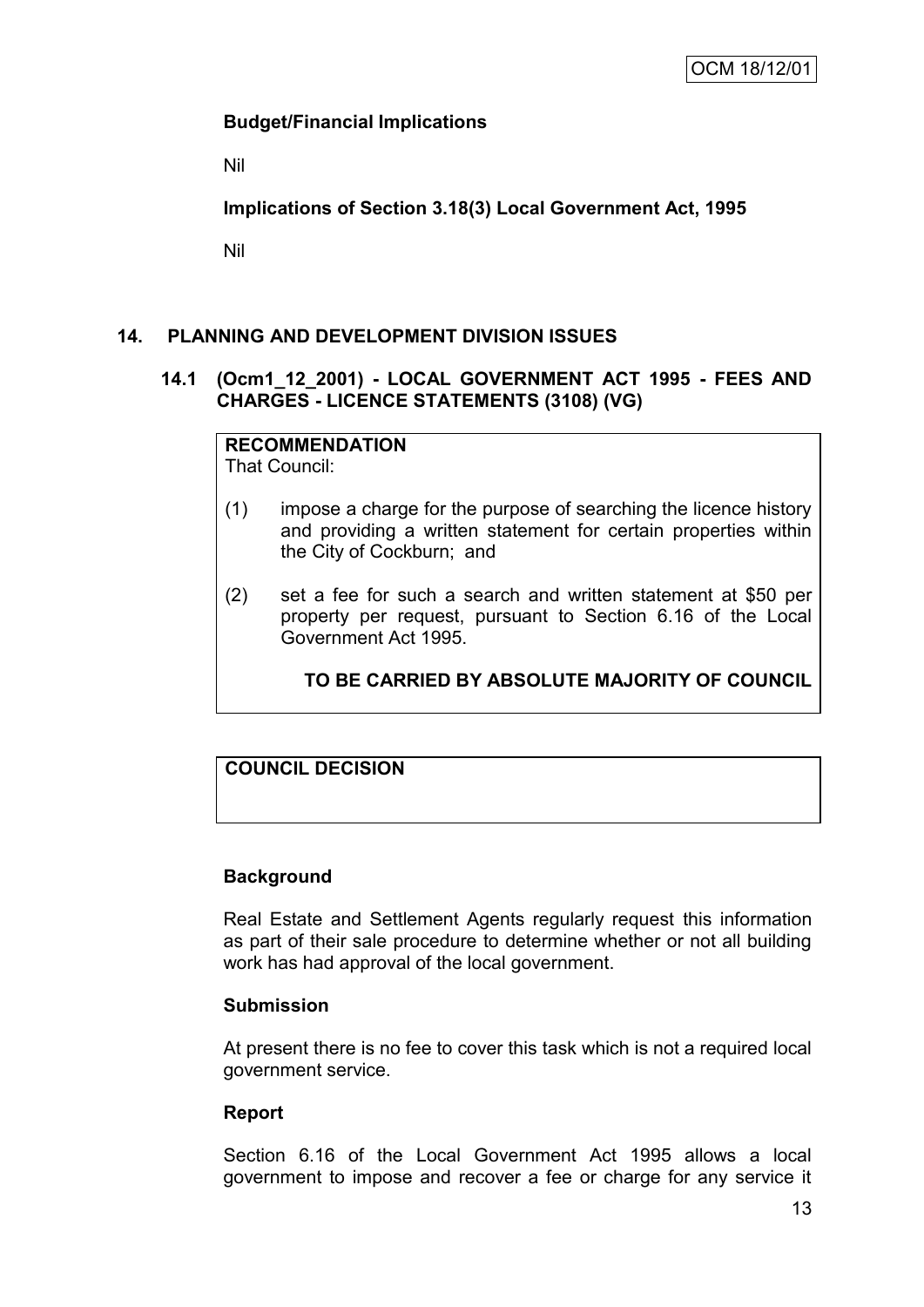**Budget/Financial Implications**

Nil

**Implications of Section 3.18(3) Local Government Act, 1995**

Nil

## 14. PLANNING AND DEVELOPMENT DIVISION ISSUES

### 14.1 (Ocm1_12_2001) - LOCAL GOVERNMENT ACT 1995 - FEES AND CHARGES - LICENCE STATEMENTS (3108) (VG)

**RECOMMENDATION**
That Council:

(1) impose a charge for the purpose of searching the licence history and providing a written statement for certain properties within the City of Cockburn; and

(2) set a fee for such a search and written statement at $50 per property per request, pursuant to Section 6.16 of the Local Government Act 1995.

**TO BE CARRIED BY ABSOLUTE MAJORITY OF COUNCIL**

**COUNCIL DECISION**

**Background**

Real Estate and Settlement Agents regularly request this information as part of their sale procedure to determine whether or not all building work has had approval of the local government.

**Submission**

At present there is no fee to cover this task which is not a required local government service.

**Report**

Section 6.16 of the Local Government Act 1995 allows a local government to impose and recover a fee or charge for any service it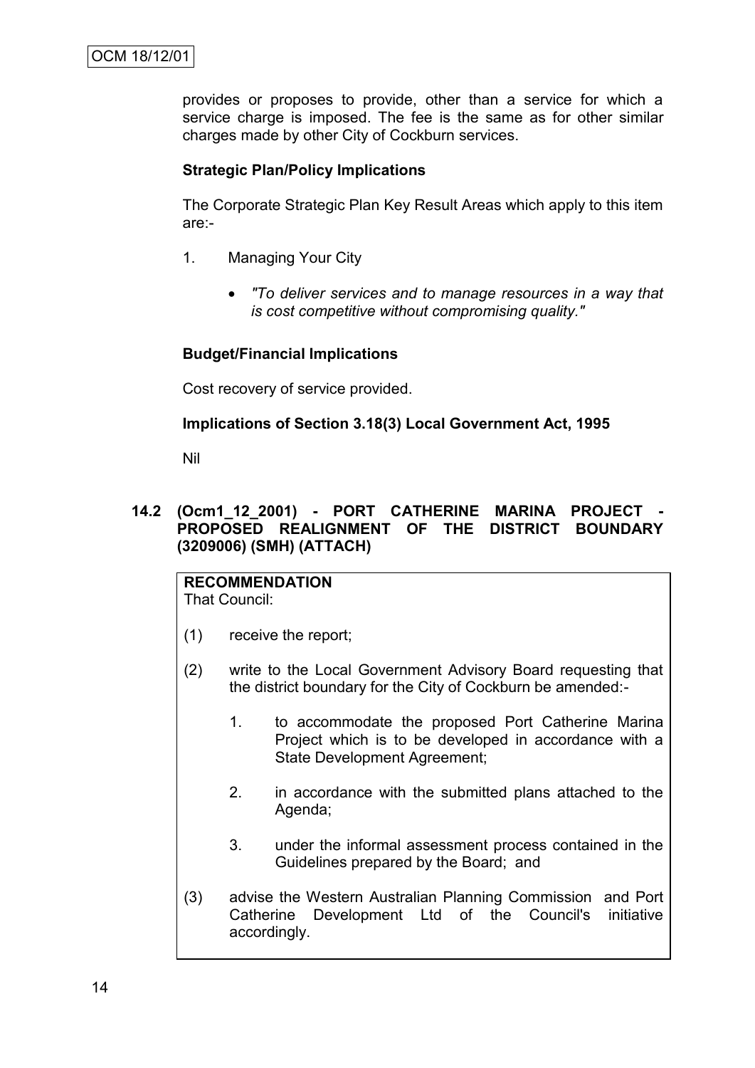provides or proposes to provide, other than a service for which a service charge is imposed. The fee is the same as for other similar charges made by other City of Cockburn services.

**Strategic Plan/Policy Implications**

The Corporate Strategic Plan Key Result Areas which apply to this item are:-

1. Managing Your City

   - *"To deliver services and to manage resources in a way that is cost competitive without compromising quality."*

**Budget/Financial Implications**

Cost recovery of service provided.

**Implications of Section 3.18(3) Local Government Act, 1995**

Nil

**14.2 (Ocm1_12_2001) - PORT CATHERINE MARINA PROJECT - PROPOSED REALIGNMENT OF THE DISTRICT BOUNDARY (3209006) (SMH) (ATTACH)**

**RECOMMENDATION**
That Council:

(1) receive the report;

(2) write to the Local Government Advisory Board requesting that the district boundary for the City of Cockburn be amended:-

   1. to accommodate the proposed Port Catherine Marina Project which is to be developed in accordance with a State Development Agreement;

   2. in accordance with the submitted plans attached to the Agenda;

   3. under the informal assessment process contained in the Guidelines prepared by the Board; and

(3) advise the Western Australian Planning Commission and Port Catherine Development Ltd of the Council's initiative accordingly.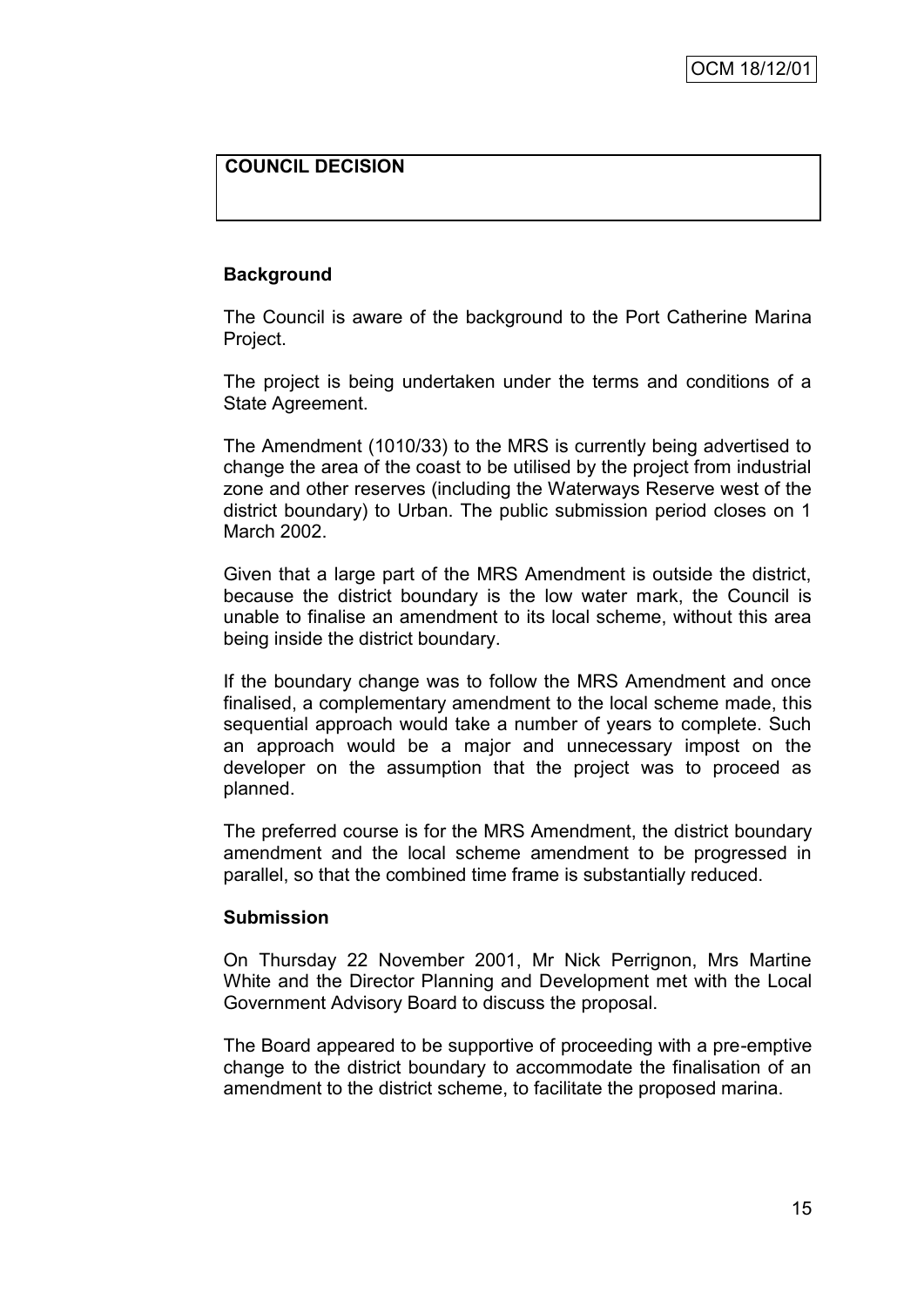**COUNCIL DECISION**

**Background**

The Council is aware of the background to the Port Catherine Marina Project.

The project is being undertaken under the terms and conditions of a State Agreement.

The Amendment (1010/33) to the MRS is currently being advertised to change the area of the coast to be utilised by the project from industrial zone and other reserves (including the Waterways Reserve west of the district boundary) to Urban. The public submission period closes on 1 March 2002.

Given that a large part of the MRS Amendment is outside the district, because the district boundary is the low water mark, the Council is unable to finalise an amendment to its local scheme, without this area being inside the district boundary.

If the boundary change was to follow the MRS Amendment and once finalised, a complementary amendment to the local scheme made, this sequential approach would take a number of years to complete. Such an approach would be a major and unnecessary impost on the developer on the assumption that the project was to proceed as planned.

The preferred course is for the MRS Amendment, the district boundary amendment and the local scheme amendment to be progressed in parallel, so that the combined time frame is substantially reduced.

**Submission**

On Thursday 22 November 2001, Mr Nick Perrignon, Mrs Martine White and the Director Planning and Development met with the Local Government Advisory Board to discuss the proposal.

The Board appeared to be supportive of proceeding with a pre-emptive change to the district boundary to accommodate the finalisation of an amendment to the district scheme, to facilitate the proposed marina.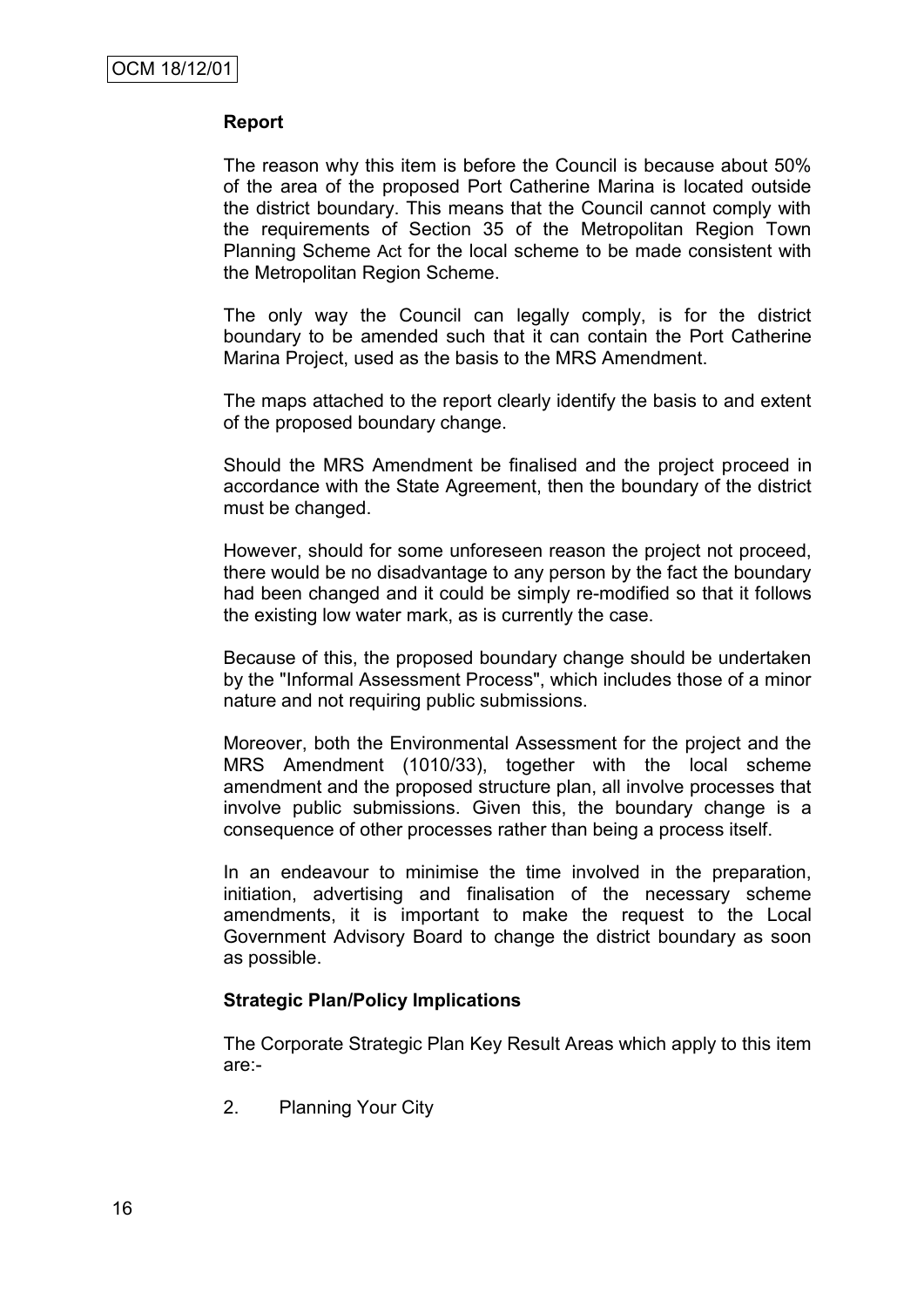OCM 18/12/01

**Report**

The reason why this item is before the Council is because about 50% of the area of the proposed Port Catherine Marina is located outside the district boundary. This means that the Council cannot comply with the requirements of Section 35 of the Metropolitan Region Town Planning Scheme Act for the local scheme to be made consistent with the Metropolitan Region Scheme.

The only way the Council can legally comply, is for the district boundary to be amended such that it can contain the Port Catherine Marina Project, used as the basis to the MRS Amendment.

The maps attached to the report clearly identify the basis to and extent of the proposed boundary change.

Should the MRS Amendment be finalised and the project proceed in accordance with the State Agreement, then the boundary of the district must be changed.

However, should for some unforeseen reason the project not proceed, there would be no disadvantage to any person by the fact the boundary had been changed and it could be simply re-modified so that it follows the existing low water mark, as is currently the case.

Because of this, the proposed boundary change should be undertaken by the "Informal Assessment Process", which includes those of a minor nature and not requiring public submissions.

Moreover, both the Environmental Assessment for the project and the MRS Amendment (1010/33), together with the local scheme amendment and the proposed structure plan, all involve processes that involve public submissions. Given this, the boundary change is a consequence of other processes rather than being a process itself.

In an endeavour to minimise the time involved in the preparation, initiation, advertising and finalisation of the necessary scheme amendments, it is important to make the request to the Local Government Advisory Board to change the district boundary as soon as possible.

**Strategic Plan/Policy Implications**

The Corporate Strategic Plan Key Result Areas which apply to this item are:-

2. Planning Your City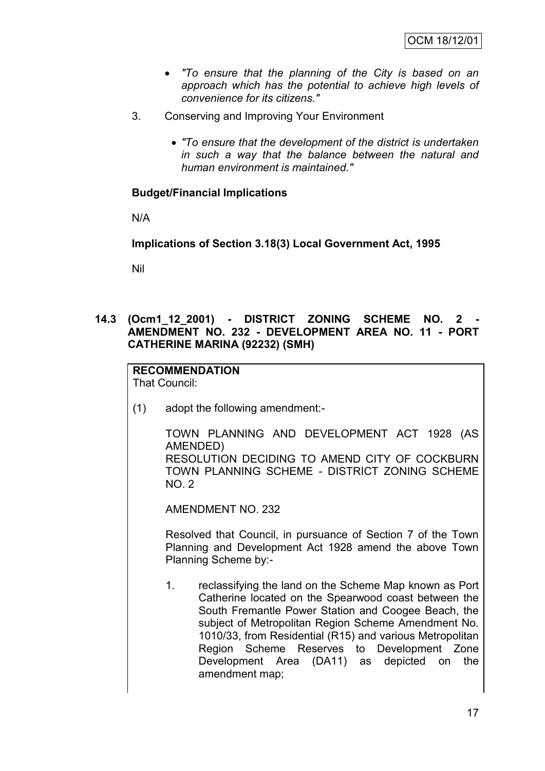- *"To ensure that the planning of the City is based on an approach which has the potential to achieve high levels of convenience for its citizens."*

3. Conserving and Improving Your Environment

   - *"To ensure that the development of the district is undertaken in such a way that the balance between the natural and human environment is maintained."*

**Budget/Financial Implications**

N/A

**Implications of Section 3.18(3) Local Government Act, 1995**

Nil

### 14.3 (Ocm1_12_2001) - DISTRICT ZONING SCHEME NO. 2 - AMENDMENT NO. 232 - DEVELOPMENT AREA NO. 11 - PORT CATHERINE MARINA (92232) (SMH)

**RECOMMENDATION**

That Council:

(1) adopt the following amendment:-

TOWN PLANNING AND DEVELOPMENT ACT 1928 (AS AMENDED)
RESOLUTION DECIDING TO AMEND CITY OF COCKBURN TOWN PLANNING SCHEME - DISTRICT ZONING SCHEME NO. 2

AMENDMENT NO. 232

Resolved that Council, in pursuance of Section 7 of the Town Planning and Development Act 1928 amend the above Town Planning Scheme by:-

1. reclassifying the land on the Scheme Map known as Port Catherine located on the Spearwood coast between the South Fremantle Power Station and Coogee Beach, the subject of Metropolitan Region Scheme Amendment No. 1010/33, from Residential (R15) and various Metropolitan Region Scheme Reserves to Development Zone Development Area (DA11) as depicted on the amendment map;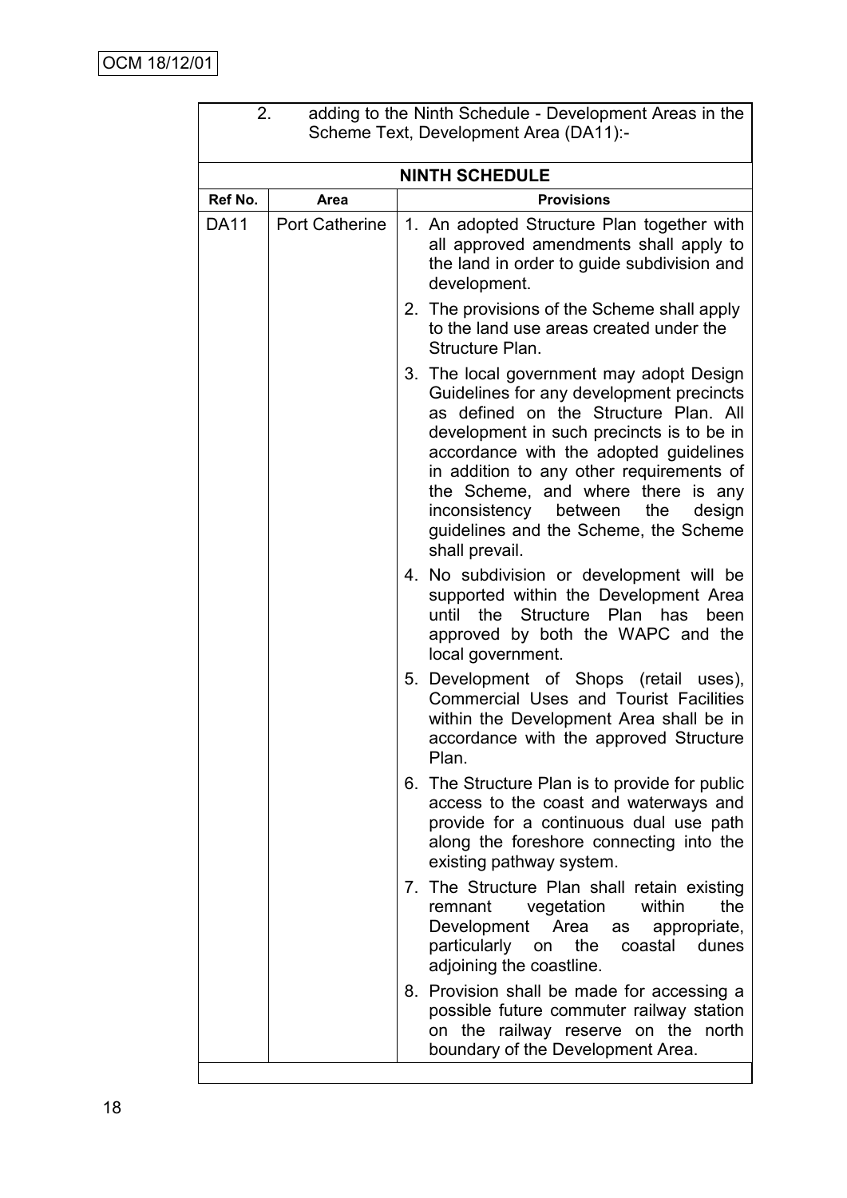2. adding to the Ninth Schedule - Development Areas in the Scheme Text, Development Area (DA11):-

**NINTH SCHEDULE**

| Ref No. | Area | Provisions |
|---|---|---|
| DA11 | Port Catherine | 1. An adopted Structure Plan together with all approved amendments shall apply to the land in order to guide subdivision and development.<br>2. The provisions of the Scheme shall apply to the land use areas created under the Structure Plan.<br>3. The local government may adopt Design Guidelines for any development precincts as defined on the Structure Plan. All development in such precincts is to be in accordance with the adopted guidelines in addition to any other requirements of the Scheme, and where there is any inconsistency between the design guidelines and the Scheme, the Scheme shall prevail.<br>4. No subdivision or development will be supported within the Development Area until the Structure Plan has been approved by both the WAPC and the local government.<br>5. Development of Shops (retail uses), Commercial Uses and Tourist Facilities within the Development Area shall be in accordance with the approved Structure Plan.<br>6. The Structure Plan is to provide for public access to the coast and waterways and provide for a continuous dual use path along the foreshore connecting into the existing pathway system.<br>7. The Structure Plan shall retain existing remnant vegetation within the Development Area as appropriate, particularly on the coastal dunes adjoining the coastline.<br>8. Provision shall be made for accessing a possible future commuter railway station on the railway reserve on the north boundary of the Development Area. |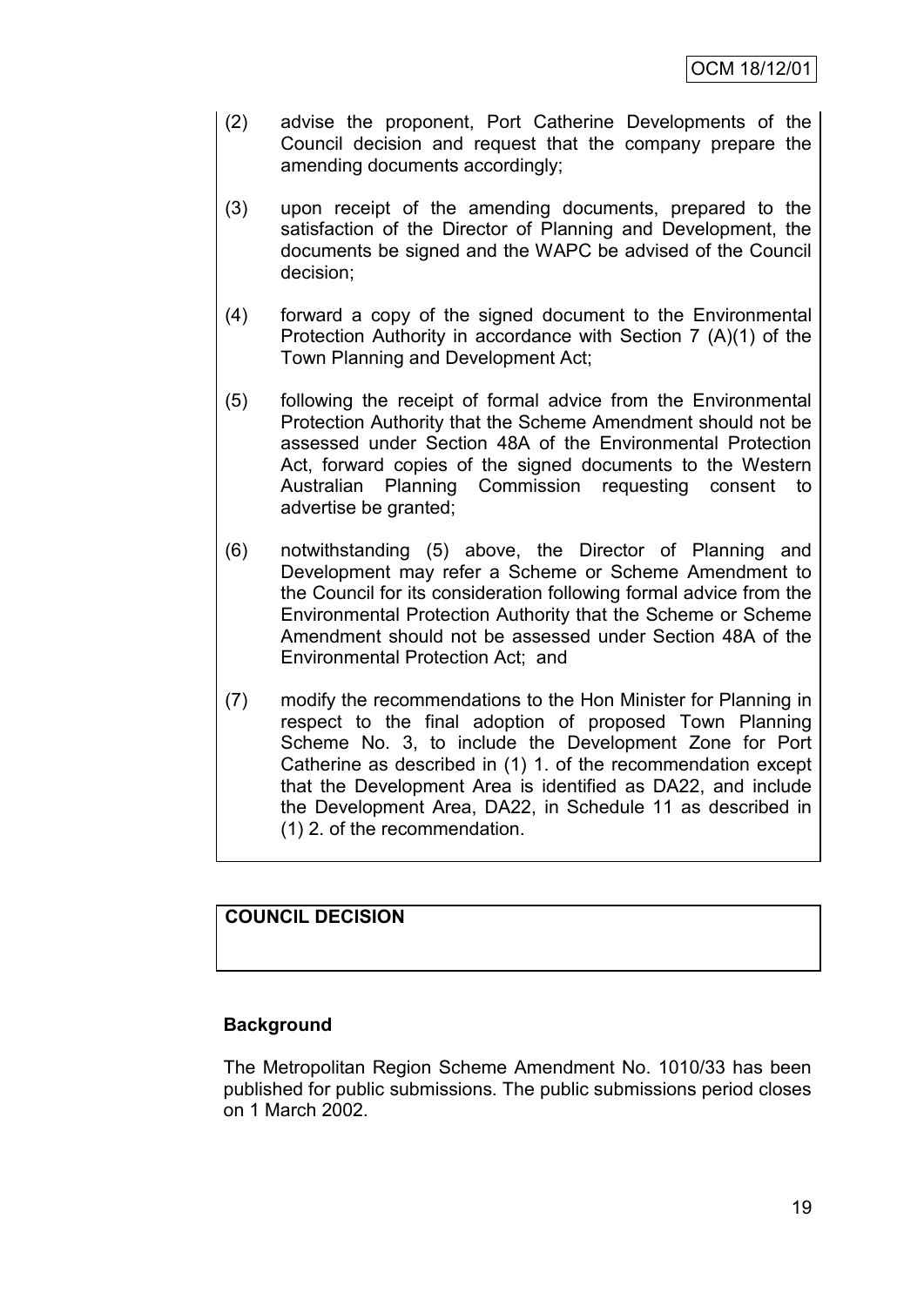(2) advise the proponent, Port Catherine Developments of the Council decision and request that the company prepare the amending documents accordingly;

(3) upon receipt of the amending documents, prepared to the satisfaction of the Director of Planning and Development, the documents be signed and the WAPC be advised of the Council decision;

(4) forward a copy of the signed document to the Environmental Protection Authority in accordance with Section 7 (A)(1) of the Town Planning and Development Act;

(5) following the receipt of formal advice from the Environmental Protection Authority that the Scheme Amendment should not be assessed under Section 48A of the Environmental Protection Act, forward copies of the signed documents to the Western Australian Planning Commission requesting consent to advertise be granted;

(6) notwithstanding (5) above, the Director of Planning and Development may refer a Scheme or Scheme Amendment to the Council for its consideration following formal advice from the Environmental Protection Authority that the Scheme or Scheme Amendment should not be assessed under Section 48A of the Environmental Protection Act; and

(7) modify the recommendations to the Hon Minister for Planning in respect to the final adoption of proposed Town Planning Scheme No. 3, to include the Development Zone for Port Catherine as described in (1) 1. of the recommendation except that the Development Area is identified as DA22, and include the Development Area, DA22, in Schedule 11 as described in (1) 2. of the recommendation.

**COUNCIL DECISION**

**Background**

The Metropolitan Region Scheme Amendment No. 1010/33 has been published for public submissions. The public submissions period closes on 1 March 2002.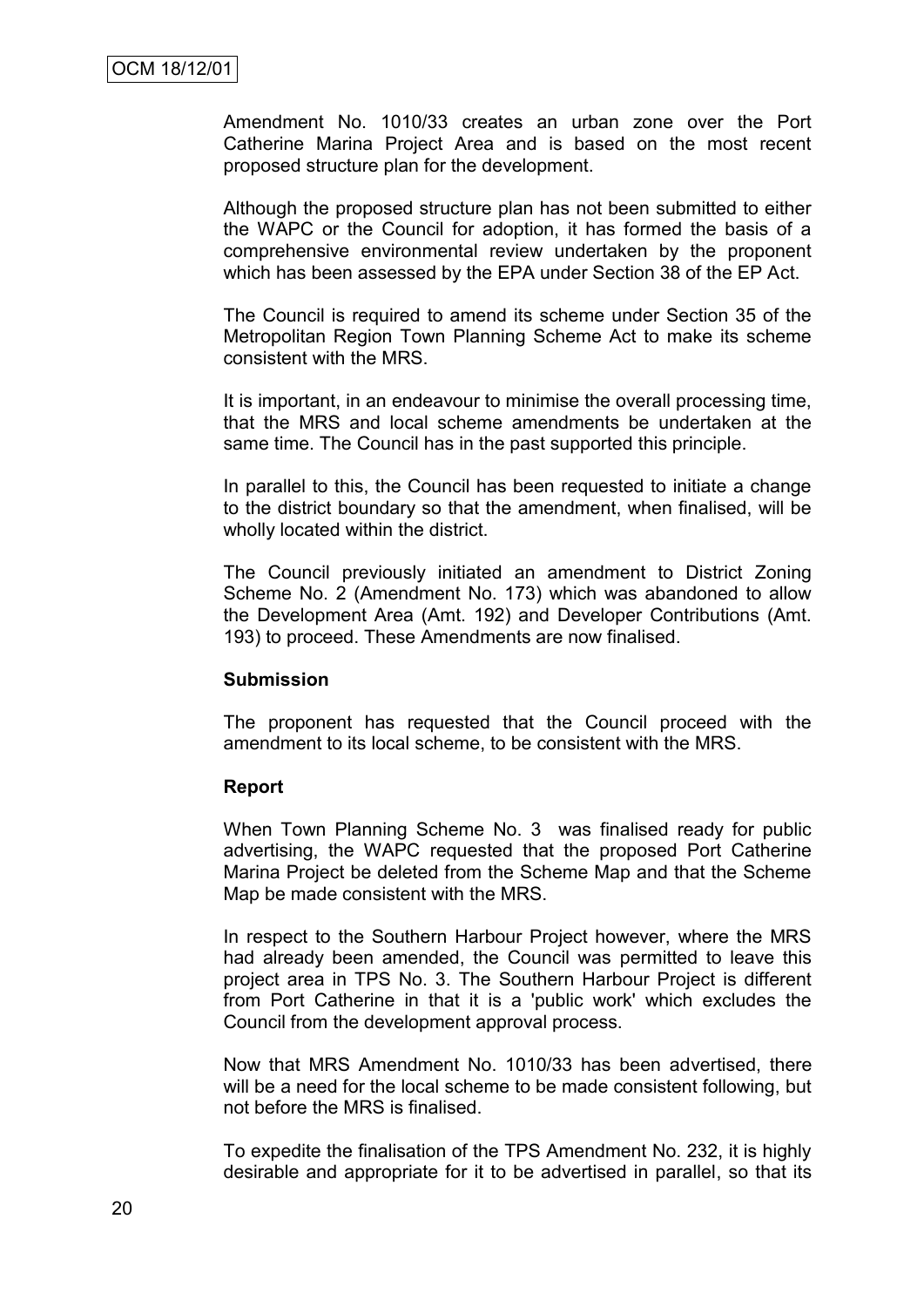Amendment No. 1010/33 creates an urban zone over the Port Catherine Marina Project Area and is based on the most recent proposed structure plan for the development.

Although the proposed structure plan has not been submitted to either the WAPC or the Council for adoption, it has formed the basis of a comprehensive environmental review undertaken by the proponent which has been assessed by the EPA under Section 38 of the EP Act.

The Council is required to amend its scheme under Section 35 of the Metropolitan Region Town Planning Scheme Act to make its scheme consistent with the MRS.

It is important, in an endeavour to minimise the overall processing time, that the MRS and local scheme amendments be undertaken at the same time. The Council has in the past supported this principle.

In parallel to this, the Council has been requested to initiate a change to the district boundary so that the amendment, when finalised, will be wholly located within the district.

The Council previously initiated an amendment to District Zoning Scheme No. 2 (Amendment No. 173) which was abandoned to allow the Development Area (Amt. 192) and Developer Contributions (Amt. 193) to proceed. These Amendments are now finalised.

**Submission**

The proponent has requested that the Council proceed with the amendment to its local scheme, to be consistent with the MRS.

**Report**

When Town Planning Scheme No. 3 was finalised ready for public advertising, the WAPC requested that the proposed Port Catherine Marina Project be deleted from the Scheme Map and that the Scheme Map be made consistent with the MRS.

In respect to the Southern Harbour Project however, where the MRS had already been amended, the Council was permitted to leave this project area in TPS No. 3. The Southern Harbour Project is different from Port Catherine in that it is a 'public work' which excludes the Council from the development approval process.

Now that MRS Amendment No. 1010/33 has been advertised, there will be a need for the local scheme to be made consistent following, but not before the MRS is finalised.

To expedite the finalisation of the TPS Amendment No. 232, it is highly desirable and appropriate for it to be advertised in parallel, so that its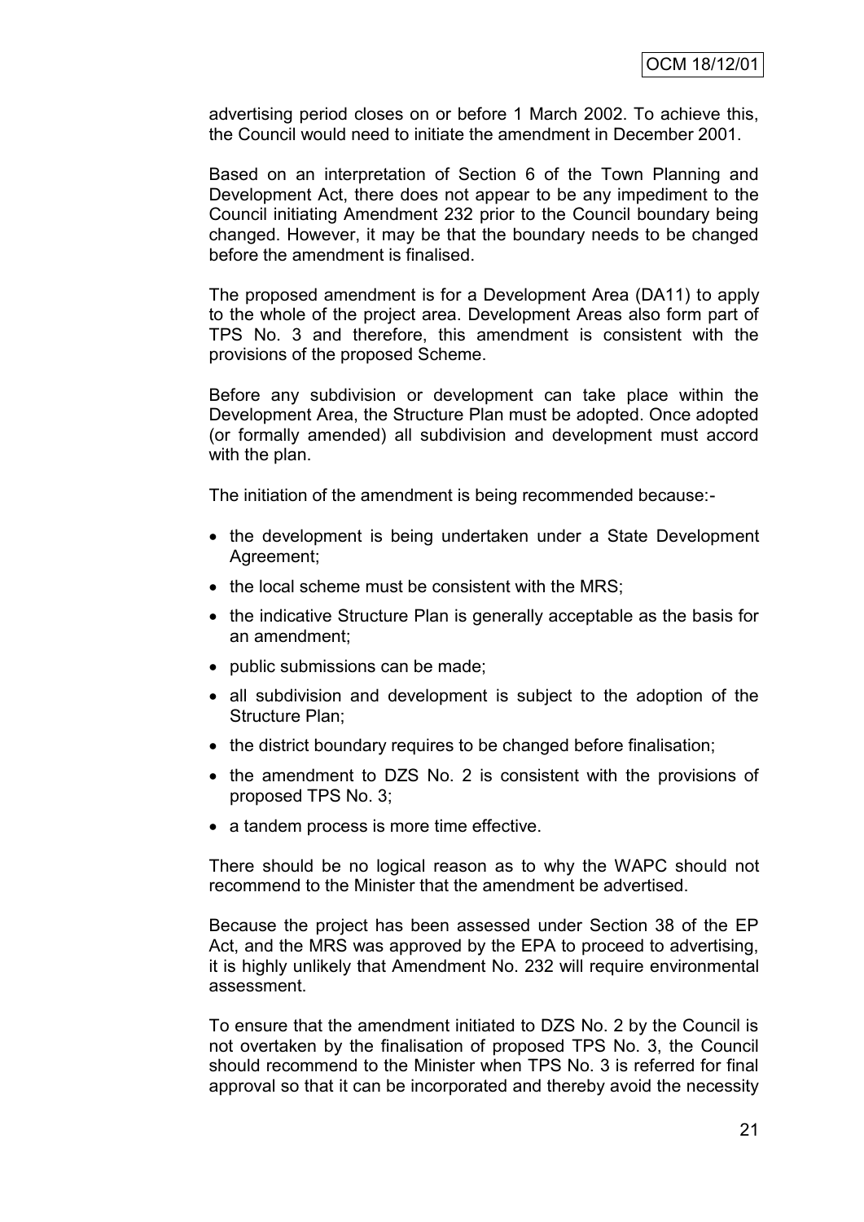advertising period closes on or before 1 March 2002. To achieve this, the Council would need to initiate the amendment in December 2001.

Based on an interpretation of Section 6 of the Town Planning and Development Act, there does not appear to be any impediment to the Council initiating Amendment 232 prior to the Council boundary being changed. However, it may be that the boundary needs to be changed before the amendment is finalised.

The proposed amendment is for a Development Area (DA11) to apply to the whole of the project area. Development Areas also form part of TPS No. 3 and therefore, this amendment is consistent with the provisions of the proposed Scheme.

Before any subdivision or development can take place within the Development Area, the Structure Plan must be adopted. Once adopted (or formally amended) all subdivision and development must accord with the plan.

The initiation of the amendment is being recommended because:-

- the development is being undertaken under a State Development Agreement;
- the local scheme must be consistent with the MRS;
- the indicative Structure Plan is generally acceptable as the basis for an amendment;
- public submissions can be made;
- all subdivision and development is subject to the adoption of the Structure Plan;
- the district boundary requires to be changed before finalisation;
- the amendment to DZS No. 2 is consistent with the provisions of proposed TPS No. 3;
- a tandem process is more time effective.

There should be no logical reason as to why the WAPC should not recommend to the Minister that the amendment be advertised.

Because the project has been assessed under Section 38 of the EP Act, and the MRS was approved by the EPA to proceed to advertising, it is highly unlikely that Amendment No. 232 will require environmental assessment.

To ensure that the amendment initiated to DZS No. 2 by the Council is not overtaken by the finalisation of proposed TPS No. 3, the Council should recommend to the Minister when TPS No. 3 is referred for final approval so that it can be incorporated and thereby avoid the necessity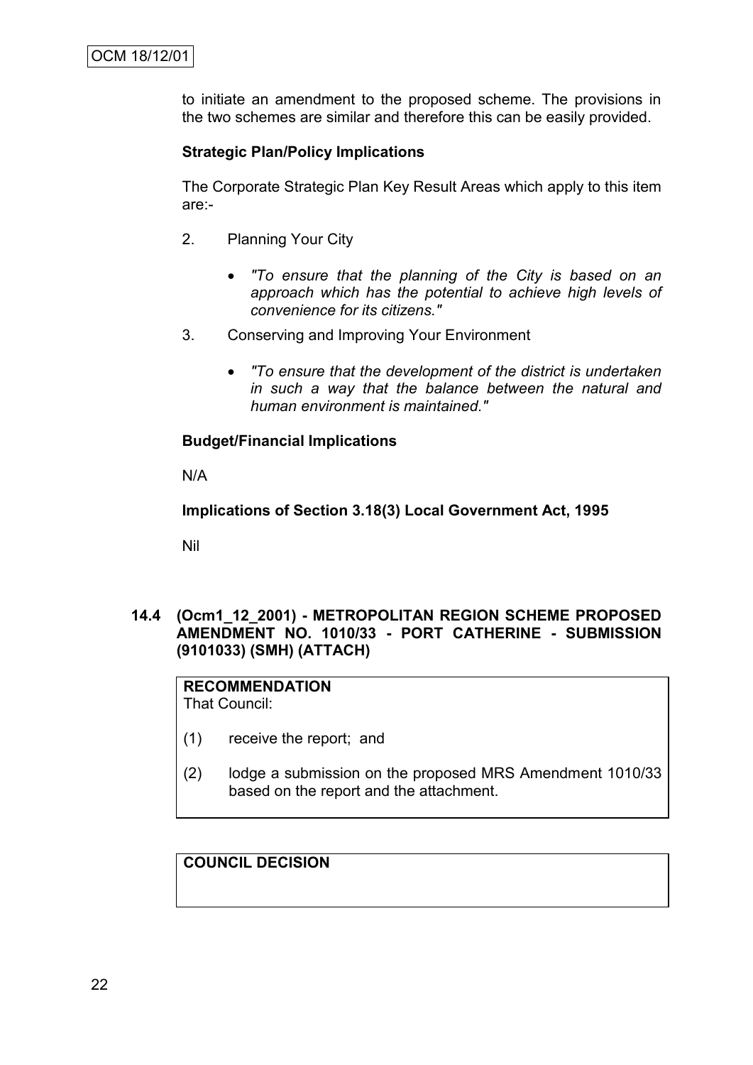to initiate an amendment to the proposed scheme. The provisions in the two schemes are similar and therefore this can be easily provided.

**Strategic Plan/Policy Implications**

The Corporate Strategic Plan Key Result Areas which apply to this item are:-

2. Planning Your City

    - *"To ensure that the planning of the City is based on an approach which has the potential to achieve high levels of convenience for its citizens."*

3. Conserving and Improving Your Environment

    - *"To ensure that the development of the district is undertaken in such a way that the balance between the natural and human environment is maintained."*

**Budget/Financial Implications**

N/A

**Implications of Section 3.18(3) Local Government Act, 1995**

Nil

### 14.4 (Ocm1_12_2001) - METROPOLITAN REGION SCHEME PROPOSED AMENDMENT NO. 1010/33 - PORT CATHERINE - SUBMISSION (9101033) (SMH) (ATTACH)

**RECOMMENDATION**
That Council:

(1) receive the report; and

(2) lodge a submission on the proposed MRS Amendment 1010/33 based on the report and the attachment.

**COUNCIL DECISION**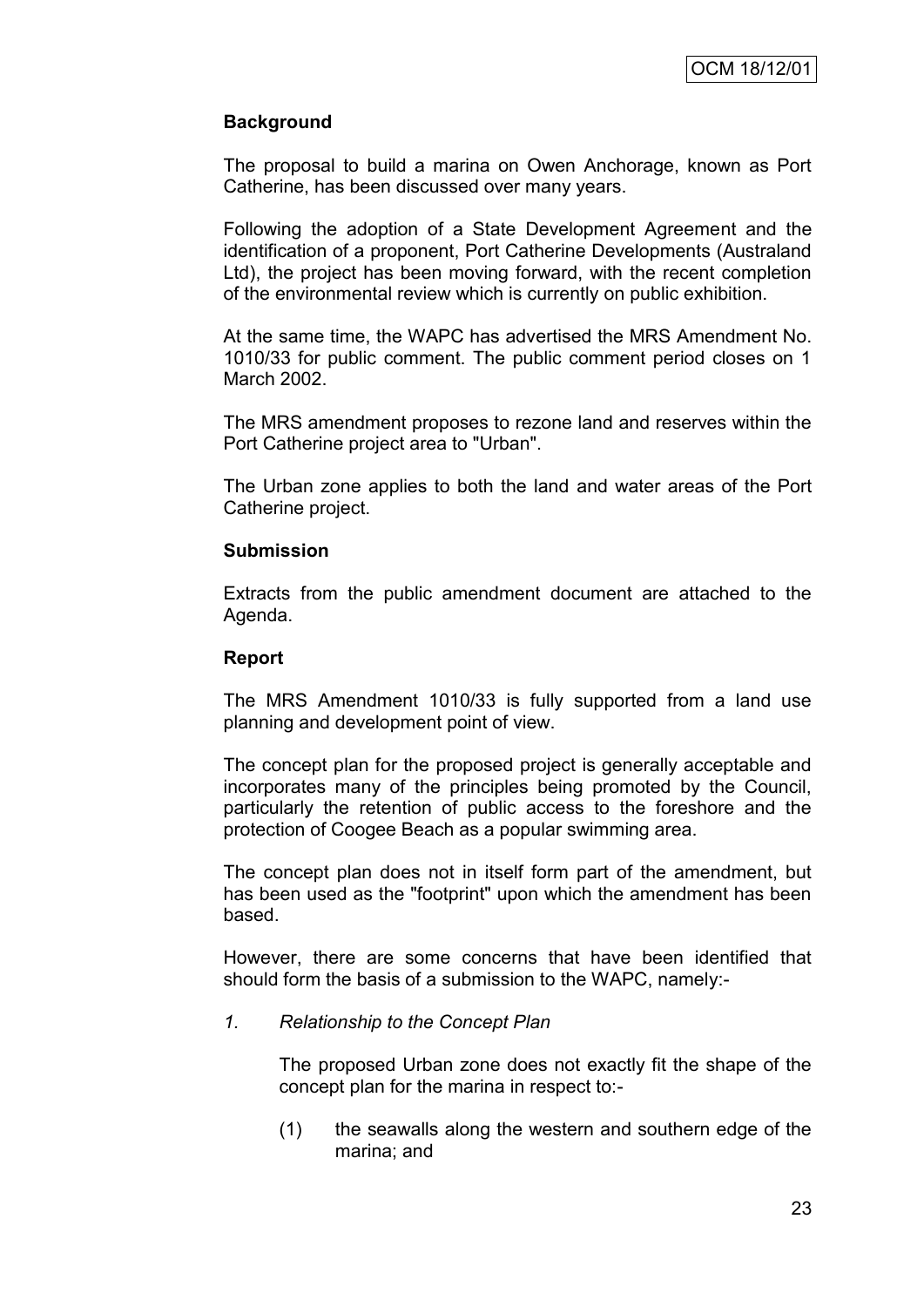## Background

The proposal to build a marina on Owen Anchorage, known as Port Catherine, has been discussed over many years.

Following the adoption of a State Development Agreement and the identification of a proponent, Port Catherine Developments (Australand Ltd), the project has been moving forward, with the recent completion of the environmental review which is currently on public exhibition.

At the same time, the WAPC has advertised the MRS Amendment No. 1010/33 for public comment. The public comment period closes on 1 March 2002.

The MRS amendment proposes to rezone land and reserves within the Port Catherine project area to "Urban".

The Urban zone applies to both the land and water areas of the Port Catherine project.

## Submission

Extracts from the public amendment document are attached to the Agenda.

## Report

The MRS Amendment 1010/33 is fully supported from a land use planning and development point of view.

The concept plan for the proposed project is generally acceptable and incorporates many of the principles being promoted by the Council, particularly the retention of public access to the foreshore and the protection of Coogee Beach as a popular swimming area.

The concept plan does not in itself form part of the amendment, but has been used as the "footprint" upon which the amendment has been based.

However, there are some concerns that have been identified that should form the basis of a submission to the WAPC, namely:-

*1. Relationship to the Concept Plan*

The proposed Urban zone does not exactly fit the shape of the concept plan for the marina in respect to:-

(1) the seawalls along the western and southern edge of the marina; and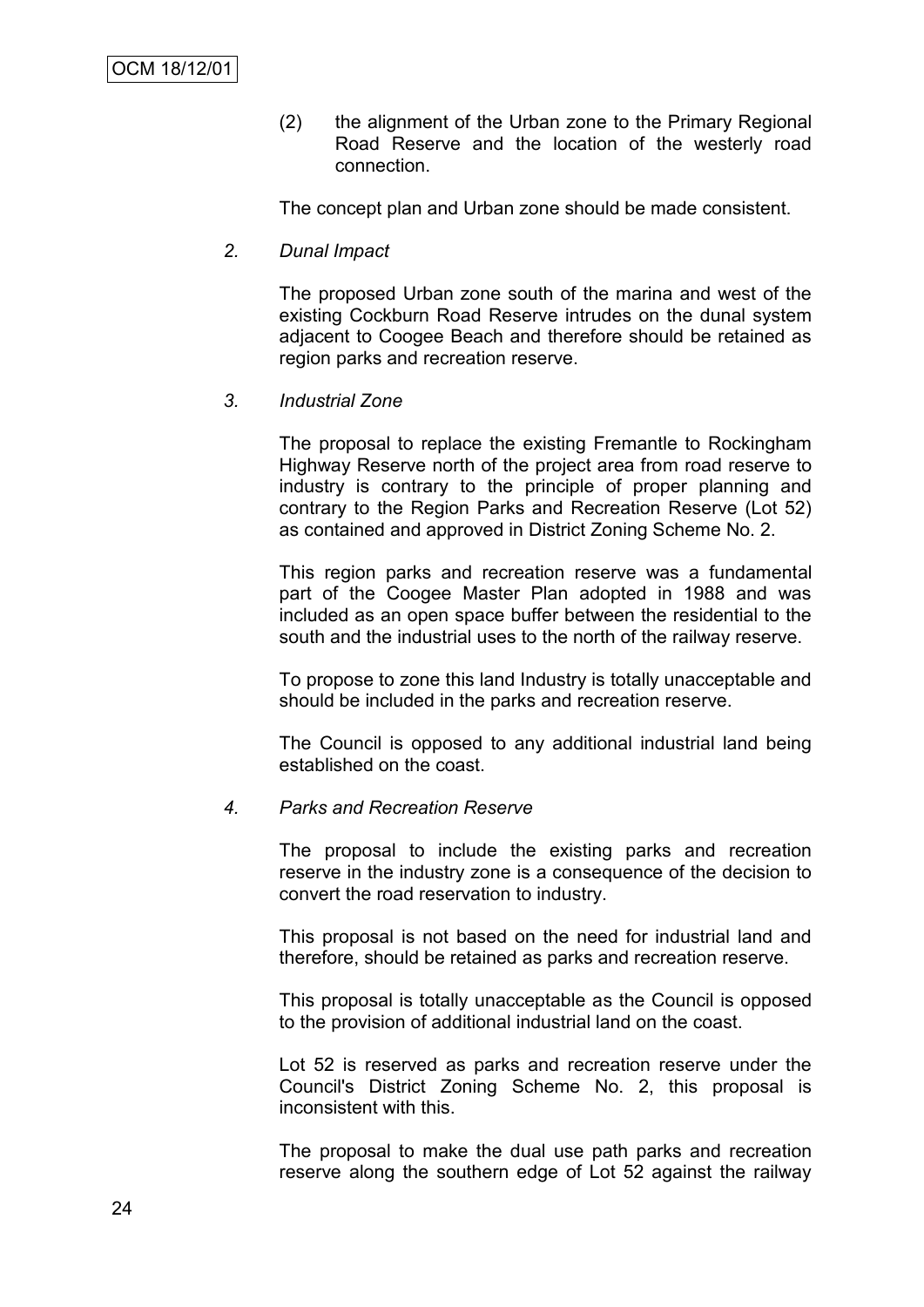(2) the alignment of the Urban zone to the Primary Regional Road Reserve and the location of the westerly road connection.

The concept plan and Urban zone should be made consistent.

*2. Dunal Impact*

The proposed Urban zone south of the marina and west of the existing Cockburn Road Reserve intrudes on the dunal system adjacent to Coogee Beach and therefore should be retained as region parks and recreation reserve.

*3. Industrial Zone*

The proposal to replace the existing Fremantle to Rockingham Highway Reserve north of the project area from road reserve to industry is contrary to the principle of proper planning and contrary to the Region Parks and Recreation Reserve (Lot 52) as contained and approved in District Zoning Scheme No. 2.

This region parks and recreation reserve was a fundamental part of the Coogee Master Plan adopted in 1988 and was included as an open space buffer between the residential to the south and the industrial uses to the north of the railway reserve.

To propose to zone this land Industry is totally unacceptable and should be included in the parks and recreation reserve.

The Council is opposed to any additional industrial land being established on the coast.

*4. Parks and Recreation Reserve*

The proposal to include the existing parks and recreation reserve in the industry zone is a consequence of the decision to convert the road reservation to industry.

This proposal is not based on the need for industrial land and therefore, should be retained as parks and recreation reserve.

This proposal is totally unacceptable as the Council is opposed to the provision of additional industrial land on the coast.

Lot 52 is reserved as parks and recreation reserve under the Council's District Zoning Scheme No. 2, this proposal is inconsistent with this.

The proposal to make the dual use path parks and recreation reserve along the southern edge of Lot 52 against the railway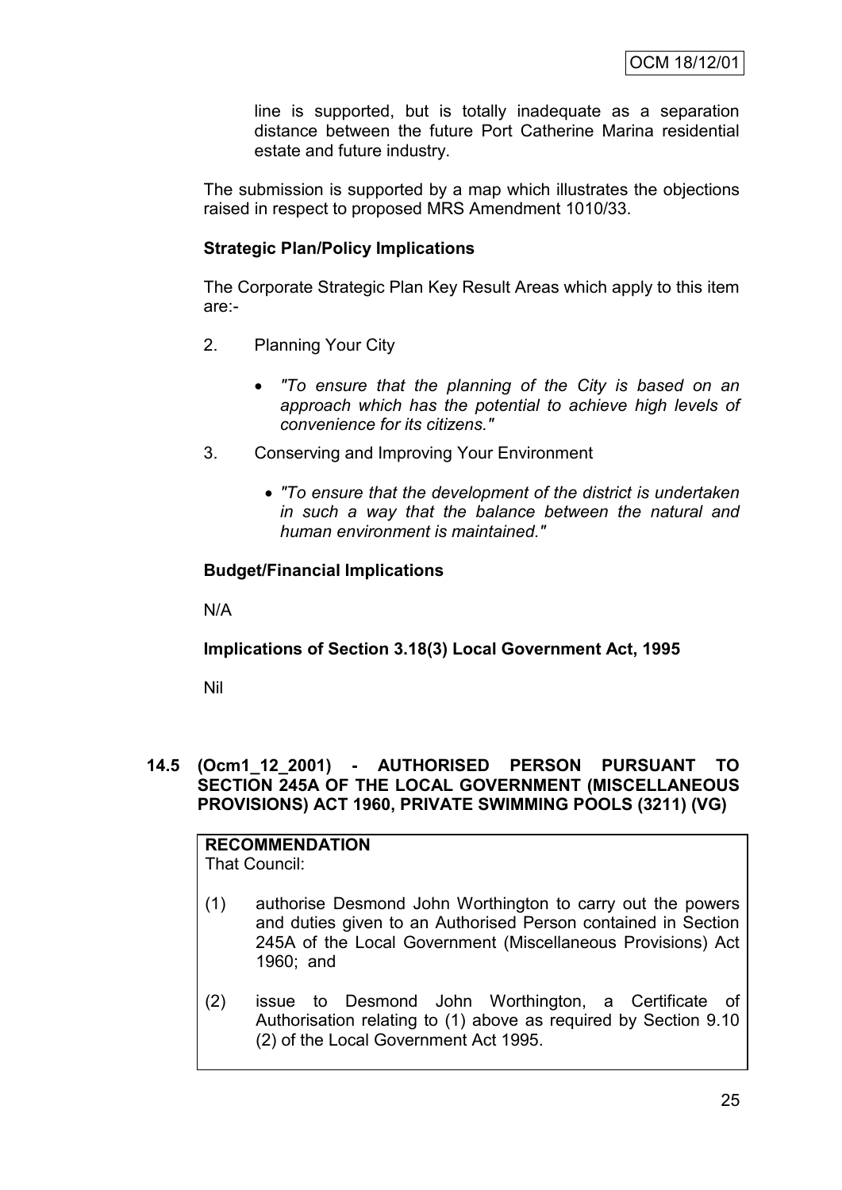line is supported, but is totally inadequate as a separation distance between the future Port Catherine Marina residential estate and future industry.

The submission is supported by a map which illustrates the objections raised in respect to proposed MRS Amendment 1010/33.

**Strategic Plan/Policy Implications**

The Corporate Strategic Plan Key Result Areas which apply to this item are:-

2. Planning Your City

   - *"To ensure that the planning of the City is based on an approach which has the potential to achieve high levels of convenience for its citizens."*

3. Conserving and Improving Your Environment

   - *"To ensure that the development of the district is undertaken in such a way that the balance between the natural and human environment is maintained."*

**Budget/Financial Implications**

N/A

**Implications of Section 3.18(3) Local Government Act, 1995**

Nil

## 14.5 (Ocm1_12_2001) - AUTHORISED PERSON PURSUANT TO SECTION 245A OF THE LOCAL GOVERNMENT (MISCELLANEOUS PROVISIONS) ACT 1960, PRIVATE SWIMMING POOLS (3211) (VG)

**RECOMMENDATION**
That Council:

(1) authorise Desmond John Worthington to carry out the powers and duties given to an Authorised Person contained in Section 245A of the Local Government (Miscellaneous Provisions) Act 1960; and

(2) issue to Desmond John Worthington, a Certificate of Authorisation relating to (1) above as required by Section 9.10 (2) of the Local Government Act 1995.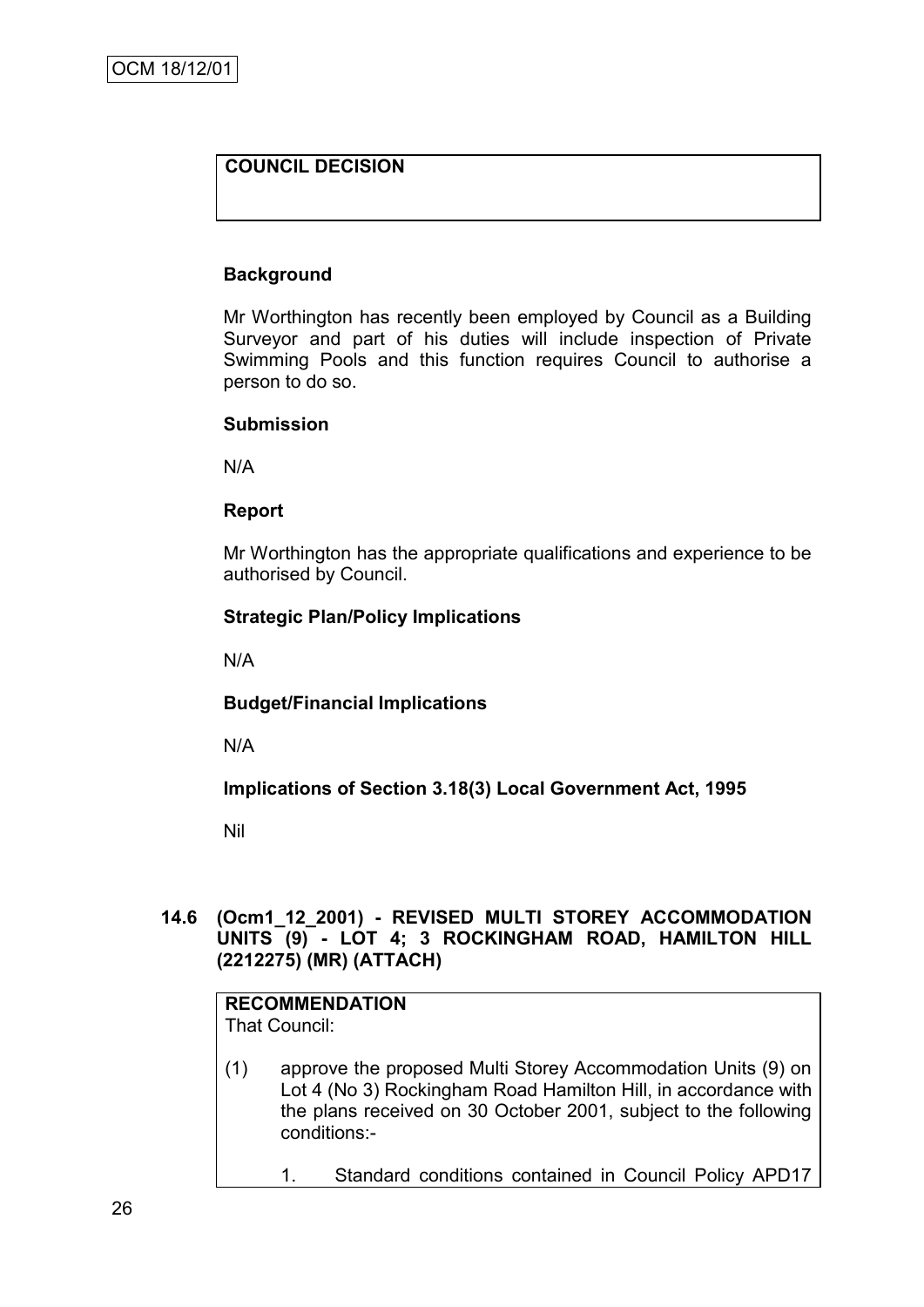**COUNCIL DECISION**

**Background**

Mr Worthington has recently been employed by Council as a Building Surveyor and part of his duties will include inspection of Private Swimming Pools and this function requires Council to authorise a person to do so.

**Submission**

N/A

**Report**

Mr Worthington has the appropriate qualifications and experience to be authorised by Council.

**Strategic Plan/Policy Implications**

N/A

**Budget/Financial Implications**

N/A

**Implications of Section 3.18(3) Local Government Act, 1995**

Nil

## 14.6 (Ocm1_12_2001) - REVISED MULTI STOREY ACCOMMODATION UNITS (9) - LOT 4; 3 ROCKINGHAM ROAD, HAMILTON HILL (2212275) (MR) (ATTACH)

**RECOMMENDATION**

That Council:

(1) approve the proposed Multi Storey Accommodation Units (9) on Lot 4 (No 3) Rockingham Road Hamilton Hill, in accordance with the plans received on 30 October 2001, subject to the following conditions:-

1. Standard conditions contained in Council Policy APD17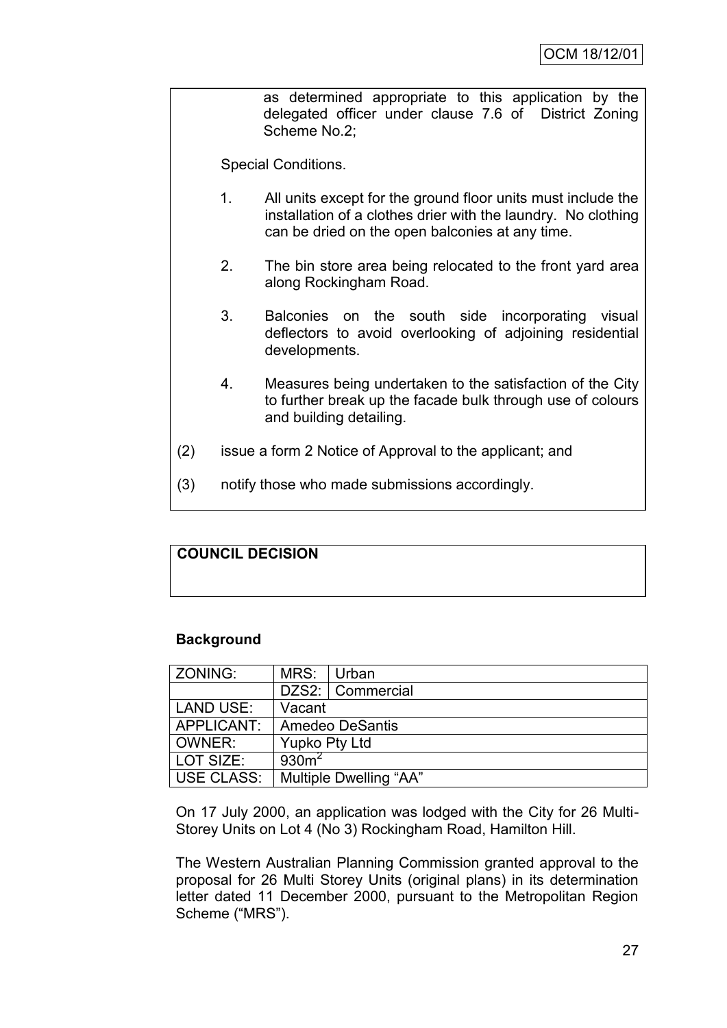as determined appropriate to this application by the delegated officer under clause 7.6 of District Zoning Scheme No.2;

Special Conditions.

1. All units except for the ground floor units must include the installation of a clothes drier with the laundry. No clothing can be dried on the open balconies at any time.

2. The bin store area being relocated to the front yard area along Rockingham Road.

3. Balconies on the south side incorporating visual deflectors to avoid overlooking of adjoining residential developments.

4. Measures being undertaken to the satisfaction of the City to further break up the facade bulk through use of colours and building detailing.

(2) issue a form 2 Notice of Approval to the applicant; and

(3) notify those who made submissions accordingly.

**COUNCIL DECISION**

**Background**

| ZONING: | MRS: | Urban |
|---|---|---|
| | DZS2: | Commercial |
| LAND USE: | Vacant | |
| APPLICANT: | Amedeo DeSantis | |
| OWNER: | Yupko Pty Ltd | |
| LOT SIZE: | 930m$^2$ | |
| USE CLASS: | Multiple Dwelling "AA" | |

On 17 July 2000, an application was lodged with the City for 26 Multi-Storey Units on Lot 4 (No 3) Rockingham Road, Hamilton Hill.

The Western Australian Planning Commission granted approval to the proposal for 26 Multi Storey Units (original plans) in its determination letter dated 11 December 2000, pursuant to the Metropolitan Region Scheme ("MRS").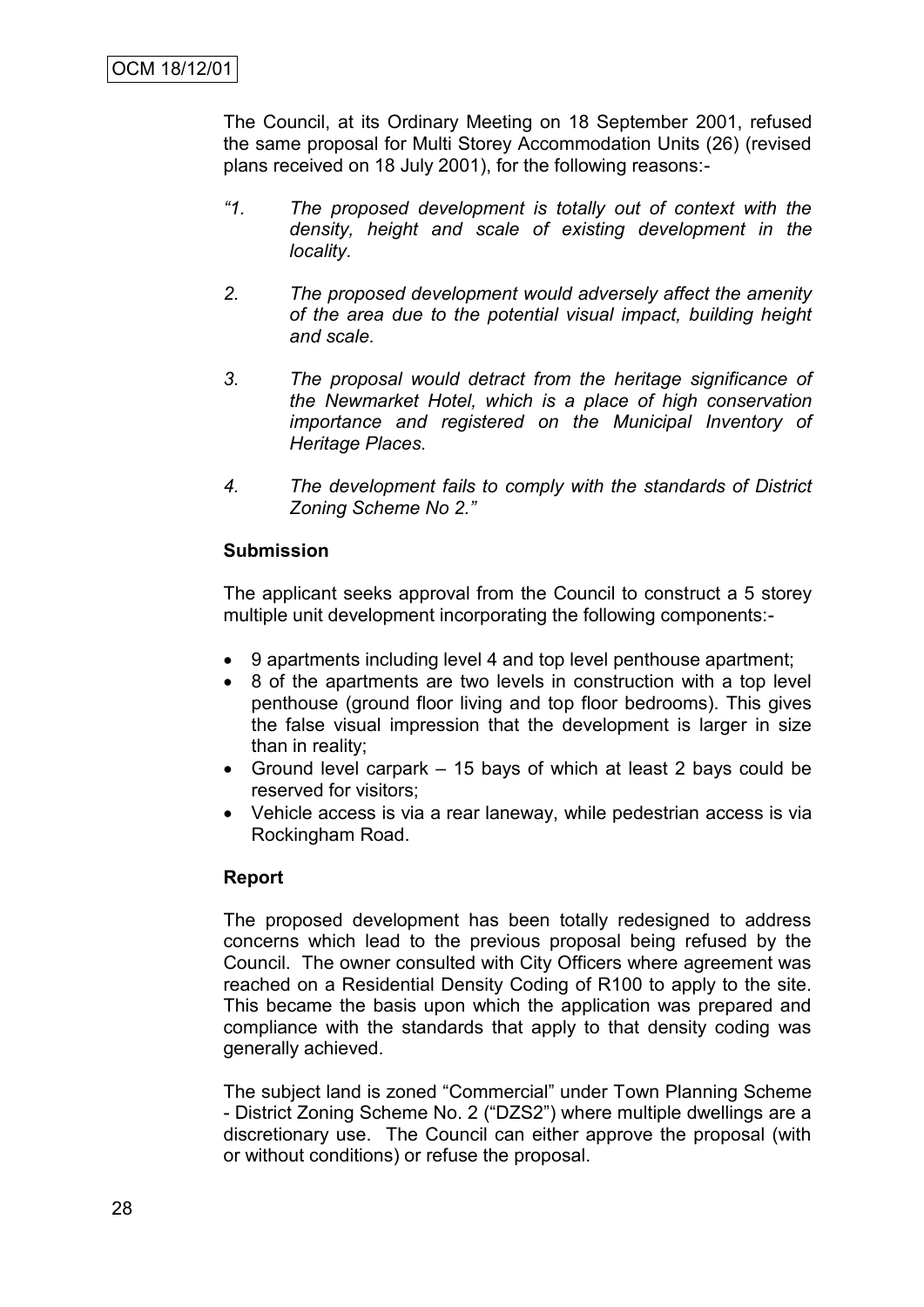The Council, at its Ordinary Meeting on 18 September 2001, refused the same proposal for Multi Storey Accommodation Units (26) (revised plans received on 18 July 2001), for the following reasons:-

> *"1. The proposed development is totally out of context with the density, height and scale of existing development in the locality.*
>
> *2. The proposed development would adversely affect the amenity of the area due to the potential visual impact, building height and scale.*
>
> *3. The proposal would detract from the heritage significance of the Newmarket Hotel, which is a place of high conservation importance and registered on the Municipal Inventory of Heritage Places.*
>
> *4. The development fails to comply with the standards of District Zoning Scheme No 2."*

**Submission**

The applicant seeks approval from the Council to construct a 5 storey multiple unit development incorporating the following components:-

- 9 apartments including level 4 and top level penthouse apartment;
- 8 of the apartments are two levels in construction with a top level penthouse (ground floor living and top floor bedrooms). This gives the false visual impression that the development is larger in size than in reality;
- Ground level carpark – 15 bays of which at least 2 bays could be reserved for visitors;
- Vehicle access is via a rear laneway, while pedestrian access is via Rockingham Road.

**Report**

The proposed development has been totally redesigned to address concerns which lead to the previous proposal being refused by the Council. The owner consulted with City Officers where agreement was reached on a Residential Density Coding of R100 to apply to the site. This became the basis upon which the application was prepared and compliance with the standards that apply to that density coding was generally achieved.

The subject land is zoned "Commercial" under Town Planning Scheme - District Zoning Scheme No. 2 ("DZS2") where multiple dwellings are a discretionary use. The Council can either approve the proposal (with or without conditions) or refuse the proposal.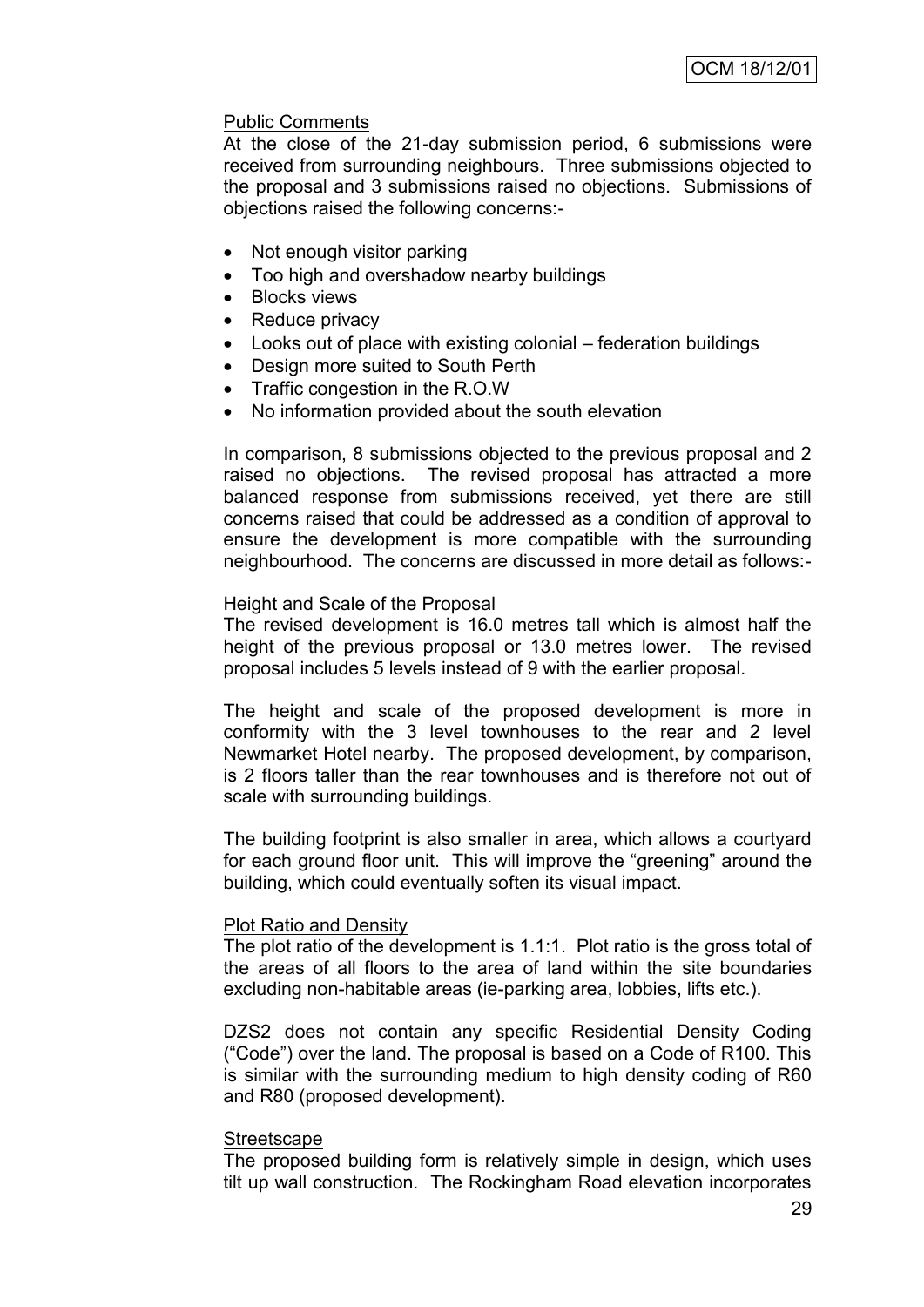Public Comments

At the close of the 21-day submission period, 6 submissions were received from surrounding neighbours. Three submissions objected to the proposal and 3 submissions raised no objections. Submissions of objections raised the following concerns:-

- Not enough visitor parking
- Too high and overshadow nearby buildings
- Blocks views
- Reduce privacy
- Looks out of place with existing colonial – federation buildings
- Design more suited to South Perth
- Traffic congestion in the R.O.W
- No information provided about the south elevation

In comparison, 8 submissions objected to the previous proposal and 2 raised no objections. The revised proposal has attracted a more balanced response from submissions received, yet there are still concerns raised that could be addressed as a condition of approval to ensure the development is more compatible with the surrounding neighbourhood. The concerns are discussed in more detail as follows:-

Height and Scale of the Proposal

The revised development is 16.0 metres tall which is almost half the height of the previous proposal or 13.0 metres lower. The revised proposal includes 5 levels instead of 9 with the earlier proposal.

The height and scale of the proposed development is more in conformity with the 3 level townhouses to the rear and 2 level Newmarket Hotel nearby. The proposed development, by comparison, is 2 floors taller than the rear townhouses and is therefore not out of scale with surrounding buildings.

The building footprint is also smaller in area, which allows a courtyard for each ground floor unit. This will improve the "greening" around the building, which could eventually soften its visual impact.

Plot Ratio and Density

The plot ratio of the development is 1.1:1. Plot ratio is the gross total of the areas of all floors to the area of land within the site boundaries excluding non-habitable areas (ie-parking area, lobbies, lifts etc.).

DZS2 does not contain any specific Residential Density Coding ("Code") over the land. The proposal is based on a Code of R100. This is similar with the surrounding medium to high density coding of R60 and R80 (proposed development).

Streetscape

The proposed building form is relatively simple in design, which uses tilt up wall construction. The Rockingham Road elevation incorporates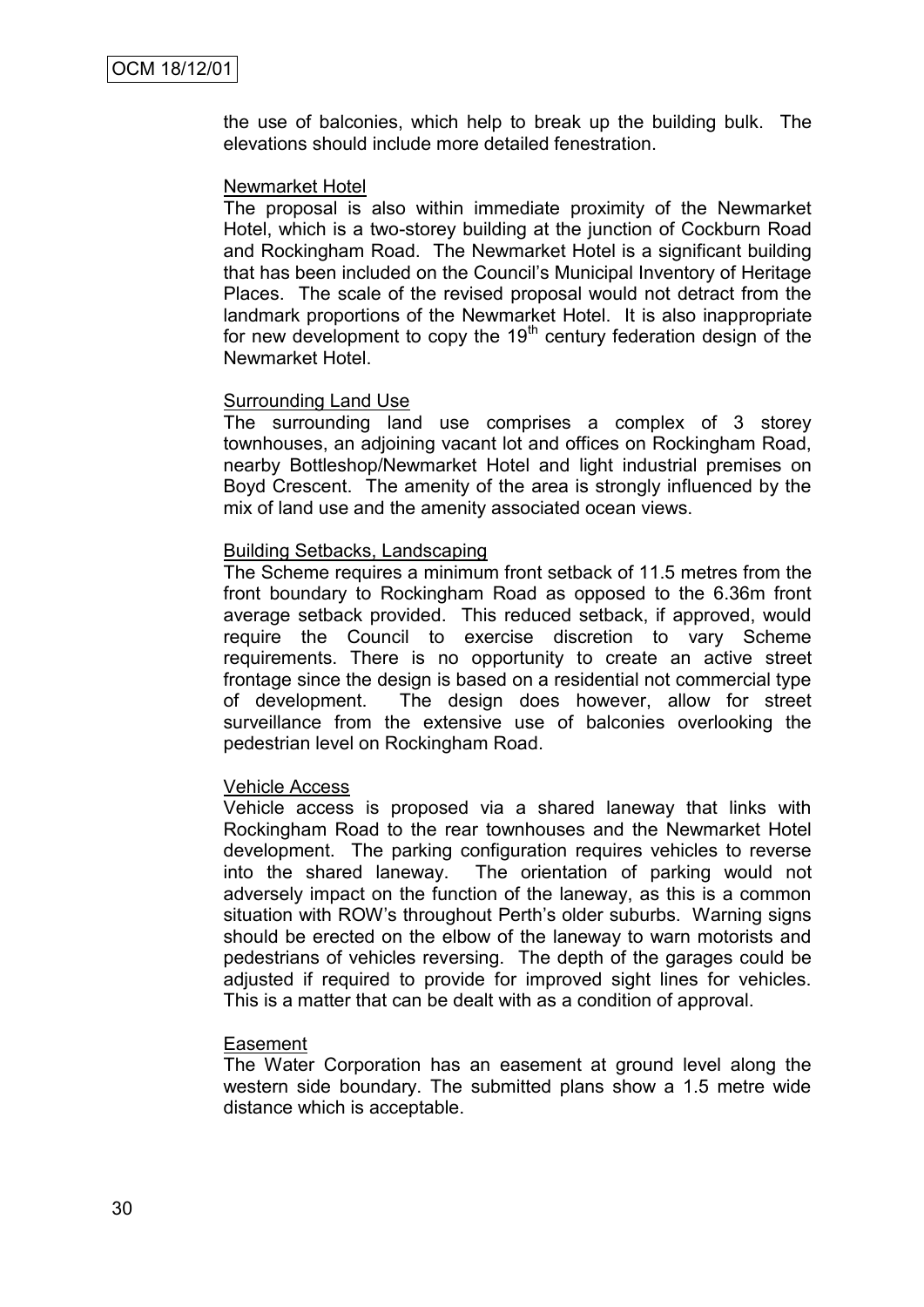the use of balconies, which help to break up the building bulk. The elevations should include more detailed fenestration.

Newmarket Hotel

The proposal is also within immediate proximity of the Newmarket Hotel, which is a two-storey building at the junction of Cockburn Road and Rockingham Road. The Newmarket Hotel is a significant building that has been included on the Council's Municipal Inventory of Heritage Places. The scale of the revised proposal would not detract from the landmark proportions of the Newmarket Hotel. It is also inappropriate for new development to copy the 19th century federation design of the Newmarket Hotel.

Surrounding Land Use

The surrounding land use comprises a complex of 3 storey townhouses, an adjoining vacant lot and offices on Rockingham Road, nearby Bottleshop/Newmarket Hotel and light industrial premises on Boyd Crescent. The amenity of the area is strongly influenced by the mix of land use and the amenity associated ocean views.

Building Setbacks, Landscaping

The Scheme requires a minimum front setback of 11.5 metres from the front boundary to Rockingham Road as opposed to the 6.36m front average setback provided. This reduced setback, if approved, would require the Council to exercise discretion to vary Scheme requirements. There is no opportunity to create an active street frontage since the design is based on a residential not commercial type of development. The design does however, allow for street surveillance from the extensive use of balconies overlooking the pedestrian level on Rockingham Road.

Vehicle Access

Vehicle access is proposed via a shared laneway that links with Rockingham Road to the rear townhouses and the Newmarket Hotel development. The parking configuration requires vehicles to reverse into the shared laneway. The orientation of parking would not adversely impact on the function of the laneway, as this is a common situation with ROW's throughout Perth's older suburbs. Warning signs should be erected on the elbow of the laneway to warn motorists and pedestrians of vehicles reversing. The depth of the garages could be adjusted if required to provide for improved sight lines for vehicles. This is a matter that can be dealt with as a condition of approval.

Easement

The Water Corporation has an easement at ground level along the western side boundary. The submitted plans show a 1.5 metre wide distance which is acceptable.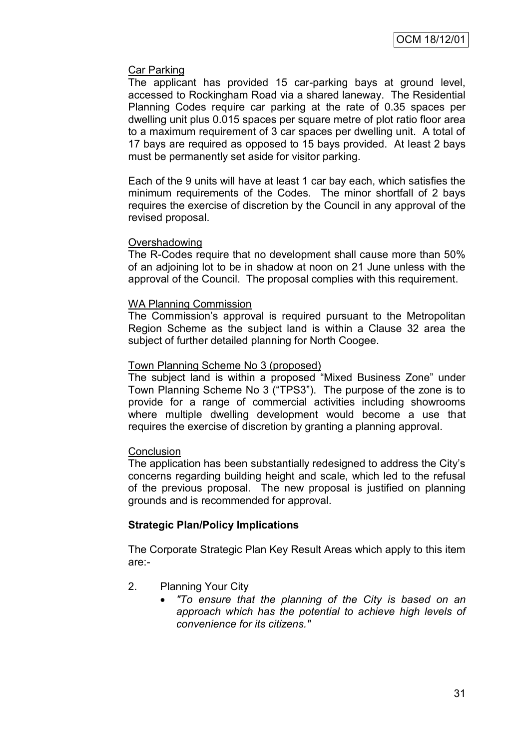Car Parking

The applicant has provided 15 car-parking bays at ground level, accessed to Rockingham Road via a shared laneway. The Residential Planning Codes require car parking at the rate of 0.35 spaces per dwelling unit plus 0.015 spaces per square metre of plot ratio floor area to a maximum requirement of 3 car spaces per dwelling unit. A total of 17 bays are required as opposed to 15 bays provided. At least 2 bays must be permanently set aside for visitor parking.

Each of the 9 units will have at least 1 car bay each, which satisfies the minimum requirements of the Codes. The minor shortfall of 2 bays requires the exercise of discretion by the Council in any approval of the revised proposal.

Overshadowing

The R-Codes require that no development shall cause more than 50% of an adjoining lot to be in shadow at noon on 21 June unless with the approval of the Council. The proposal complies with this requirement.

WA Planning Commission

The Commission's approval is required pursuant to the Metropolitan Region Scheme as the subject land is within a Clause 32 area the subject of further detailed planning for North Coogee.

Town Planning Scheme No 3 (proposed)

The subject land is within a proposed "Mixed Business Zone" under Town Planning Scheme No 3 ("TPS3"). The purpose of the zone is to provide for a range of commercial activities including showrooms where multiple dwelling development would become a use that requires the exercise of discretion by granting a planning approval.

Conclusion

The application has been substantially redesigned to address the City's concerns regarding building height and scale, which led to the refusal of the previous proposal. The new proposal is justified on planning grounds and is recommended for approval.

**Strategic Plan/Policy Implications**

The Corporate Strategic Plan Key Result Areas which apply to this item are:-

2. Planning Your City
   - *"To ensure that the planning of the City is based on an approach which has the potential to achieve high levels of convenience for its citizens."*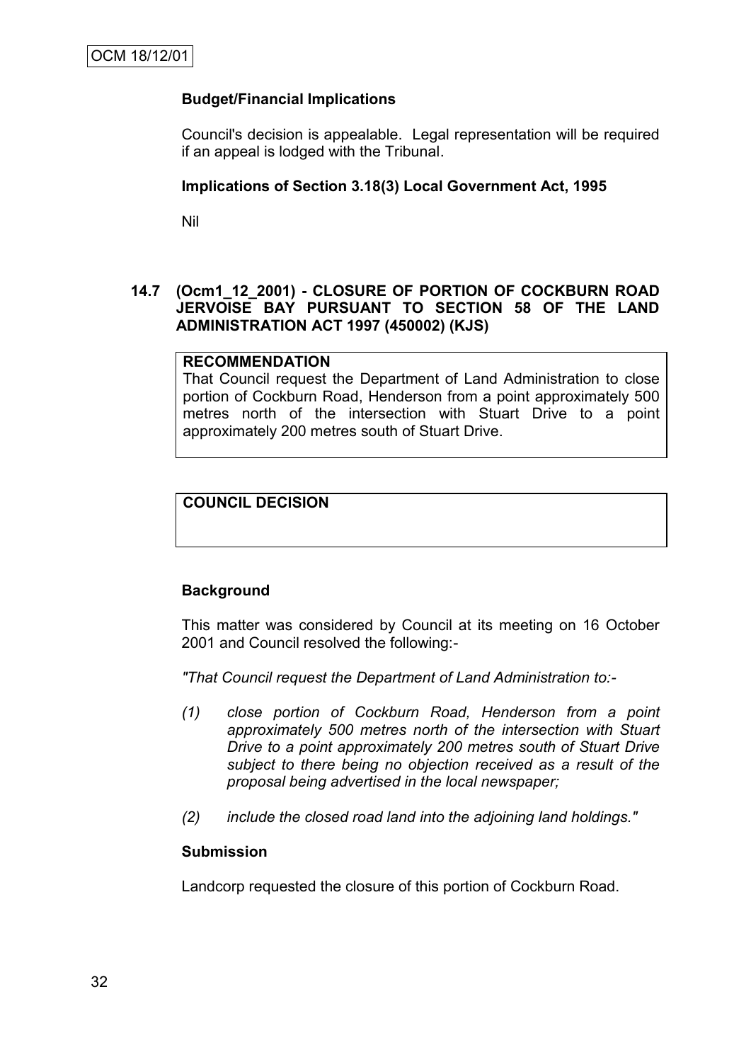**Budget/Financial Implications**

Council's decision is appealable. Legal representation will be required if an appeal is lodged with the Tribunal.

**Implications of Section 3.18(3) Local Government Act, 1995**

Nil

### 14.7 (Ocm1_12_2001) - CLOSURE OF PORTION OF COCKBURN ROAD JERVOISE BAY PURSUANT TO SECTION 58 OF THE LAND ADMINISTRATION ACT 1997 (450002) (KJS)

| **RECOMMENDATION** |
|---|
| That Council request the Department of Land Administration to close portion of Cockburn Road, Henderson from a point approximately 500 metres north of the intersection with Stuart Drive to a point approximately 200 metres south of Stuart Drive. |

| **COUNCIL DECISION** |
|---|
| |

**Background**

This matter was considered by Council at its meeting on 16 October 2001 and Council resolved the following:-

*"That Council request the Department of Land Administration to:-*

*(1) close portion of Cockburn Road, Henderson from a point approximately 500 metres north of the intersection with Stuart Drive to a point approximately 200 metres south of Stuart Drive subject to there being no objection received as a result of the proposal being advertised in the local newspaper;*

*(2) include the closed road land into the adjoining land holdings."*

**Submission**

Landcorp requested the closure of this portion of Cockburn Road.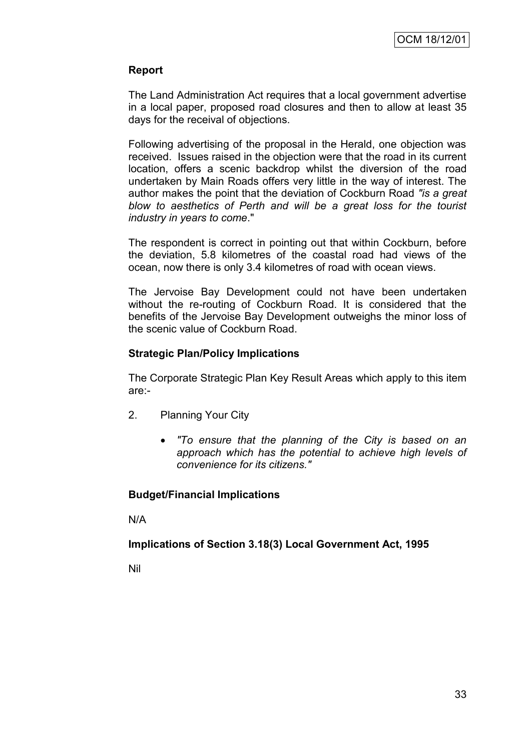**Report**

The Land Administration Act requires that a local government advertise in a local paper, proposed road closures and then to allow at least 35 days for the receival of objections.

Following advertising of the proposal in the Herald, one objection was received. Issues raised in the objection were that the road in its current location, offers a scenic backdrop whilst the diversion of the road undertaken by Main Roads offers very little in the way of interest. The author makes the point that the deviation of Cockburn Road *"is a great blow to aesthetics of Perth and will be a great loss for the tourist industry in years to come*."

The respondent is correct in pointing out that within Cockburn, before the deviation, 5.8 kilometres of the coastal road had views of the ocean, now there is only 3.4 kilometres of road with ocean views.

The Jervoise Bay Development could not have been undertaken without the re-routing of Cockburn Road. It is considered that the benefits of the Jervoise Bay Development outweighs the minor loss of the scenic value of Cockburn Road.

**Strategic Plan/Policy Implications**

The Corporate Strategic Plan Key Result Areas which apply to this item are:-

2. Planning Your City

   - *"To ensure that the planning of the City is based on an approach which has the potential to achieve high levels of convenience for its citizens."*

**Budget/Financial Implications**

N/A

**Implications of Section 3.18(3) Local Government Act, 1995**

Nil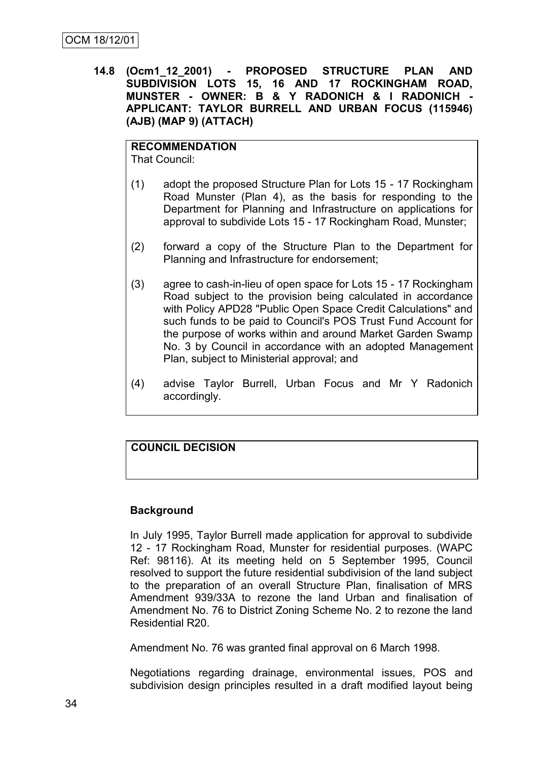OCM 18/12/01

**14.8 (Ocm1_12_2001) - PROPOSED STRUCTURE PLAN AND SUBDIVISION LOTS 15, 16 AND 17 ROCKINGHAM ROAD, MUNSTER - OWNER: B & Y RADONICH & I RADONICH - APPLICANT: TAYLOR BURRELL AND URBAN FOCUS (115946) (AJB) (MAP 9) (ATTACH)**

**RECOMMENDATION**
That Council:

(1) adopt the proposed Structure Plan for Lots 15 - 17 Rockingham Road Munster (Plan 4), as the basis for responding to the Department for Planning and Infrastructure on applications for approval to subdivide Lots 15 - 17 Rockingham Road, Munster;

(2) forward a copy of the Structure Plan to the Department for Planning and Infrastructure for endorsement;

(3) agree to cash-in-lieu of open space for Lots 15 - 17 Rockingham Road subject to the provision being calculated in accordance with Policy APD28 "Public Open Space Credit Calculations" and such funds to be paid to Council's POS Trust Fund Account for the purpose of works within and around Market Garden Swamp No. 3 by Council in accordance with an adopted Management Plan, subject to Ministerial approval; and

(4) advise Taylor Burrell, Urban Focus and Mr Y Radonich accordingly.

**COUNCIL DECISION**

**Background**

In July 1995, Taylor Burrell made application for approval to subdivide 12 - 17 Rockingham Road, Munster for residential purposes. (WAPC Ref: 98116). At its meeting held on 5 September 1995, Council resolved to support the future residential subdivision of the land subject to the preparation of an overall Structure Plan, finalisation of MRS Amendment 939/33A to rezone the land Urban and finalisation of Amendment No. 76 to District Zoning Scheme No. 2 to rezone the land Residential R20.

Amendment No. 76 was granted final approval on 6 March 1998.

Negotiations regarding drainage, environmental issues, POS and subdivision design principles resulted in a draft modified layout being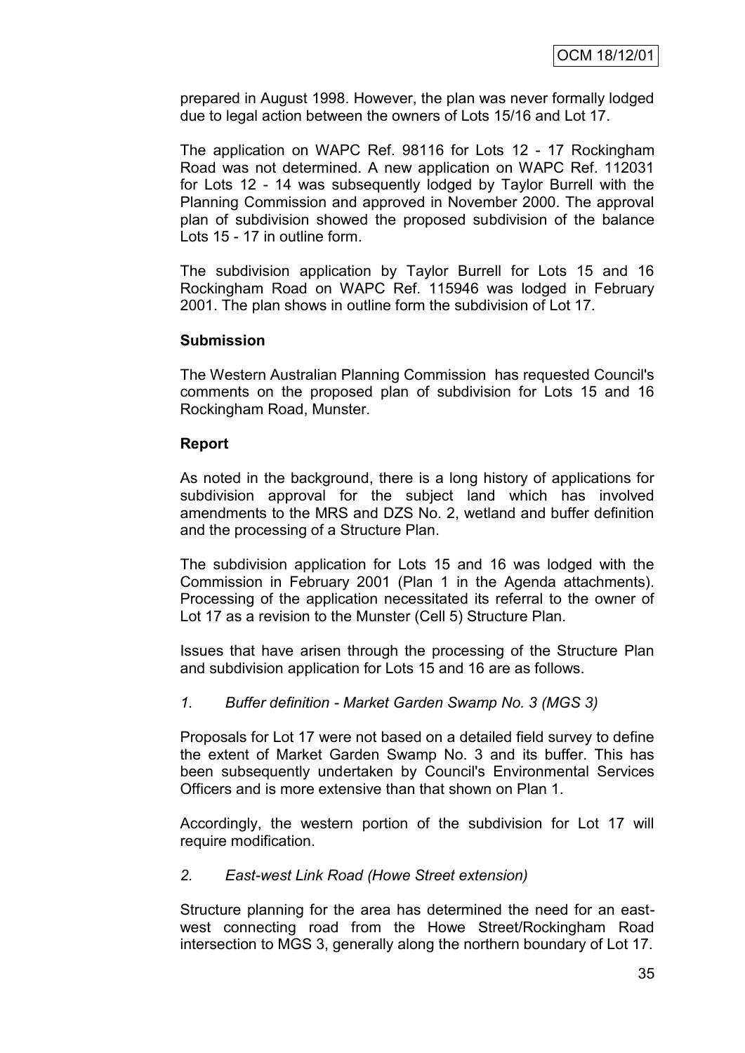prepared in August 1998. However, the plan was never formally lodged due to legal action between the owners of Lots 15/16 and Lot 17.

The application on WAPC Ref. 98116 for Lots 12 - 17 Rockingham Road was not determined. A new application on WAPC Ref. 112031 for Lots 12 - 14 was subsequently lodged by Taylor Burrell with the Planning Commission and approved in November 2000. The approval plan of subdivision showed the proposed subdivision of the balance Lots 15 - 17 in outline form.

The subdivision application by Taylor Burrell for Lots 15 and 16 Rockingham Road on WAPC Ref. 115946 was lodged in February 2001. The plan shows in outline form the subdivision of Lot 17.

**Submission**

The Western Australian Planning Commission has requested Council's comments on the proposed plan of subdivision for Lots 15 and 16 Rockingham Road, Munster.

**Report**

As noted in the background, there is a long history of applications for subdivision approval for the subject land which has involved amendments to the MRS and DZS No. 2, wetland and buffer definition and the processing of a Structure Plan.

The subdivision application for Lots 15 and 16 was lodged with the Commission in February 2001 (Plan 1 in the Agenda attachments). Processing of the application necessitated its referral to the owner of Lot 17 as a revision to the Munster (Cell 5) Structure Plan.

Issues that have arisen through the processing of the Structure Plan and subdivision application for Lots 15 and 16 are as follows.

*1. Buffer definition - Market Garden Swamp No. 3 (MGS 3)*

Proposals for Lot 17 were not based on a detailed field survey to define the extent of Market Garden Swamp No. 3 and its buffer. This has been subsequently undertaken by Council's Environmental Services Officers and is more extensive than that shown on Plan 1.

Accordingly, the western portion of the subdivision for Lot 17 will require modification.

*2. East-west Link Road (Howe Street extension)*

Structure planning for the area has determined the need for an east-west connecting road from the Howe Street/Rockingham Road intersection to MGS 3, generally along the northern boundary of Lot 17.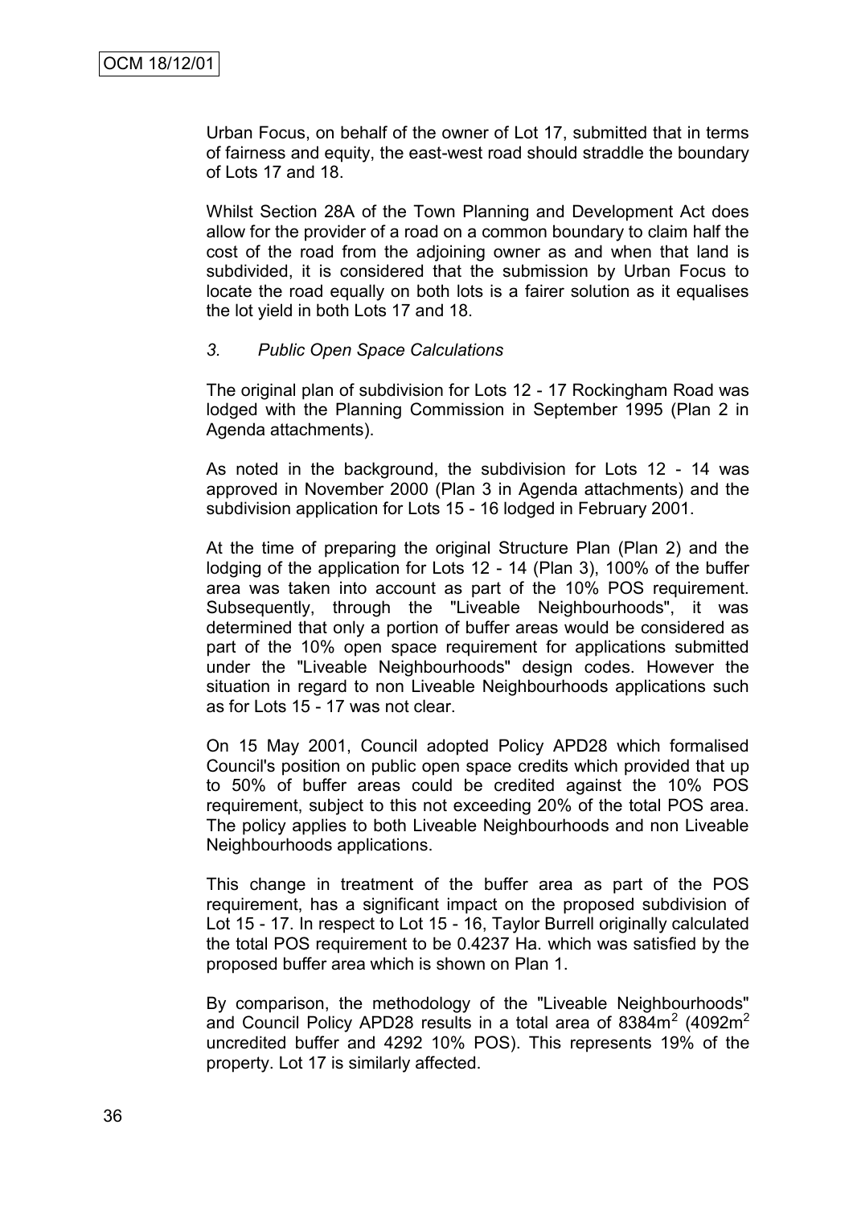Urban Focus, on behalf of the owner of Lot 17, submitted that in terms of fairness and equity, the east-west road should straddle the boundary of Lots 17 and 18.

Whilst Section 28A of the Town Planning and Development Act does allow for the provider of a road on a common boundary to claim half the cost of the road from the adjoining owner as and when that land is subdivided, it is considered that the submission by Urban Focus to locate the road equally on both lots is a fairer solution as it equalises the lot yield in both Lots 17 and 18.

*3. Public Open Space Calculations*

The original plan of subdivision for Lots 12 - 17 Rockingham Road was lodged with the Planning Commission in September 1995 (Plan 2 in Agenda attachments).

As noted in the background, the subdivision for Lots 12 - 14 was approved in November 2000 (Plan 3 in Agenda attachments) and the subdivision application for Lots 15 - 16 lodged in February 2001.

At the time of preparing the original Structure Plan (Plan 2) and the lodging of the application for Lots 12 - 14 (Plan 3), 100% of the buffer area was taken into account as part of the 10% POS requirement. Subsequently, through the "Liveable Neighbourhoods", it was determined that only a portion of buffer areas would be considered as part of the 10% open space requirement for applications submitted under the "Liveable Neighbourhoods" design codes. However the situation in regard to non Liveable Neighbourhoods applications such as for Lots 15 - 17 was not clear.

On 15 May 2001, Council adopted Policy APD28 which formalised Council's position on public open space credits which provided that up to 50% of buffer areas could be credited against the 10% POS requirement, subject to this not exceeding 20% of the total POS area. The policy applies to both Liveable Neighbourhoods and non Liveable Neighbourhoods applications.

This change in treatment of the buffer area as part of the POS requirement, has a significant impact on the proposed subdivision of Lot 15 - 17. In respect to Lot 15 - 16, Taylor Burrell originally calculated the total POS requirement to be 0.4237 Ha. which was satisfied by the proposed buffer area which is shown on Plan 1.

By comparison, the methodology of the "Liveable Neighbourhoods" and Council Policy APD28 results in a total area of 8384m$^2$ (4092m$^2$ uncredited buffer and 4292 10% POS). This represents 19% of the property. Lot 17 is similarly affected.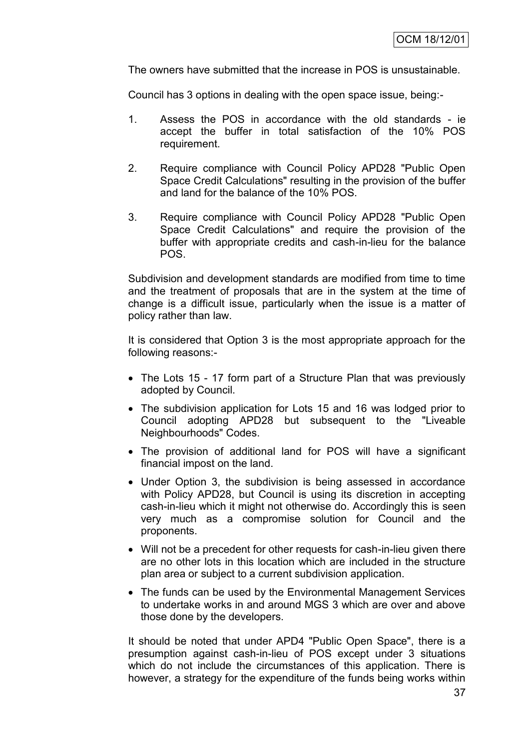The owners have submitted that the increase in POS is unsustainable.

Council has 3 options in dealing with the open space issue, being:-

1. Assess the POS in accordance with the old standards - ie accept the buffer in total satisfaction of the 10% POS requirement.

2. Require compliance with Council Policy APD28 "Public Open Space Credit Calculations" resulting in the provision of the buffer and land for the balance of the 10% POS.

3. Require compliance with Council Policy APD28 "Public Open Space Credit Calculations" and require the provision of the buffer with appropriate credits and cash-in-lieu for the balance POS.

Subdivision and development standards are modified from time to time and the treatment of proposals that are in the system at the time of change is a difficult issue, particularly when the issue is a matter of policy rather than law.

It is considered that Option 3 is the most appropriate approach for the following reasons:-

- The Lots 15 - 17 form part of a Structure Plan that was previously adopted by Council.
- The subdivision application for Lots 15 and 16 was lodged prior to Council adopting APD28 but subsequent to the "Liveable Neighbourhoods" Codes.
- The provision of additional land for POS will have a significant financial impost on the land.
- Under Option 3, the subdivision is being assessed in accordance with Policy APD28, but Council is using its discretion in accepting cash-in-lieu which it might not otherwise do. Accordingly this is seen very much as a compromise solution for Council and the proponents.
- Will not be a precedent for other requests for cash-in-lieu given there are no other lots in this location which are included in the structure plan area or subject to a current subdivision application.
- The funds can be used by the Environmental Management Services to undertake works in and around MGS 3 which are over and above those done by the developers.

It should be noted that under APD4 "Public Open Space", there is a presumption against cash-in-lieu of POS except under 3 situations which do not include the circumstances of this application. There is however, a strategy for the expenditure of the funds being works within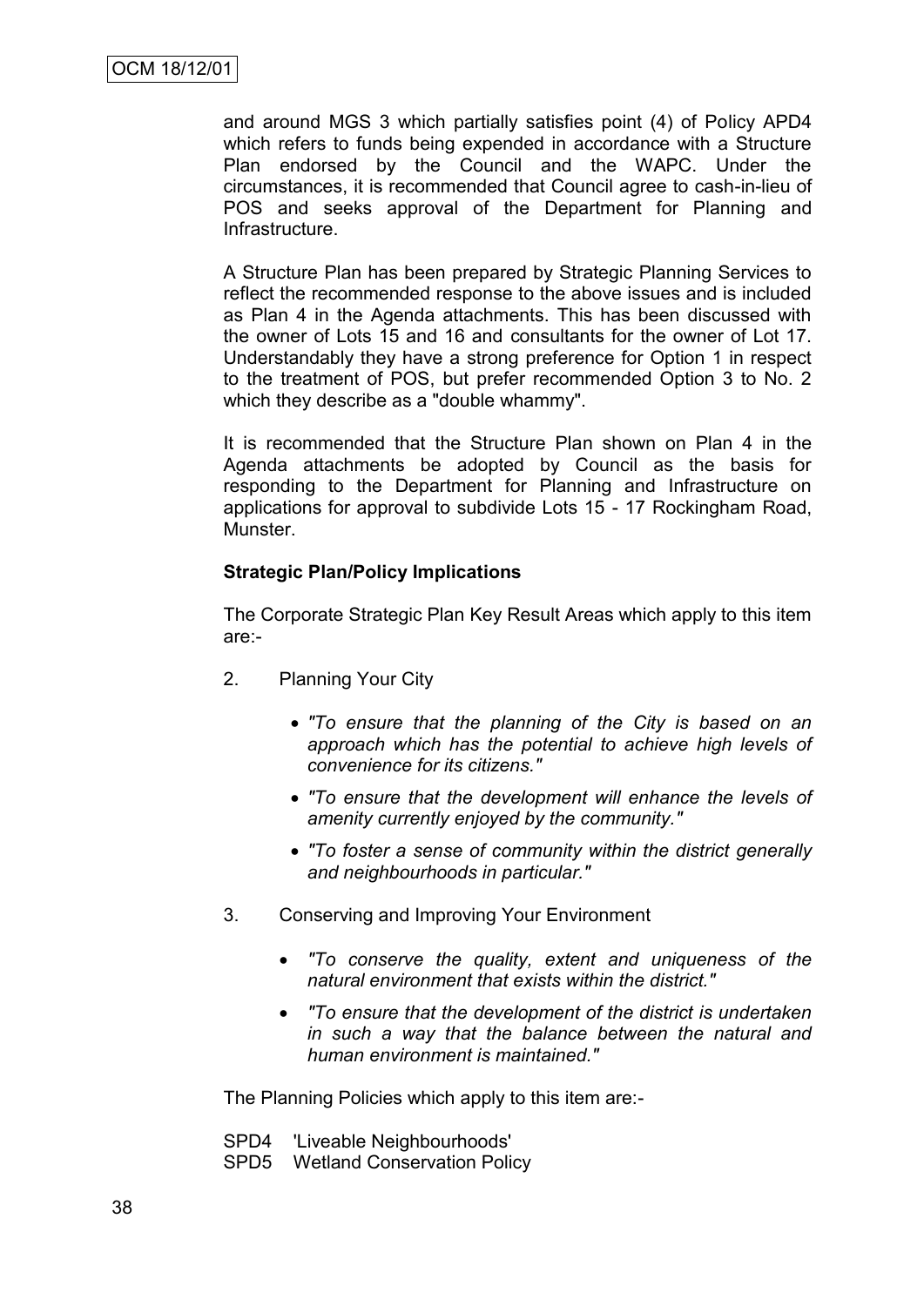and around MGS 3 which partially satisfies point (4) of Policy APD4 which refers to funds being expended in accordance with a Structure Plan endorsed by the Council and the WAPC. Under the circumstances, it is recommended that Council agree to cash-in-lieu of POS and seeks approval of the Department for Planning and Infrastructure.

A Structure Plan has been prepared by Strategic Planning Services to reflect the recommended response to the above issues and is included as Plan 4 in the Agenda attachments. This has been discussed with the owner of Lots 15 and 16 and consultants for the owner of Lot 17. Understandably they have a strong preference for Option 1 in respect to the treatment of POS, but prefer recommended Option 3 to No. 2 which they describe as a "double whammy".

It is recommended that the Structure Plan shown on Plan 4 in the Agenda attachments be adopted by Council as the basis for responding to the Department for Planning and Infrastructure on applications for approval to subdivide Lots 15 - 17 Rockingham Road, Munster.

**Strategic Plan/Policy Implications**

The Corporate Strategic Plan Key Result Areas which apply to this item are:-

2. Planning Your City

   - *"To ensure that the planning of the City is based on an approach which has the potential to achieve high levels of convenience for its citizens."*
   - *"To ensure that the development will enhance the levels of amenity currently enjoyed by the community."*
   - *"To foster a sense of community within the district generally and neighbourhoods in particular."*

3. Conserving and Improving Your Environment

   - *"To conserve the quality, extent and uniqueness of the natural environment that exists within the district."*
   - *"To ensure that the development of the district is undertaken in such a way that the balance between the natural and human environment is maintained."*

The Planning Policies which apply to this item are:-

SPD4 'Liveable Neighbourhoods'
SPD5 Wetland Conservation Policy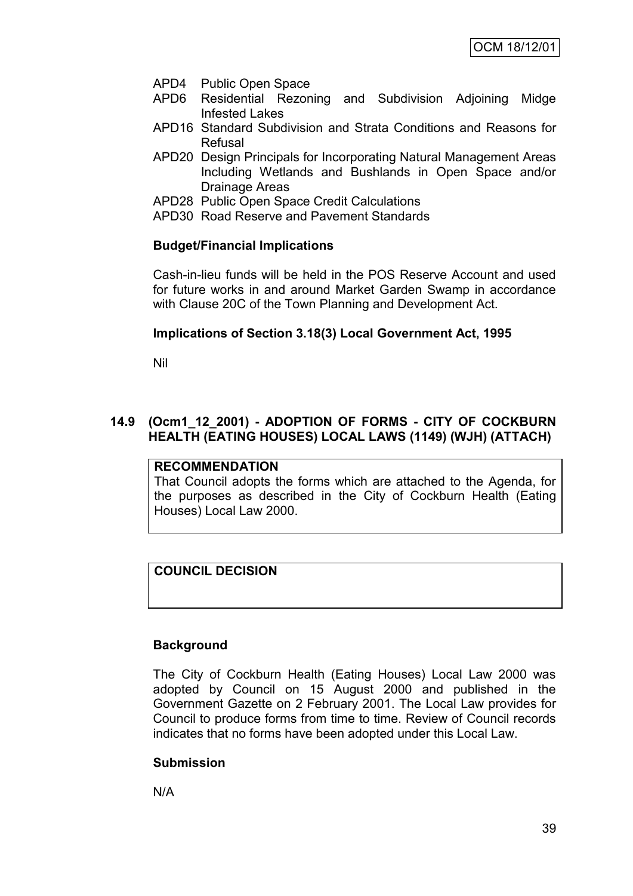- APD4 Public Open Space
- APD6 Residential Rezoning and Subdivision Adjoining Midge Infested Lakes
- APD16 Standard Subdivision and Strata Conditions and Reasons for Refusal
- APD20 Design Principals for Incorporating Natural Management Areas Including Wetlands and Bushlands in Open Space and/or Drainage Areas
- APD28 Public Open Space Credit Calculations
- APD30 Road Reserve and Pavement Standards

**Budget/Financial Implications**

Cash-in-lieu funds will be held in the POS Reserve Account and used for future works in and around Market Garden Swamp in accordance with Clause 20C of the Town Planning and Development Act.

**Implications of Section 3.18(3) Local Government Act, 1995**

Nil

## 14.9 (Ocm1_12_2001) - ADOPTION OF FORMS - CITY OF COCKBURN HEALTH (EATING HOUSES) LOCAL LAWS (1149) (WJH) (ATTACH)

**RECOMMENDATION**

That Council adopts the forms which are attached to the Agenda, for the purposes as described in the City of Cockburn Health (Eating Houses) Local Law 2000.

**COUNCIL DECISION**

**Background**

The City of Cockburn Health (Eating Houses) Local Law 2000 was adopted by Council on 15 August 2000 and published in the Government Gazette on 2 February 2001. The Local Law provides for Council to produce forms from time to time. Review of Council records indicates that no forms have been adopted under this Local Law.

**Submission**

N/A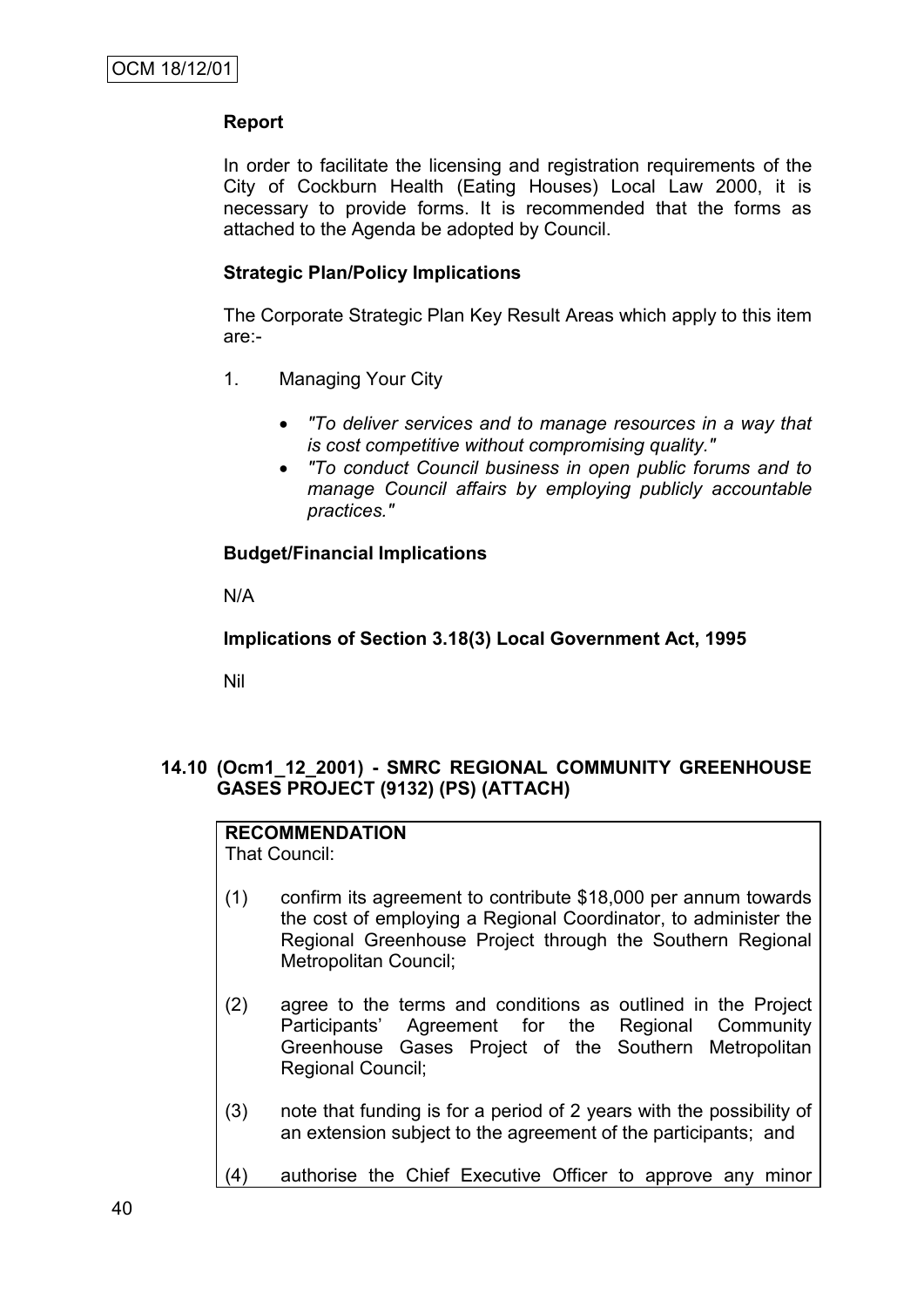### Report

In order to facilitate the licensing and registration requirements of the City of Cockburn Health (Eating Houses) Local Law 2000, it is necessary to provide forms. It is recommended that the forms as attached to the Agenda be adopted by Council.

### Strategic Plan/Policy Implications

The Corporate Strategic Plan Key Result Areas which apply to this item are:-

1. Managing Your City

   - *"To deliver services and to manage resources in a way that is cost competitive without compromising quality."*
   - *"To conduct Council business in open public forums and to manage Council affairs by employing publicly accountable practices."*

### Budget/Financial Implications

N/A

### Implications of Section 3.18(3) Local Government Act, 1995

Nil

## 14.10 (Ocm1_12_2001) - SMRC REGIONAL COMMUNITY GREENHOUSE GASES PROJECT (9132) (PS) (ATTACH)

**RECOMMENDATION**
That Council:

(1) confirm its agreement to contribute $18,000 per annum towards the cost of employing a Regional Coordinator, to administer the Regional Greenhouse Project through the Southern Regional Metropolitan Council;

(2) agree to the terms and conditions as outlined in the Project Participants' Agreement for the Regional Community Greenhouse Gases Project of the Southern Metropolitan Regional Council;

(3) note that funding is for a period of 2 years with the possibility of an extension subject to the agreement of the participants; and

(4) authorise the Chief Executive Officer to approve any minor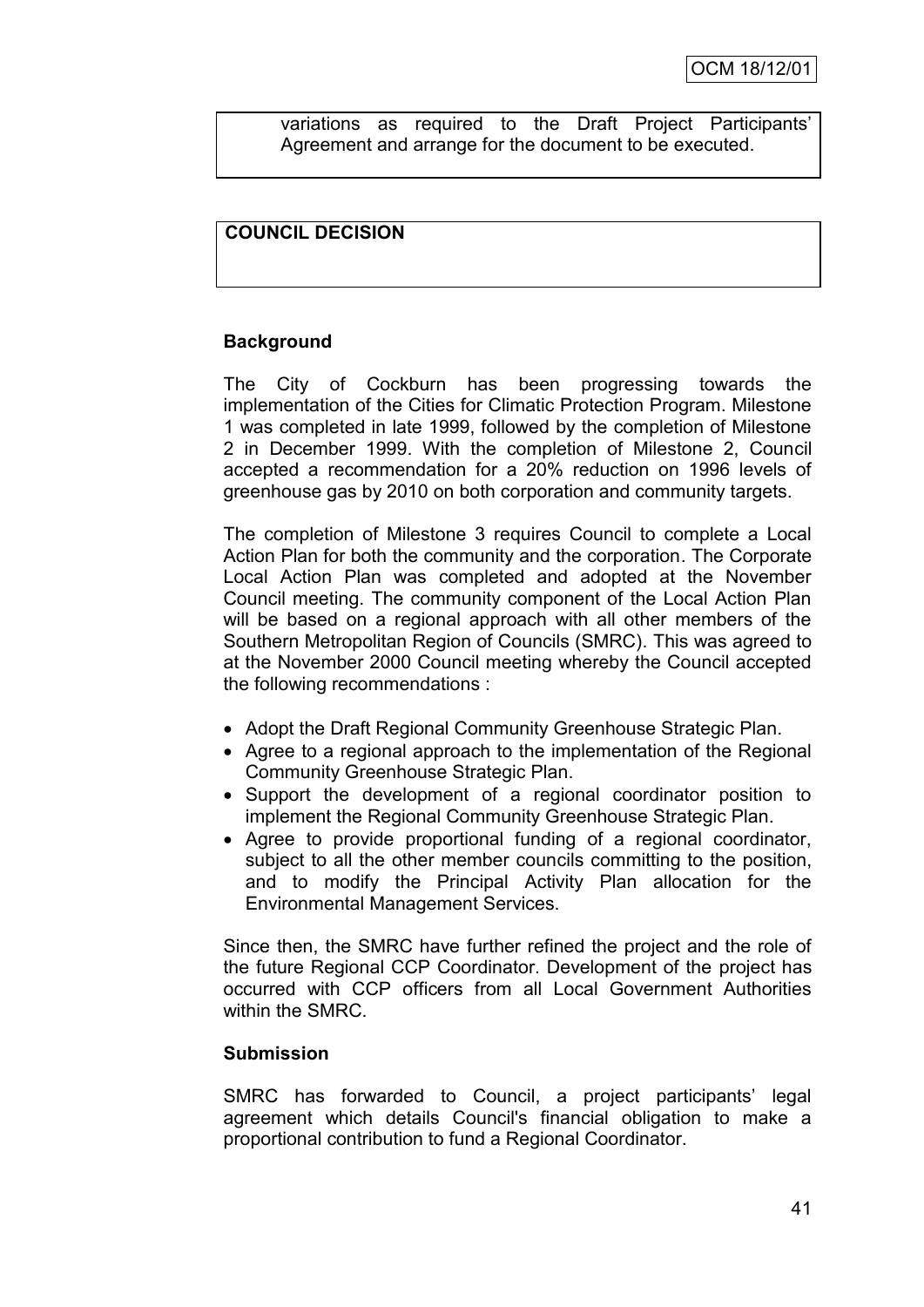variations as required to the Draft Project Participants' Agreement and arrange for the document to be executed.

**COUNCIL DECISION**

## Background

The City of Cockburn has been progressing towards the implementation of the Cities for Climatic Protection Program. Milestone 1 was completed in late 1999, followed by the completion of Milestone 2 in December 1999. With the completion of Milestone 2, Council accepted a recommendation for a 20% reduction on 1996 levels of greenhouse gas by 2010 on both corporation and community targets.

The completion of Milestone 3 requires Council to complete a Local Action Plan for both the community and the corporation. The Corporate Local Action Plan was completed and adopted at the November Council meeting. The community component of the Local Action Plan will be based on a regional approach with all other members of the Southern Metropolitan Region of Councils (SMRC). This was agreed to at the November 2000 Council meeting whereby the Council accepted the following recommendations :

- Adopt the Draft Regional Community Greenhouse Strategic Plan.
- Agree to a regional approach to the implementation of the Regional Community Greenhouse Strategic Plan.
- Support the development of a regional coordinator position to implement the Regional Community Greenhouse Strategic Plan.
- Agree to provide proportional funding of a regional coordinator, subject to all the other member councils committing to the position, and to modify the Principal Activity Plan allocation for the Environmental Management Services.

Since then, the SMRC have further refined the project and the role of the future Regional CCP Coordinator. Development of the project has occurred with CCP officers from all Local Government Authorities within the SMRC.

## Submission

SMRC has forwarded to Council, a project participants' legal agreement which details Council's financial obligation to make a proportional contribution to fund a Regional Coordinator.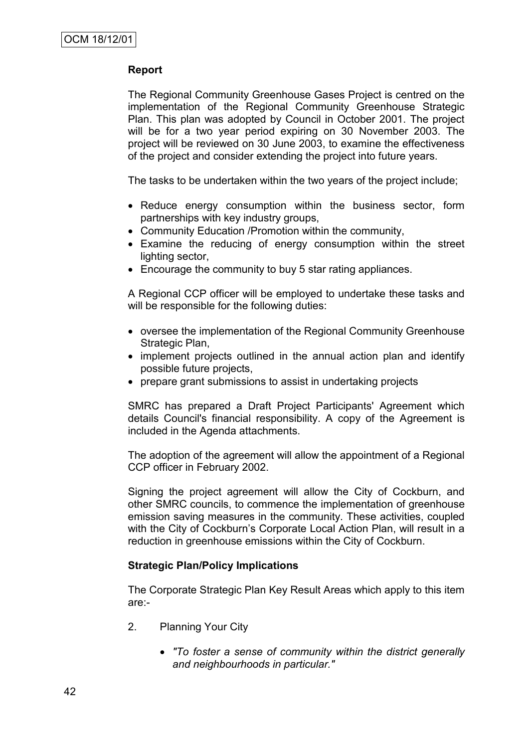**Report**

The Regional Community Greenhouse Gases Project is centred on the implementation of the Regional Community Greenhouse Strategic Plan. This plan was adopted by Council in October 2001. The project will be for a two year period expiring on 30 November 2003. The project will be reviewed on 30 June 2003, to examine the effectiveness of the project and consider extending the project into future years.

The tasks to be undertaken within the two years of the project include;

- Reduce energy consumption within the business sector, form partnerships with key industry groups,
- Community Education /Promotion within the community,
- Examine the reducing of energy consumption within the street lighting sector,
- Encourage the community to buy 5 star rating appliances.

A Regional CCP officer will be employed to undertake these tasks and will be responsible for the following duties:

- oversee the implementation of the Regional Community Greenhouse Strategic Plan,
- implement projects outlined in the annual action plan and identify possible future projects,
- prepare grant submissions to assist in undertaking projects

SMRC has prepared a Draft Project Participants' Agreement which details Council's financial responsibility. A copy of the Agreement is included in the Agenda attachments.

The adoption of the agreement will allow the appointment of a Regional CCP officer in February 2002.

Signing the project agreement will allow the City of Cockburn, and other SMRC councils, to commence the implementation of greenhouse emission saving measures in the community. These activities, coupled with the City of Cockburn's Corporate Local Action Plan, will result in a reduction in greenhouse emissions within the City of Cockburn.

**Strategic Plan/Policy Implications**

The Corporate Strategic Plan Key Result Areas which apply to this item are:-

2. Planning Your City

    - *"To foster a sense of community within the district generally and neighbourhoods in particular."*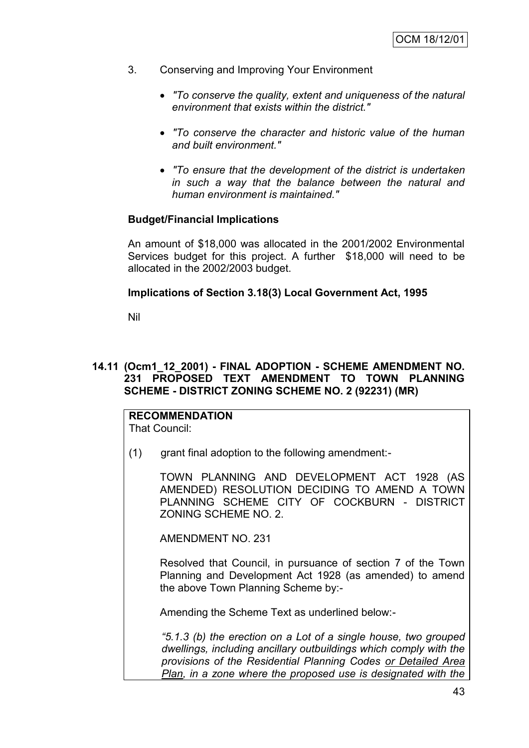3. Conserving and Improving Your Environment

   - *"To conserve the quality, extent and uniqueness of the natural environment that exists within the district."*
   - *"To conserve the character and historic value of the human and built environment."*
   - *"To ensure that the development of the district is undertaken in such a way that the balance between the natural and human environment is maintained."*

**Budget/Financial Implications**

An amount of $18,000 was allocated in the 2001/2002 Environmental Services budget for this project. A further $18,000 will need to be allocated in the 2002/2003 budget.

**Implications of Section 3.18(3) Local Government Act, 1995**

Nil

### 14.11 (Ocm1_12_2001) - FINAL ADOPTION - SCHEME AMENDMENT NO. 231 PROPOSED TEXT AMENDMENT TO TOWN PLANNING SCHEME - DISTRICT ZONING SCHEME NO. 2 (92231) (MR)

**RECOMMENDATION**
That Council:

(1) grant final adoption to the following amendment:-

TOWN PLANNING AND DEVELOPMENT ACT 1928 (AS AMENDED) RESOLUTION DECIDING TO AMEND A TOWN PLANNING SCHEME CITY OF COCKBURN - DISTRICT ZONING SCHEME NO. 2.

AMENDMENT NO. 231

Resolved that Council, in pursuance of section 7 of the Town Planning and Development Act 1928 (as amended) to amend the above Town Planning Scheme by:-

Amending the Scheme Text as underlined below:-

*"5.1.3 (b) the erection on a Lot of a single house, two grouped dwellings, including ancillary outbuildings which comply with the provisions of the Residential Planning Codes <u>or Detailed Area Plan</u>, in a zone where the proposed use is designated with the*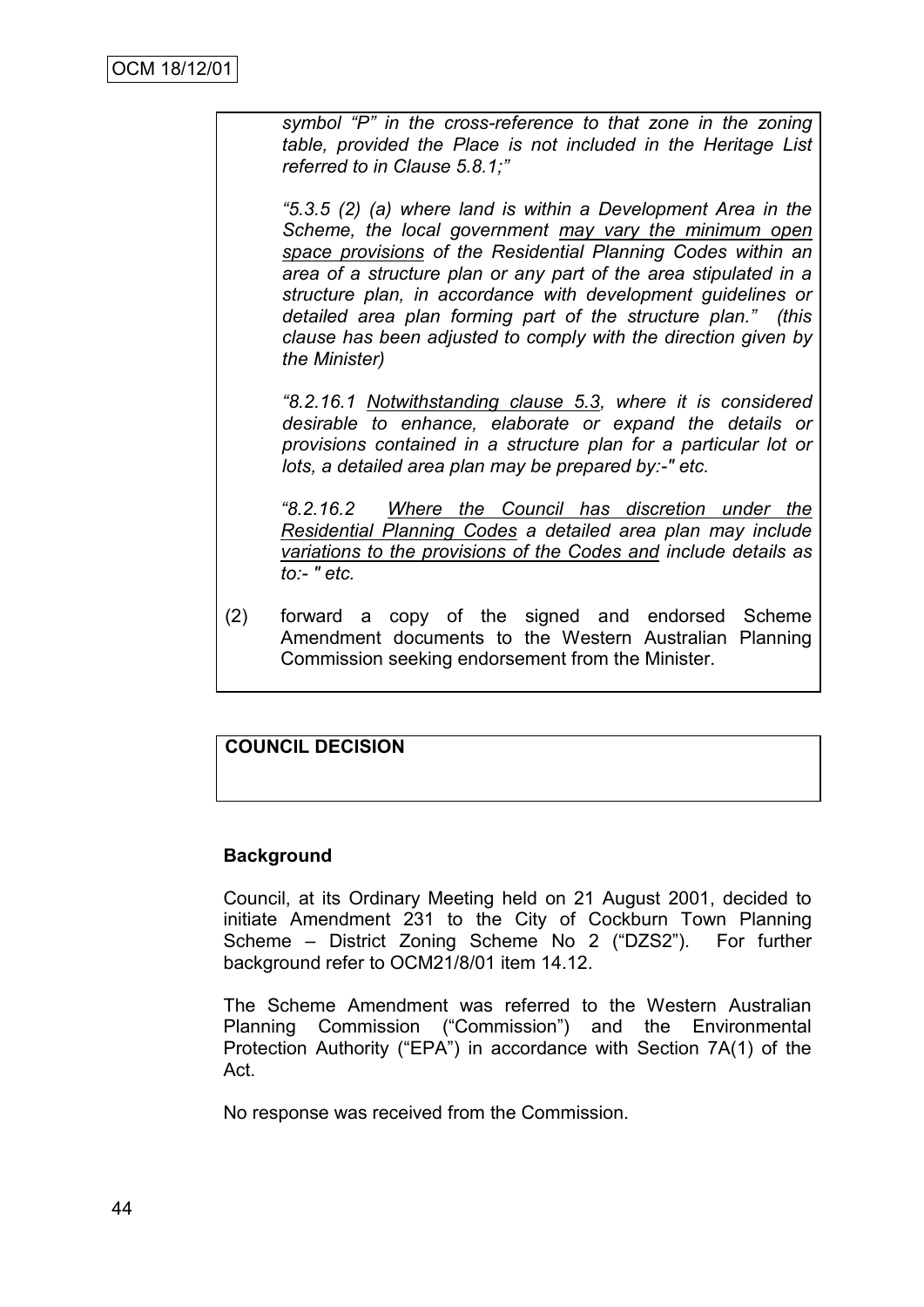*symbol "P" in the cross-reference to that zone in the zoning table, provided the Place is not included in the Heritage List referred to in Clause 5.8.1;"*

*"5.3.5 (2) (a) where land is within a Development Area in the Scheme, the local government <u>may vary the minimum open space provisions</u> of the Residential Planning Codes within an area of a structure plan or any part of the area stipulated in a structure plan, in accordance with development guidelines or detailed area plan forming part of the structure plan." (this clause has been adjusted to comply with the direction given by the Minister)*

*"8.2.16.1 <u>Notwithstanding clause 5.3</u>, where it is considered desirable to enhance, elaborate or expand the details or provisions contained in a structure plan for a particular lot or lots, a detailed area plan may be prepared by:-" etc.*

*"8.2.16.2 <u>Where the Council has discretion under the Residential Planning Codes</u> a detailed area plan may include <u>variations to the provisions of the Codes and</u> include details as to:- " etc.*

(2) forward a copy of the signed and endorsed Scheme Amendment documents to the Western Australian Planning Commission seeking endorsement from the Minister.

**COUNCIL DECISION**

**Background**

Council, at its Ordinary Meeting held on 21 August 2001, decided to initiate Amendment 231 to the City of Cockburn Town Planning Scheme – District Zoning Scheme No 2 ("DZS2"). For further background refer to OCM21/8/01 item 14.12.

The Scheme Amendment was referred to the Western Australian Planning Commission ("Commission") and the Environmental Protection Authority ("EPA") in accordance with Section 7A(1) of the Act.

No response was received from the Commission.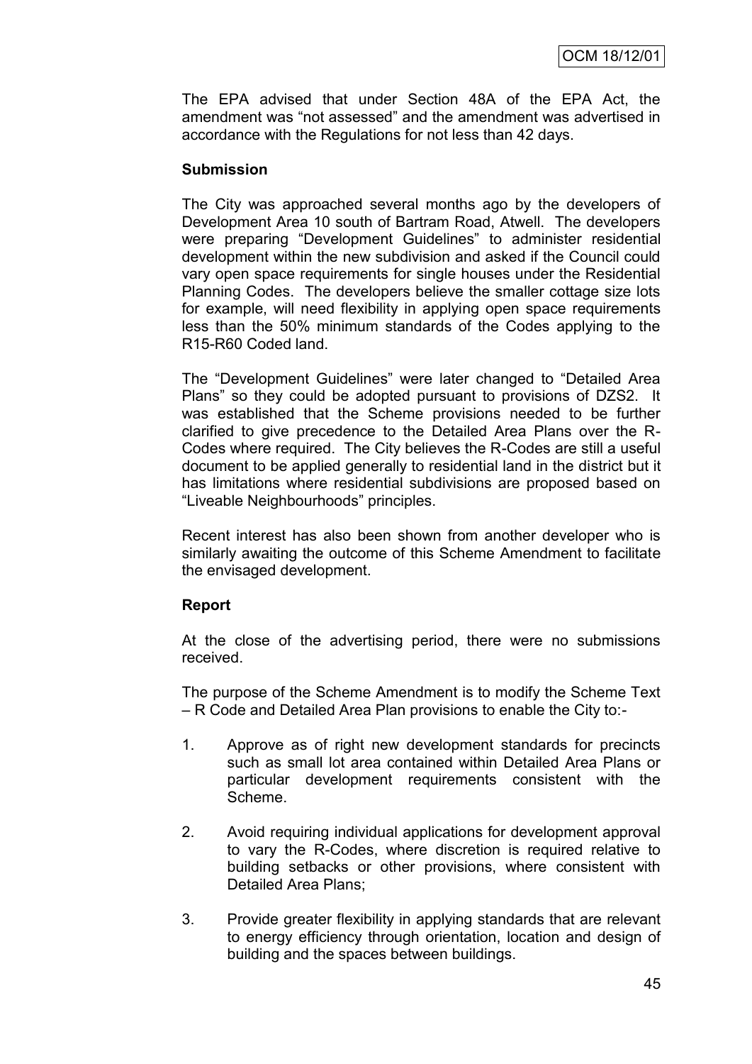The EPA advised that under Section 48A of the EPA Act, the amendment was "not assessed" and the amendment was advertised in accordance with the Regulations for not less than 42 days.

**Submission**

The City was approached several months ago by the developers of Development Area 10 south of Bartram Road, Atwell. The developers were preparing "Development Guidelines" to administer residential development within the new subdivision and asked if the Council could vary open space requirements for single houses under the Residential Planning Codes. The developers believe the smaller cottage size lots for example, will need flexibility in applying open space requirements less than the 50% minimum standards of the Codes applying to the R15-R60 Coded land.

The "Development Guidelines" were later changed to "Detailed Area Plans" so they could be adopted pursuant to provisions of DZS2. It was established that the Scheme provisions needed to be further clarified to give precedence to the Detailed Area Plans over the R-Codes where required. The City believes the R-Codes are still a useful document to be applied generally to residential land in the district but it has limitations where residential subdivisions are proposed based on "Liveable Neighbourhoods" principles.

Recent interest has also been shown from another developer who is similarly awaiting the outcome of this Scheme Amendment to facilitate the envisaged development.

**Report**

At the close of the advertising period, there were no submissions received.

The purpose of the Scheme Amendment is to modify the Scheme Text – R Code and Detailed Area Plan provisions to enable the City to:-

1. Approve as of right new development standards for precincts such as small lot area contained within Detailed Area Plans or particular development requirements consistent with the Scheme.

2. Avoid requiring individual applications for development approval to vary the R-Codes, where discretion is required relative to building setbacks or other provisions, where consistent with Detailed Area Plans;

3. Provide greater flexibility in applying standards that are relevant to energy efficiency through orientation, location and design of building and the spaces between buildings.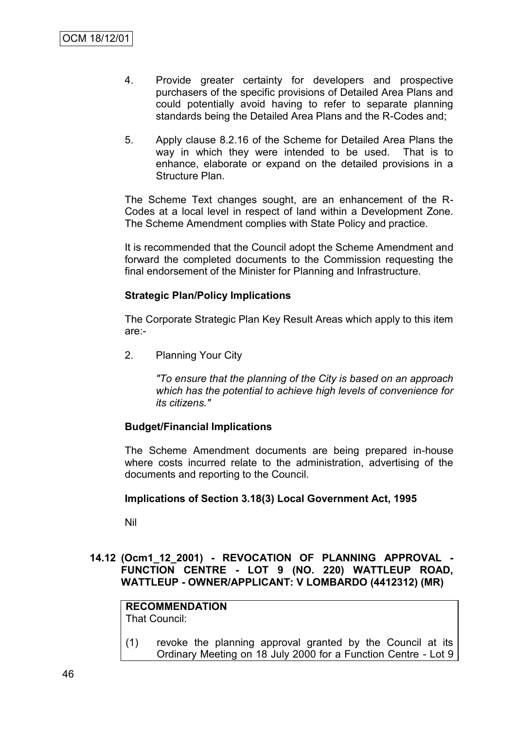4. Provide greater certainty for developers and prospective purchasers of the specific provisions of Detailed Area Plans and could potentially avoid having to refer to separate planning standards being the Detailed Area Plans and the R-Codes and;

5. Apply clause 8.2.16 of the Scheme for Detailed Area Plans the way in which they were intended to be used. That is to enhance, elaborate or expand on the detailed provisions in a Structure Plan.

The Scheme Text changes sought, are an enhancement of the R-Codes at a local level in respect of land within a Development Zone. The Scheme Amendment complies with State Policy and practice.

It is recommended that the Council adopt the Scheme Amendment and forward the completed documents to the Commission requesting the final endorsement of the Minister for Planning and Infrastructure.

**Strategic Plan/Policy Implications**

The Corporate Strategic Plan Key Result Areas which apply to this item are:-

2. Planning Your City

   *"To ensure that the planning of the City is based on an approach which has the potential to achieve high levels of convenience for its citizens."*

**Budget/Financial Implications**

The Scheme Amendment documents are being prepared in-house where costs incurred relate to the administration, advertising of the documents and reporting to the Council.

**Implications of Section 3.18(3) Local Government Act, 1995**

Nil

### 14.12 (Ocm1_12_2001) - REVOCATION OF PLANNING APPROVAL - FUNCTION CENTRE - LOT 9 (NO. 220) WATTLEUP ROAD, WATTLEUP - OWNER/APPLICANT: V LOMBARDO (4412312) (MR)

**RECOMMENDATION**
That Council:

(1) revoke the planning approval granted by the Council at its Ordinary Meeting on 18 July 2000 for a Function Centre - Lot 9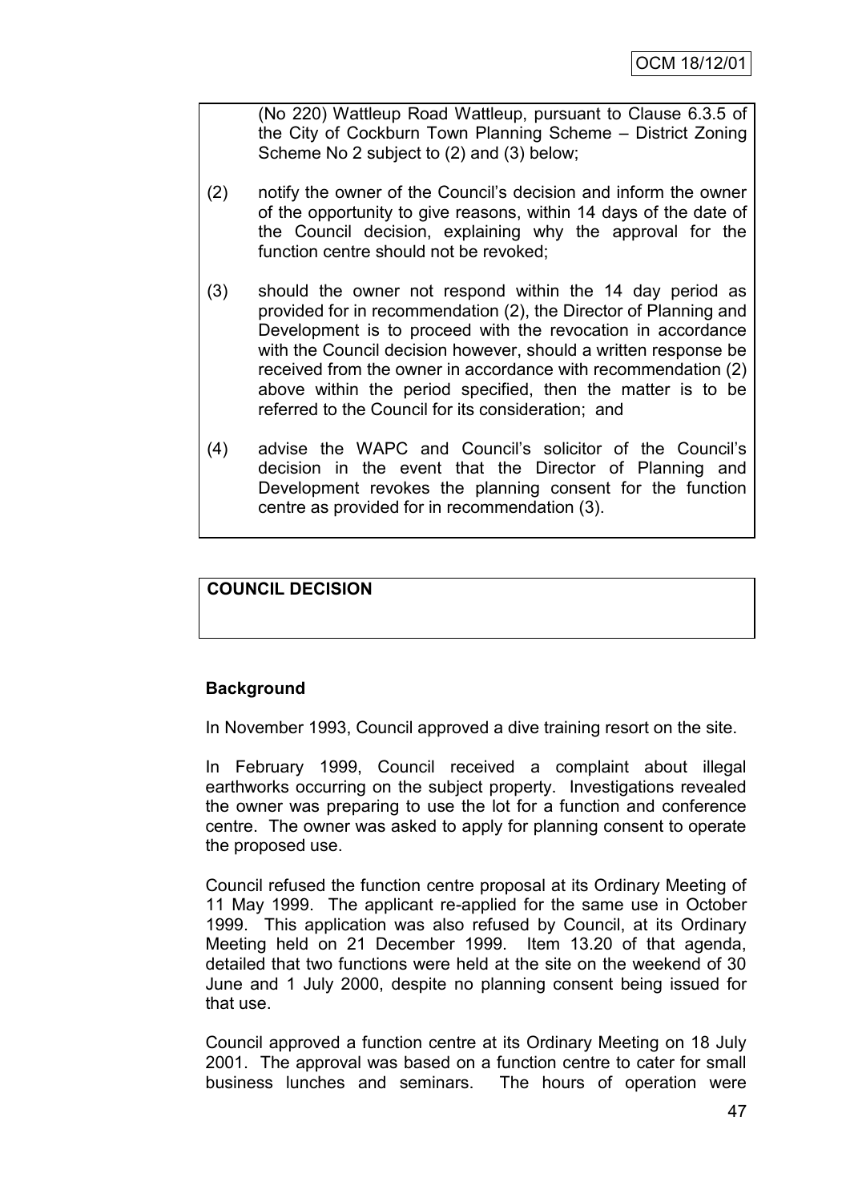(No 220) Wattleup Road Wattleup, pursuant to Clause 6.3.5 of the City of Cockburn Town Planning Scheme – District Zoning Scheme No 2 subject to (2) and (3) below;

(2) notify the owner of the Council's decision and inform the owner of the opportunity to give reasons, within 14 days of the date of the Council decision, explaining why the approval for the function centre should not be revoked;

(3) should the owner not respond within the 14 day period as provided for in recommendation (2), the Director of Planning and Development is to proceed with the revocation in accordance with the Council decision however, should a written response be received from the owner in accordance with recommendation (2) above within the period specified, then the matter is to be referred to the Council for its consideration; and

(4) advise the WAPC and Council's solicitor of the Council's decision in the event that the Director of Planning and Development revokes the planning consent for the function centre as provided for in recommendation (3).

**COUNCIL DECISION**

**Background**

In November 1993, Council approved a dive training resort on the site.

In February 1999, Council received a complaint about illegal earthworks occurring on the subject property. Investigations revealed the owner was preparing to use the lot for a function and conference centre. The owner was asked to apply for planning consent to operate the proposed use.

Council refused the function centre proposal at its Ordinary Meeting of 11 May 1999. The applicant re-applied for the same use in October 1999. This application was also refused by Council, at its Ordinary Meeting held on 21 December 1999. Item 13.20 of that agenda, detailed that two functions were held at the site on the weekend of 30 June and 1 July 2000, despite no planning consent being issued for that use.

Council approved a function centre at its Ordinary Meeting on 18 July 2001. The approval was based on a function centre to cater for small business lunches and seminars. The hours of operation were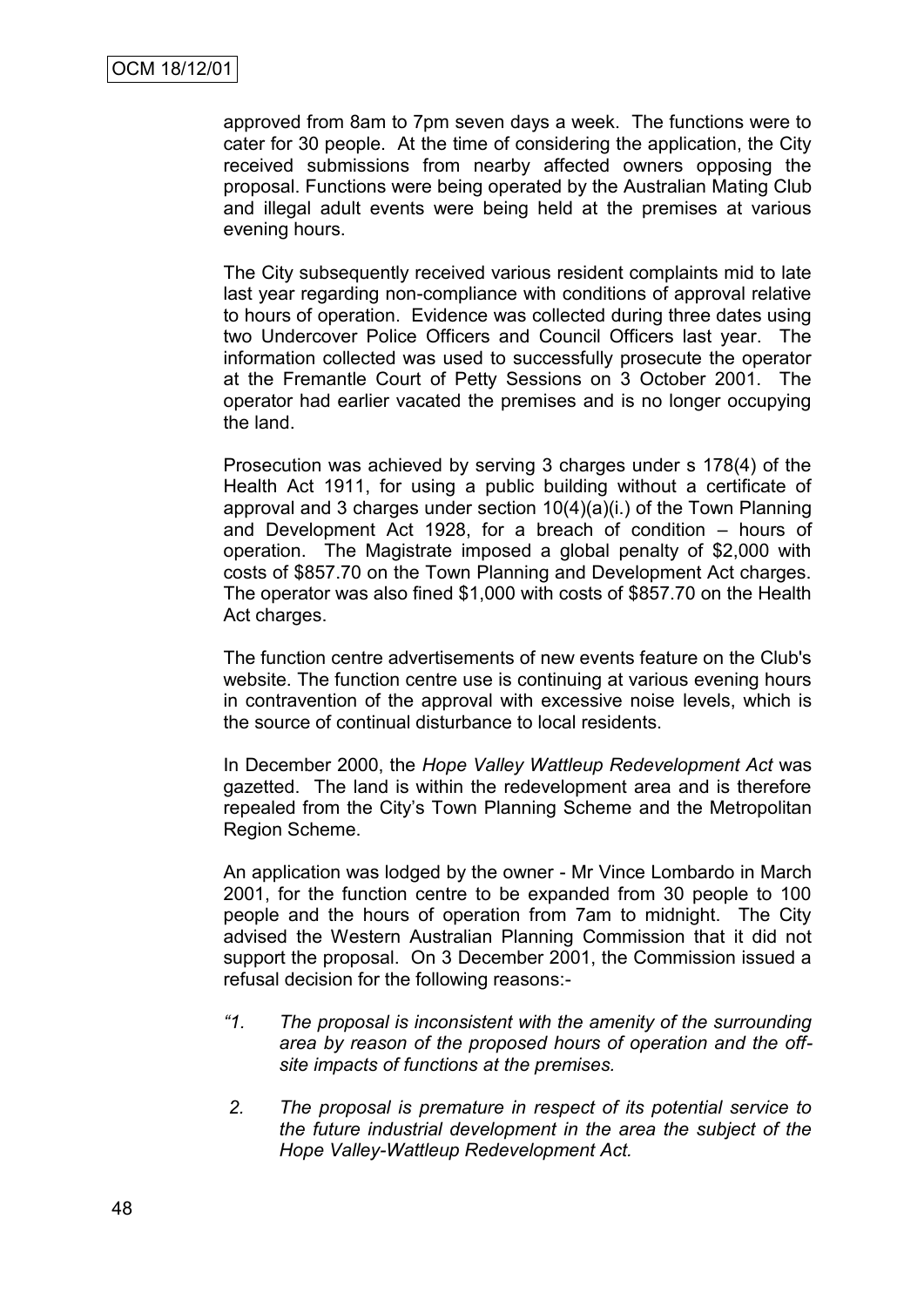approved from 8am to 7pm seven days a week. The functions were to cater for 30 people. At the time of considering the application, the City received submissions from nearby affected owners opposing the proposal. Functions were being operated by the Australian Mating Club and illegal adult events were being held at the premises at various evening hours.

The City subsequently received various resident complaints mid to late last year regarding non-compliance with conditions of approval relative to hours of operation. Evidence was collected during three dates using two Undercover Police Officers and Council Officers last year. The information collected was used to successfully prosecute the operator at the Fremantle Court of Petty Sessions on 3 October 2001. The operator had earlier vacated the premises and is no longer occupying the land.

Prosecution was achieved by serving 3 charges under s 178(4) of the Health Act 1911, for using a public building without a certificate of approval and 3 charges under section 10(4)(a)(i.) of the Town Planning and Development Act 1928, for a breach of condition – hours of operation. The Magistrate imposed a global penalty of $2,000 with costs of $857.70 on the Town Planning and Development Act charges. The operator was also fined $1,000 with costs of $857.70 on the Health Act charges.

The function centre advertisements of new events feature on the Club's website. The function centre use is continuing at various evening hours in contravention of the approval with excessive noise levels, which is the source of continual disturbance to local residents.

In December 2000, the *Hope Valley Wattleup Redevelopment Act* was gazetted. The land is within the redevelopment area and is therefore repealed from the City's Town Planning Scheme and the Metropolitan Region Scheme.

An application was lodged by the owner - Mr Vince Lombardo in March 2001, for the function centre to be expanded from 30 people to 100 people and the hours of operation from 7am to midnight. The City advised the Western Australian Planning Commission that it did not support the proposal. On 3 December 2001, the Commission issued a refusal decision for the following reasons:-

*"1. The proposal is inconsistent with the amenity of the surrounding area by reason of the proposed hours of operation and the off-site impacts of functions at the premises.*

*2. The proposal is premature in respect of its potential service to the future industrial development in the area the subject of the Hope Valley-Wattleup Redevelopment Act.*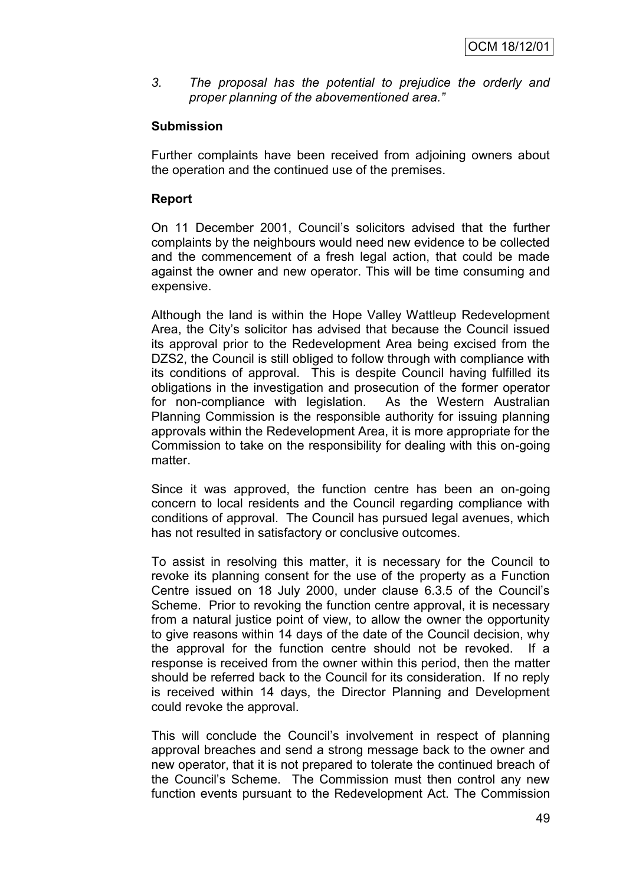3. *The proposal has the potential to prejudice the orderly and proper planning of the abovementioned area."*

**Submission**

Further complaints have been received from adjoining owners about the operation and the continued use of the premises.

**Report**

On 11 December 2001, Council's solicitors advised that the further complaints by the neighbours would need new evidence to be collected and the commencement of a fresh legal action, that could be made against the owner and new operator. This will be time consuming and expensive.

Although the land is within the Hope Valley Wattleup Redevelopment Area, the City's solicitor has advised that because the Council issued its approval prior to the Redevelopment Area being excised from the DZS2, the Council is still obliged to follow through with compliance with its conditions of approval. This is despite Council having fulfilled its obligations in the investigation and prosecution of the former operator for non-compliance with legislation. As the Western Australian Planning Commission is the responsible authority for issuing planning approvals within the Redevelopment Area, it is more appropriate for the Commission to take on the responsibility for dealing with this on-going matter.

Since it was approved, the function centre has been an on-going concern to local residents and the Council regarding compliance with conditions of approval. The Council has pursued legal avenues, which has not resulted in satisfactory or conclusive outcomes.

To assist in resolving this matter, it is necessary for the Council to revoke its planning consent for the use of the property as a Function Centre issued on 18 July 2000, under clause 6.3.5 of the Council's Scheme. Prior to revoking the function centre approval, it is necessary from a natural justice point of view, to allow the owner the opportunity to give reasons within 14 days of the date of the Council decision, why the approval for the function centre should not be revoked. If a response is received from the owner within this period, then the matter should be referred back to the Council for its consideration. If no reply is received within 14 days, the Director Planning and Development could revoke the approval.

This will conclude the Council's involvement in respect of planning approval breaches and send a strong message back to the owner and new operator, that it is not prepared to tolerate the continued breach of the Council's Scheme. The Commission must then control any new function events pursuant to the Redevelopment Act. The Commission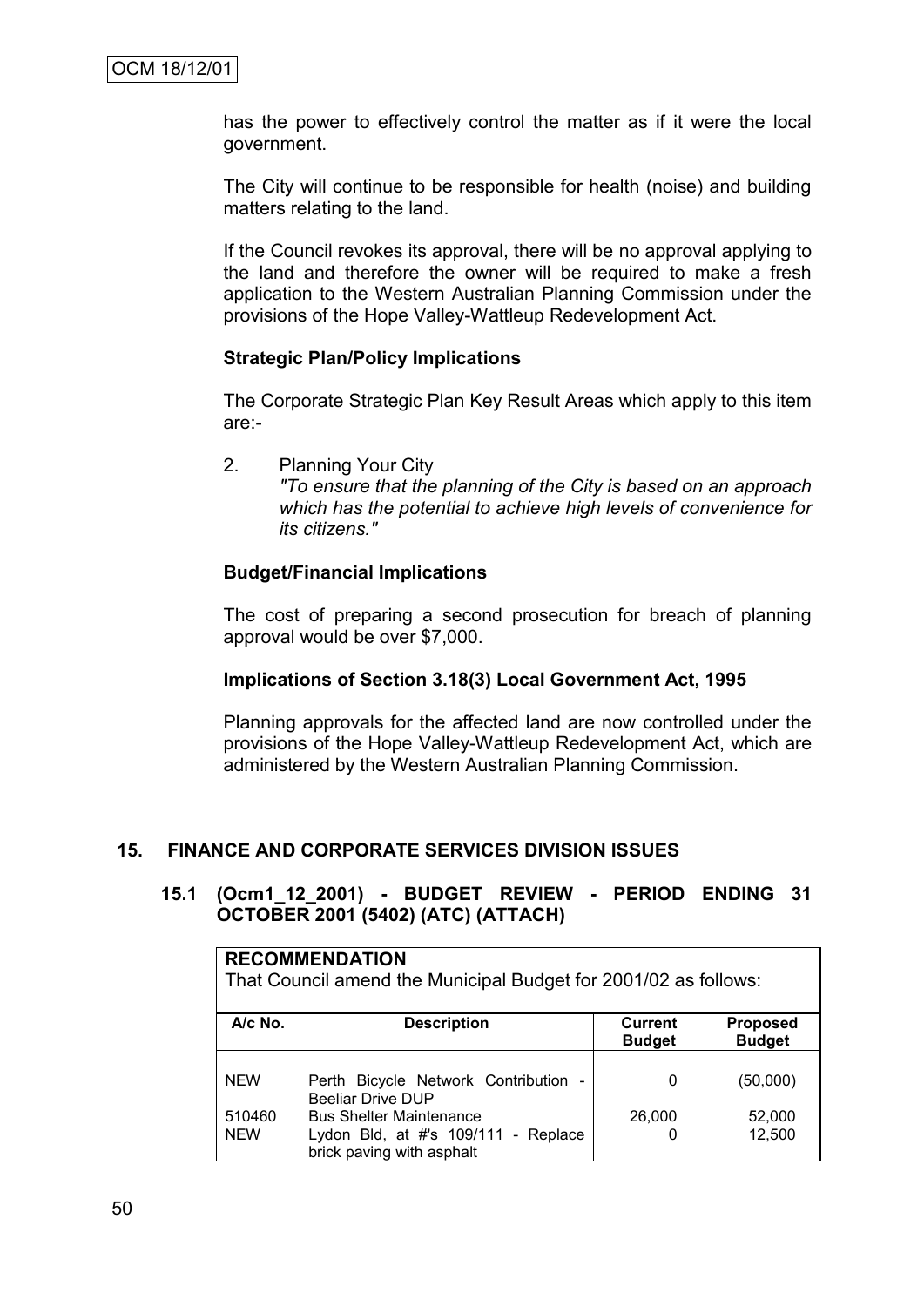has the power to effectively control the matter as if it were the local government.

The City will continue to be responsible for health (noise) and building matters relating to the land.

If the Council revokes its approval, there will be no approval applying to the land and therefore the owner will be required to make a fresh application to the Western Australian Planning Commission under the provisions of the Hope Valley-Wattleup Redevelopment Act.

**Strategic Plan/Policy Implications**

The Corporate Strategic Plan Key Result Areas which apply to this item are:-

2. Planning Your City
   *"To ensure that the planning of the City is based on an approach which has the potential to achieve high levels of convenience for its citizens."*

**Budget/Financial Implications**

The cost of preparing a second prosecution for breach of planning approval would be over $7,000.

**Implications of Section 3.18(3) Local Government Act, 1995**

Planning approvals for the affected land are now controlled under the provisions of the Hope Valley-Wattleup Redevelopment Act, which are administered by the Western Australian Planning Commission.

## 15. FINANCE AND CORPORATE SERVICES DIVISION ISSUES

### 15.1 (Ocm1_12_2001) - BUDGET REVIEW - PERIOD ENDING 31 OCTOBER 2001 (5402) (ATC) (ATTACH)

**RECOMMENDATION**
That Council amend the Municipal Budget for 2001/02 as follows:

| A/c No. | Description | Current Budget | Proposed Budget |
|---|---|---|---|
| NEW | Perth Bicycle Network Contribution - Beeliar Drive DUP | 0 | (50,000) |
| 510460 | Bus Shelter Maintenance | 26,000 | 52,000 |
| NEW | Lydon Bld, at #'s 109/111 - Replace brick paving with asphalt | 0 | 12,500 |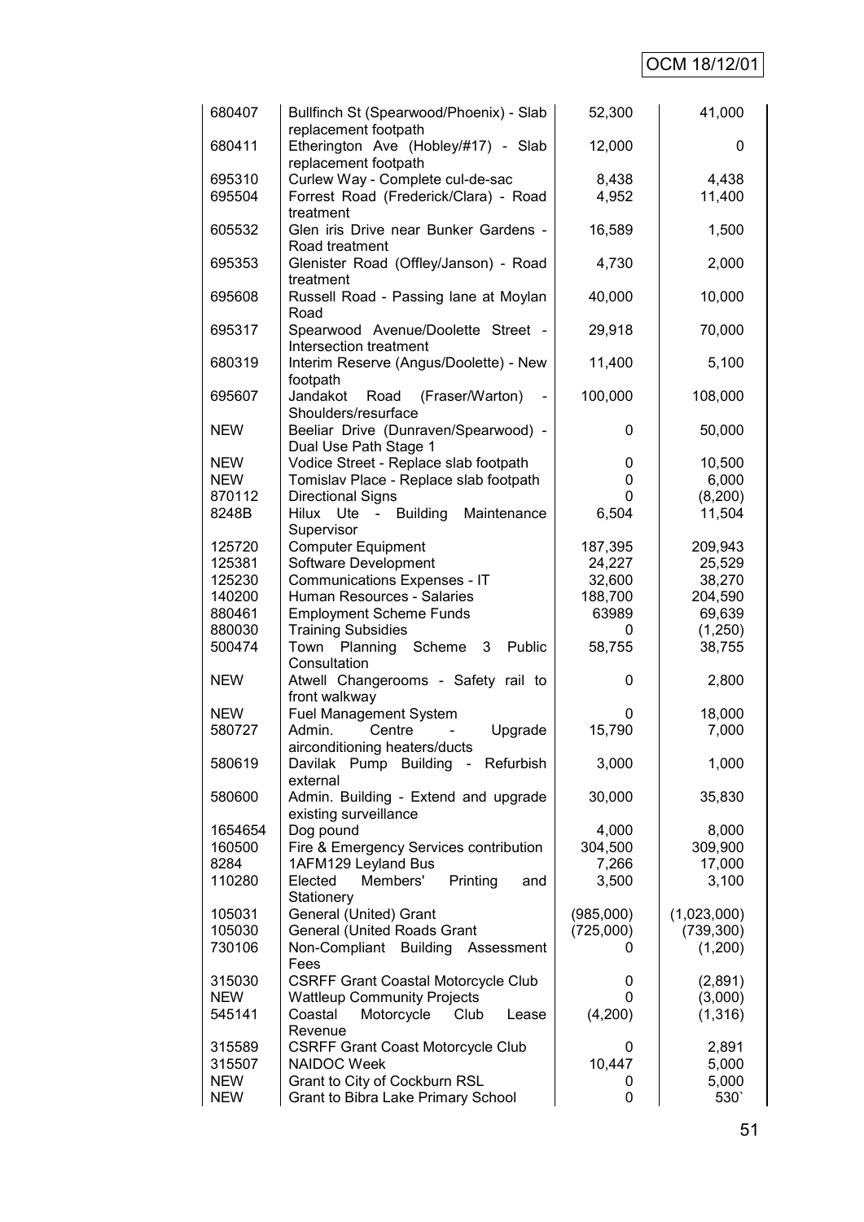| | | | |
|---|---|---|---|
| 680407 | Bullfinch St (Spearwood/Phoenix) - Slab replacement footpath | 52,300 | 41,000 |
| 680411 | Etherington Ave (Hobley/#17) - Slab replacement footpath | 12,000 | 0 |
| 695310 | Curlew Way - Complete cul-de-sac | 8,438 | 4,438 |
| 695504 | Forrest Road (Frederick/Clara) - Road treatment | 4,952 | 11,400 |
| 605532 | Glen iris Drive near Bunker Gardens - Road treatment | 16,589 | 1,500 |
| 695353 | Glenister Road (Offley/Janson) - Road treatment | 4,730 | 2,000 |
| 695608 | Russell Road - Passing lane at Moylan Road | 40,000 | 10,000 |
| 695317 | Spearwood Avenue/Doolette Street - Intersection treatment | 29,918 | 70,000 |
| 680319 | Interim Reserve (Angus/Doolette) - New footpath | 11,400 | 5,100 |
| 695607 | Jandakot Road (Fraser/Warton) - Shoulders/resurface | 100,000 | 108,000 |
| NEW | Beeliar Drive (Dunraven/Spearwood) - Dual Use Path Stage 1 | 0 | 50,000 |
| NEW | Vodice Street - Replace slab footpath | 0 | 10,500 |
| NEW | Tomislav Place - Replace slab footpath | 0 | 6,000 |
| 870112 | Directional Signs | 0 | (8,200) |
| 8248B | Hilux Ute - Building Maintenance Supervisor | 6,504 | 11,504 |
| 125720 | Computer Equipment | 187,395 | 209,943 |
| 125381 | Software Development | 24,227 | 25,529 |
| 125230 | Communications Expenses - IT | 32,600 | 38,270 |
| 140200 | Human Resources - Salaries | 188,700 | 204,590 |
| 880461 | Employment Scheme Funds | 63989 | 69,639 |
| 880030 | Training Subsidies | 0 | (1,250) |
| 500474 | Town Planning Scheme 3 Public Consultation | 58,755 | 38,755 |
| NEW | Atwell Changerooms - Safety rail to front walkway | 0 | 2,800 |
| NEW | Fuel Management System | 0 | 18,000 |
| 580727 | Admin. Centre - Upgrade airconditioning heaters/ducts | 15,790 | 7,000 |
| 580619 | Davilak Pump Building - Refurbish external | 3,000 | 1,000 |
| 580600 | Admin. Building - Extend and upgrade existing surveillance | 30,000 | 35,830 |
| 1654654 | Dog pound | 4,000 | 8,000 |
| 160500 | Fire & Emergency Services contribution | 304,500 | 309,900 |
| 8284 | 1AFM129 Leyland Bus | 7,266 | 17,000 |
| 110280 | Elected Members' Printing and Stationery | 3,500 | 3,100 |
| 105031 | General (United) Grant | (985,000) | (1,023,000) |
| 105030 | General (United Roads Grant | (725,000) | (739,300) |
| 730106 | Non-Compliant Building Assessment Fees | 0 | (1,200) |
| 315030 | CSRFF Grant Coastal Motorcycle Club | 0 | (2,891) |
| NEW | Wattleup Community Projects | 0 | (3,000) |
| 545141 | Coastal Motorcycle Club Lease Revenue | (4,200) | (1,316) |
| 315589 | CSRFF Grant Coast Motorcycle Club | 0 | 2,891 |
| 315507 | NAIDOC Week | 10,447 | 5,000 |
| NEW | Grant to City of Cockburn RSL | 0 | 5,000 |
| NEW | Grant to Bibra Lake Primary School | 0 | 530` |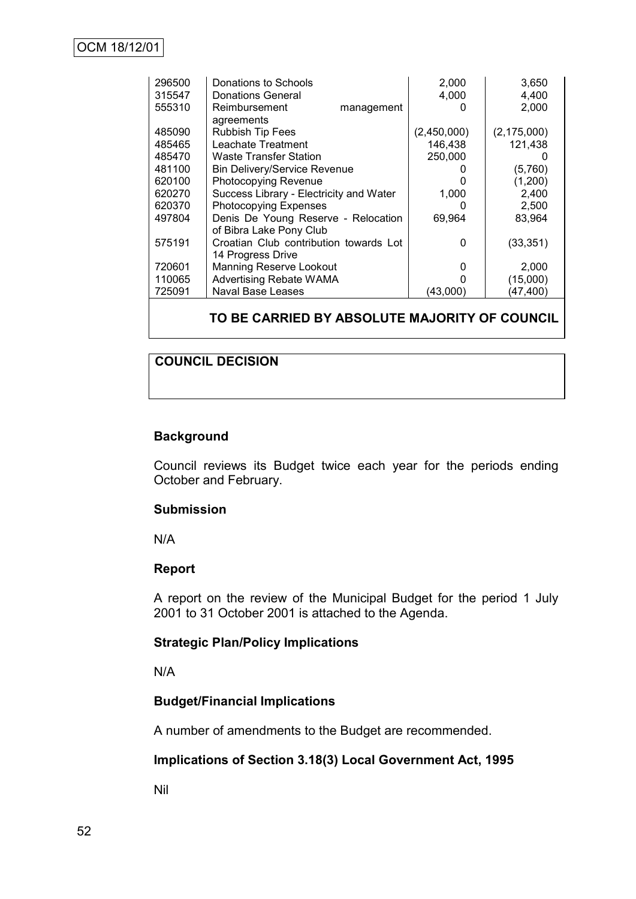| | | | |
|---|---|---|---|
| 296500 | Donations to Schools | 2,000 | 3,650 |
| 315547 | Donations General | 4,000 | 4,400 |
| 555310 | Reimbursement management agreements | 0 | 2,000 |
| 485090 | Rubbish Tip Fees | (2,450,000) | (2,175,000) |
| 485465 | Leachate Treatment | 146,438 | 121,438 |
| 485470 | Waste Transfer Station | 250,000 | 0 |
| 481100 | Bin Delivery/Service Revenue | 0 | (5,760) |
| 620100 | Photocopying Revenue | 0 | (1,200) |
| 620270 | Success Library - Electricity and Water | 1,000 | 2,400 |
| 620370 | Photocopying Expenses | 0 | 2,500 |
| 497804 | Denis De Young Reserve - Relocation of Bibra Lake Pony Club | 69,964 | 83,964 |
| 575191 | Croatian Club contribution towards Lot 14 Progress Drive | 0 | (33,351) |
| 720601 | Manning Reserve Lookout | 0 | 2,000 |
| 110065 | Advertising Rebate WAMA | 0 | (15,000) |
| 725091 | Naval Base Leases | (43,000) | (47,400) |

**TO BE CARRIED BY ABSOLUTE MAJORITY OF COUNCIL**

**COUNCIL DECISION**

### Background

Council reviews its Budget twice each year for the periods ending October and February.

### Submission

N/A

### Report

A report on the review of the Municipal Budget for the period 1 July 2001 to 31 October 2001 is attached to the Agenda.

### Strategic Plan/Policy Implications

N/A

### Budget/Financial Implications

A number of amendments to the Budget are recommended.

### Implications of Section 3.18(3) Local Government Act, 1995

Nil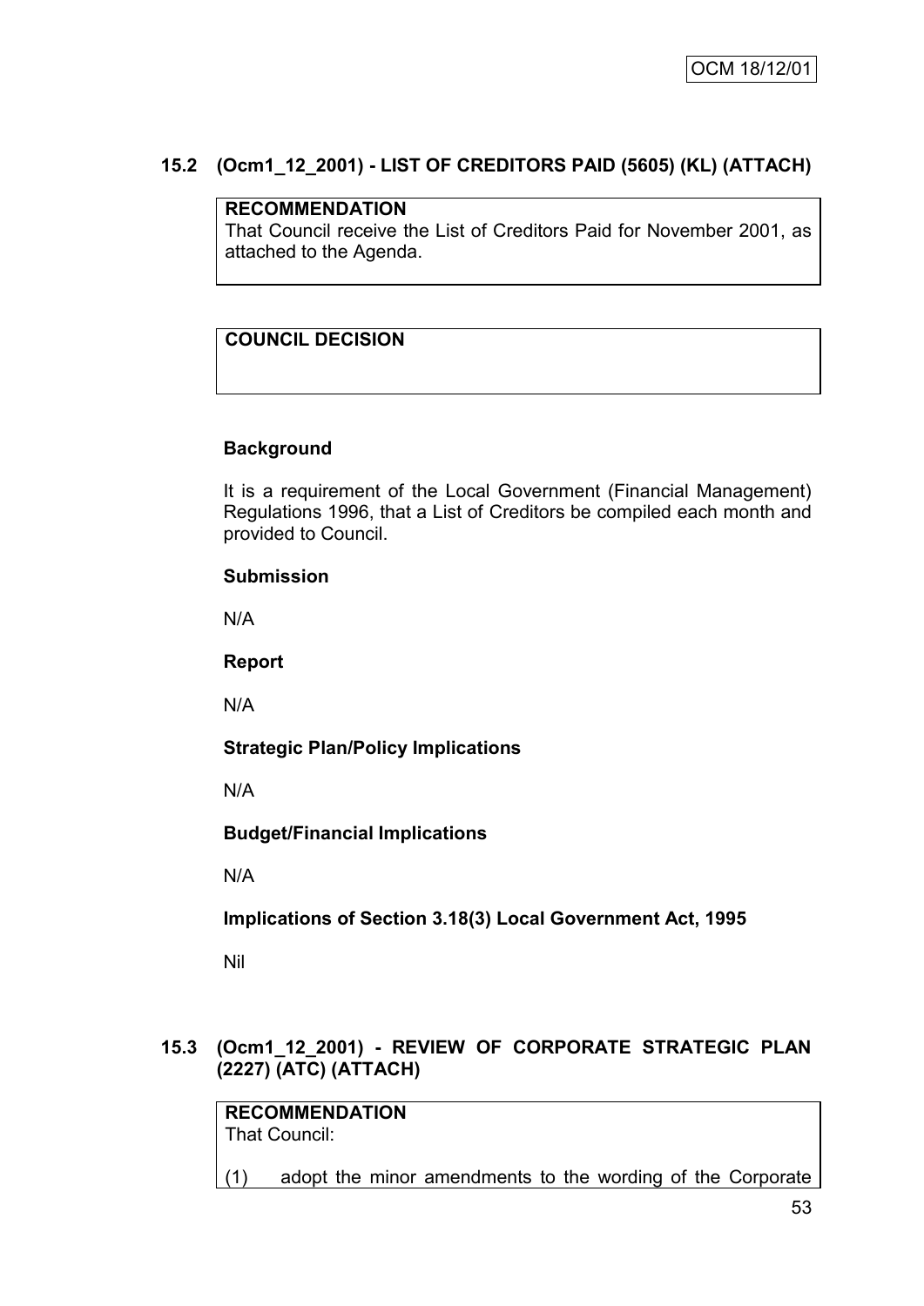## 15.2 (Ocm1_12_2001) - LIST OF CREDITORS PAID (5605) (KL) (ATTACH)

| **RECOMMENDATION** |
| --- |
| That Council receive the List of Creditors Paid for November 2001, as attached to the Agenda. |

| **COUNCIL DECISION** |
| --- |
| |

### Background

It is a requirement of the Local Government (Financial Management) Regulations 1996, that a List of Creditors be compiled each month and provided to Council.

### Submission

N/A

### Report

N/A

### Strategic Plan/Policy Implications

N/A

### Budget/Financial Implications

N/A

### Implications of Section 3.18(3) Local Government Act, 1995

Nil

## 15.3 (Ocm1_12_2001) - REVIEW OF CORPORATE STRATEGIC PLAN (2227) (ATC) (ATTACH)

| **RECOMMENDATION** |
| --- |
| That Council: |
| (1) adopt the minor amendments to the wording of the Corporate |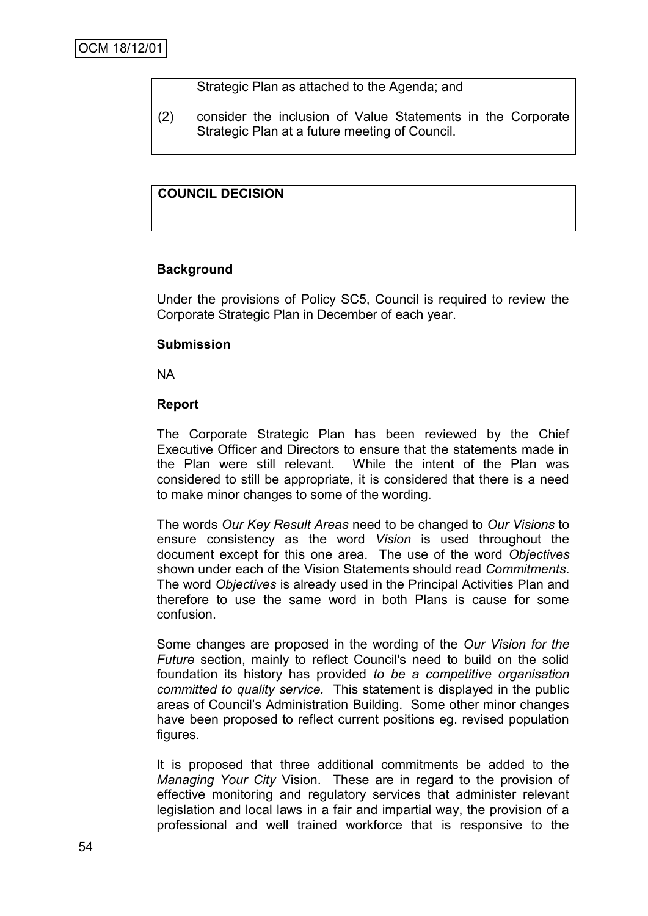OCM 18/12/01

Strategic Plan as attached to the Agenda; and

(2) consider the inclusion of Value Statements in the Corporate Strategic Plan at a future meeting of Council.

**COUNCIL DECISION**

**Background**

Under the provisions of Policy SC5, Council is required to review the Corporate Strategic Plan in December of each year.

**Submission**

NA

**Report**

The Corporate Strategic Plan has been reviewed by the Chief Executive Officer and Directors to ensure that the statements made in the Plan were still relevant. While the intent of the Plan was considered to still be appropriate, it is considered that there is a need to make minor changes to some of the wording.

The words *Our Key Result Areas* need to be changed to *Our Visions* to ensure consistency as the word *Vision* is used throughout the document except for this one area. The use of the word *Objectives* shown under each of the Vision Statements should read *Commitments*. The word *Objectives* is already used in the Principal Activities Plan and therefore to use the same word in both Plans is cause for some confusion.

Some changes are proposed in the wording of the *Our Vision for the Future* section, mainly to reflect Council's need to build on the solid foundation its history has provided *to be a competitive organisation committed to quality service.* This statement is displayed in the public areas of Council's Administration Building. Some other minor changes have been proposed to reflect current positions eg. revised population figures.

It is proposed that three additional commitments be added to the *Managing Your City* Vision. These are in regard to the provision of effective monitoring and regulatory services that administer relevant legislation and local laws in a fair and impartial way, the provision of a professional and well trained workforce that is responsive to the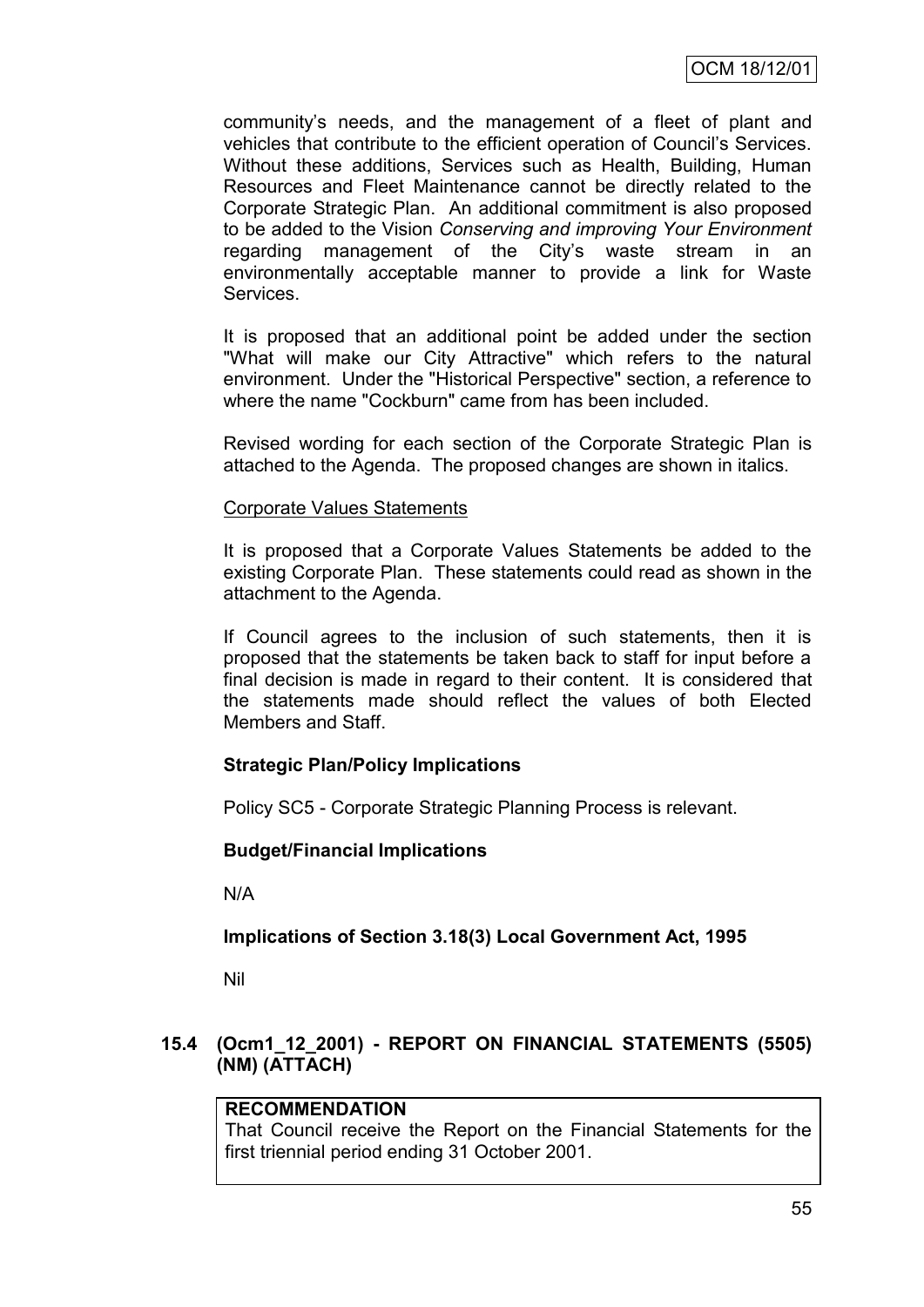community's needs, and the management of a fleet of plant and vehicles that contribute to the efficient operation of Council's Services. Without these additions, Services such as Health, Building, Human Resources and Fleet Maintenance cannot be directly related to the Corporate Strategic Plan. An additional commitment is also proposed to be added to the Vision *Conserving and improving Your Environment* regarding management of the City's waste stream in an environmentally acceptable manner to provide a link for Waste Services.

It is proposed that an additional point be added under the section "What will make our City Attractive" which refers to the natural environment. Under the "Historical Perspective" section, a reference to where the name "Cockburn" came from has been included.

Revised wording for each section of the Corporate Strategic Plan is attached to the Agenda. The proposed changes are shown in italics.

<u>Corporate Values Statements</u>

It is proposed that a Corporate Values Statements be added to the existing Corporate Plan. These statements could read as shown in the attachment to the Agenda.

If Council agrees to the inclusion of such statements, then it is proposed that the statements be taken back to staff for input before a final decision is made in regard to their content. It is considered that the statements made should reflect the values of both Elected Members and Staff.

**Strategic Plan/Policy Implications**

Policy SC5 - Corporate Strategic Planning Process is relevant.

**Budget/Financial Implications**

N/A

**Implications of Section 3.18(3) Local Government Act, 1995**

Nil

### 15.4 (Ocm1_12_2001) - REPORT ON FINANCIAL STATEMENTS (5505) (NM) (ATTACH)

**RECOMMENDATION**
That Council receive the Report on the Financial Statements for the first triennial period ending 31 October 2001.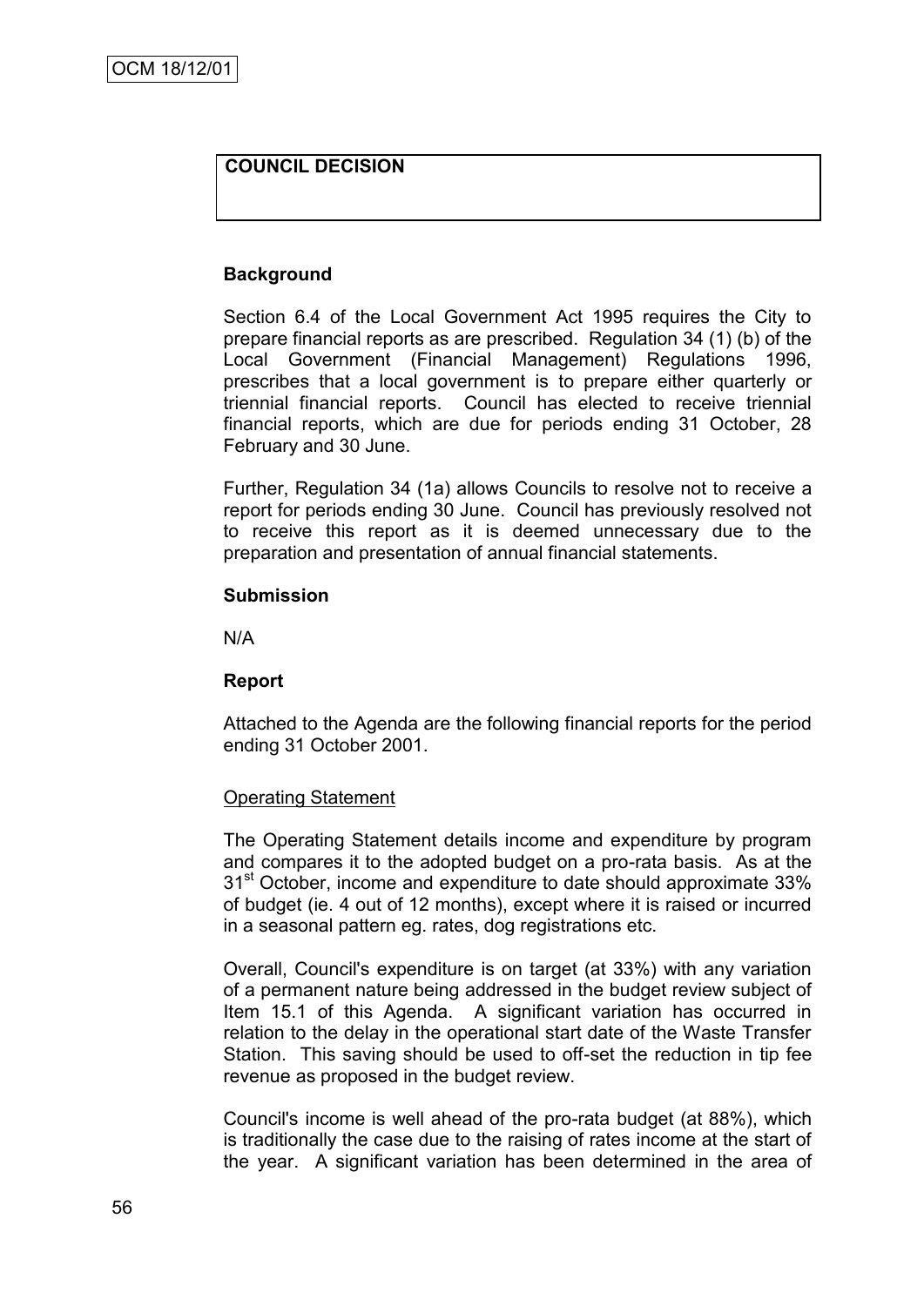OCM 18/12/01

**COUNCIL DECISION**

**Background**

Section 6.4 of the Local Government Act 1995 requires the City to prepare financial reports as are prescribed. Regulation 34 (1) (b) of the Local Government (Financial Management) Regulations 1996, prescribes that a local government is to prepare either quarterly or triennial financial reports. Council has elected to receive triennial financial reports, which are due for periods ending 31 October, 28 February and 30 June.

Further, Regulation 34 (1a) allows Councils to resolve not to receive a report for periods ending 30 June. Council has previously resolved not to receive this report as it is deemed unnecessary due to the preparation and presentation of annual financial statements.

**Submission**

N/A

**Report**

Attached to the Agenda are the following financial reports for the period ending 31 October 2001.

Operating Statement

The Operating Statement details income and expenditure by program and compares it to the adopted budget on a pro-rata basis. As at the 31st October, income and expenditure to date should approximate 33% of budget (ie. 4 out of 12 months), except where it is raised or incurred in a seasonal pattern eg. rates, dog registrations etc.

Overall, Council's expenditure is on target (at 33%) with any variation of a permanent nature being addressed in the budget review subject of Item 15.1 of this Agenda. A significant variation has occurred in relation to the delay in the operational start date of the Waste Transfer Station. This saving should be used to off-set the reduction in tip fee revenue as proposed in the budget review.

Council's income is well ahead of the pro-rata budget (at 88%), which is traditionally the case due to the raising of rates income at the start of the year. A significant variation has been determined in the area of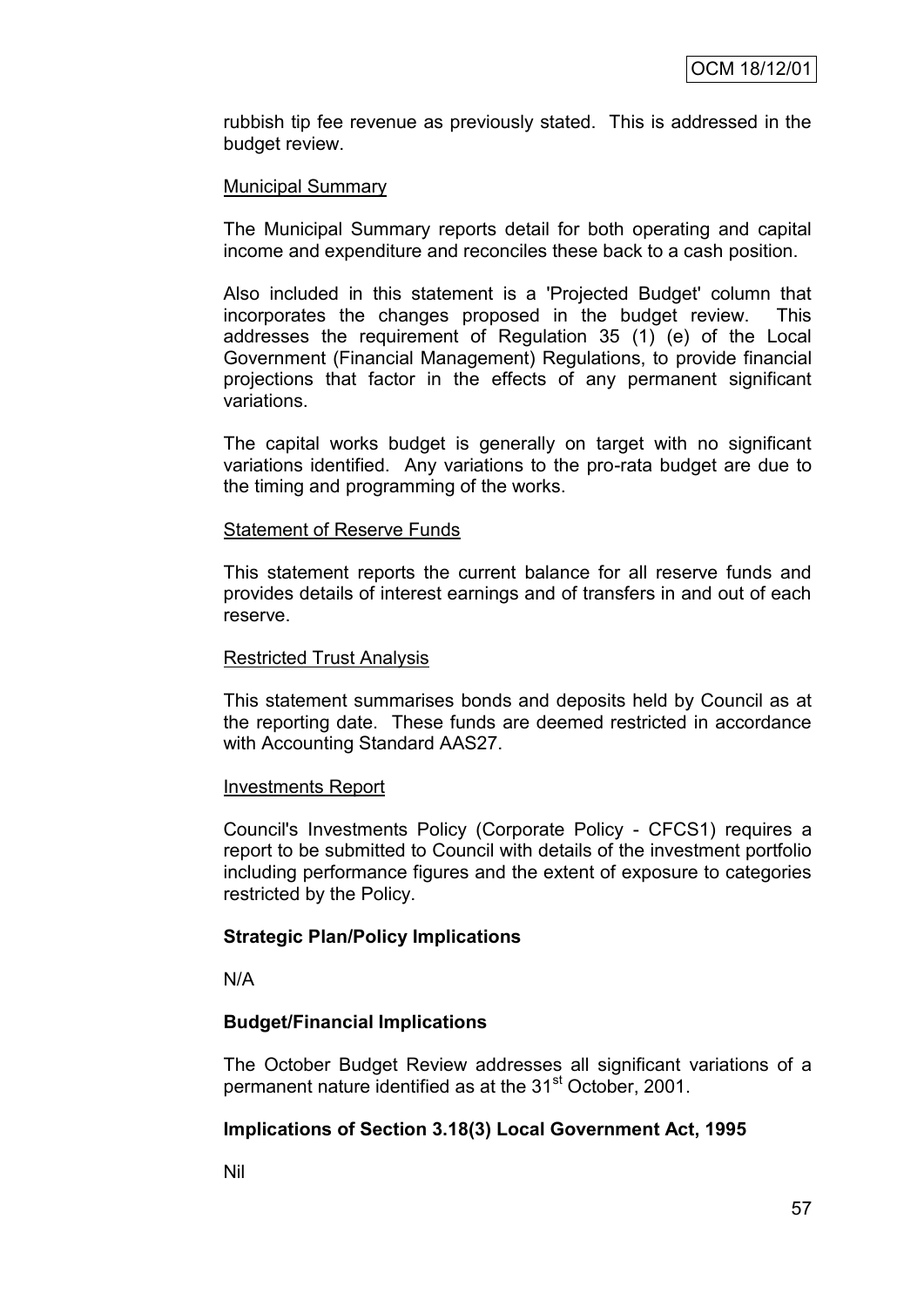rubbish tip fee revenue as previously stated. This is addressed in the budget review.

Municipal Summary

The Municipal Summary reports detail for both operating and capital income and expenditure and reconciles these back to a cash position.

Also included in this statement is a 'Projected Budget' column that incorporates the changes proposed in the budget review. This addresses the requirement of Regulation 35 (1) (e) of the Local Government (Financial Management) Regulations, to provide financial projections that factor in the effects of any permanent significant variations.

The capital works budget is generally on target with no significant variations identified. Any variations to the pro-rata budget are due to the timing and programming of the works.

Statement of Reserve Funds

This statement reports the current balance for all reserve funds and provides details of interest earnings and of transfers in and out of each reserve.

Restricted Trust Analysis

This statement summarises bonds and deposits held by Council as at the reporting date. These funds are deemed restricted in accordance with Accounting Standard AAS27.

Investments Report

Council's Investments Policy (Corporate Policy - CFCS1) requires a report to be submitted to Council with details of the investment portfolio including performance figures and the extent of exposure to categories restricted by the Policy.

**Strategic Plan/Policy Implications**

N/A

**Budget/Financial Implications**

The October Budget Review addresses all significant variations of a permanent nature identified as at the 31st October, 2001.

**Implications of Section 3.18(3) Local Government Act, 1995**

Nil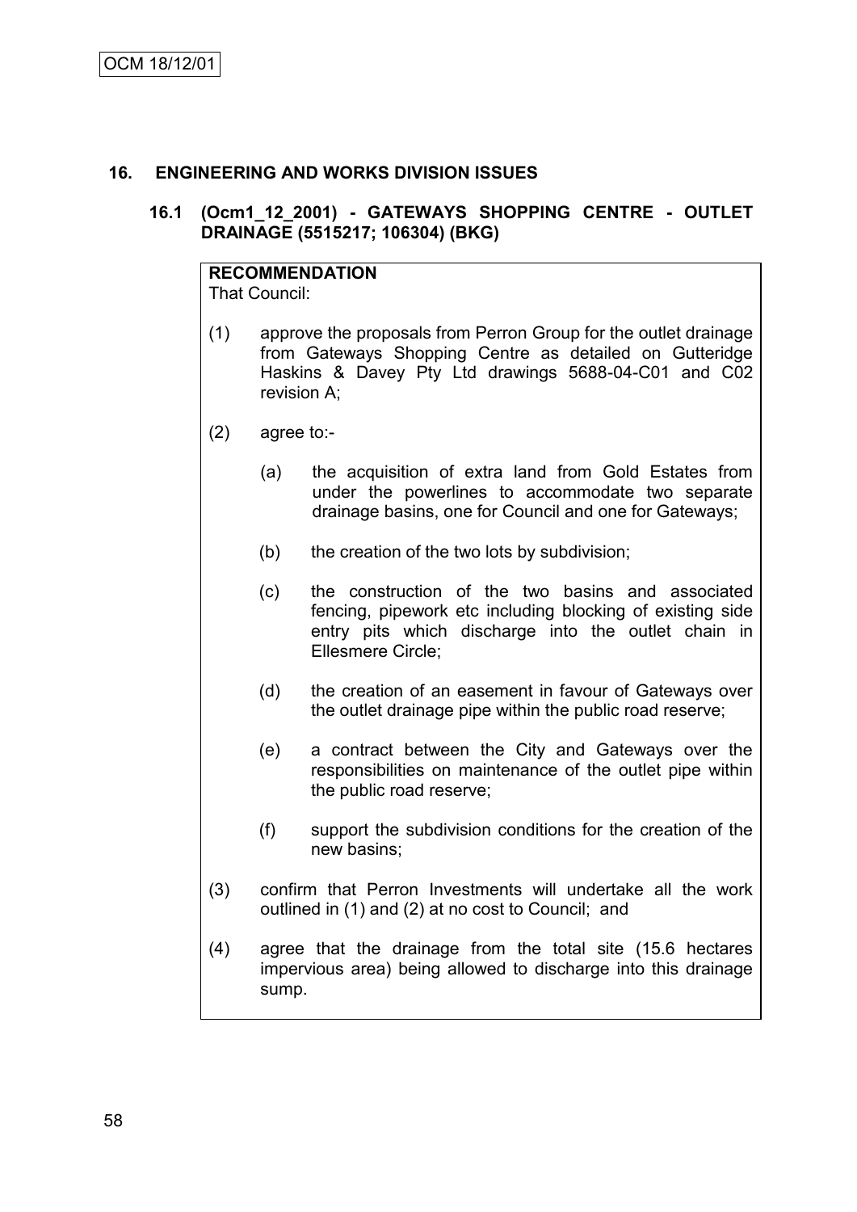## 16. ENGINEERING AND WORKS DIVISION ISSUES

### 16.1 (Ocm1_12_2001) - GATEWAYS SHOPPING CENTRE - OUTLET DRAINAGE (5515217; 106304) (BKG)

**RECOMMENDATION**
That Council:

(1) approve the proposals from Perron Group for the outlet drainage from Gateways Shopping Centre as detailed on Gutteridge Haskins & Davey Pty Ltd drawings 5688-04-C01 and C02 revision A;

(2) agree to:-

(a) the acquisition of extra land from Gold Estates from under the powerlines to accommodate two separate drainage basins, one for Council and one for Gateways;

(b) the creation of the two lots by subdivision;

(c) the construction of the two basins and associated fencing, pipework etc including blocking of existing side entry pits which discharge into the outlet chain in Ellesmere Circle;

(d) the creation of an easement in favour of Gateways over the outlet drainage pipe within the public road reserve;

(e) a contract between the City and Gateways over the responsibilities on maintenance of the outlet pipe within the public road reserve;

(f) support the subdivision conditions for the creation of the new basins;

(3) confirm that Perron Investments will undertake all the work outlined in (1) and (2) at no cost to Council; and

(4) agree that the drainage from the total site (15.6 hectares impervious area) being allowed to discharge into this drainage sump.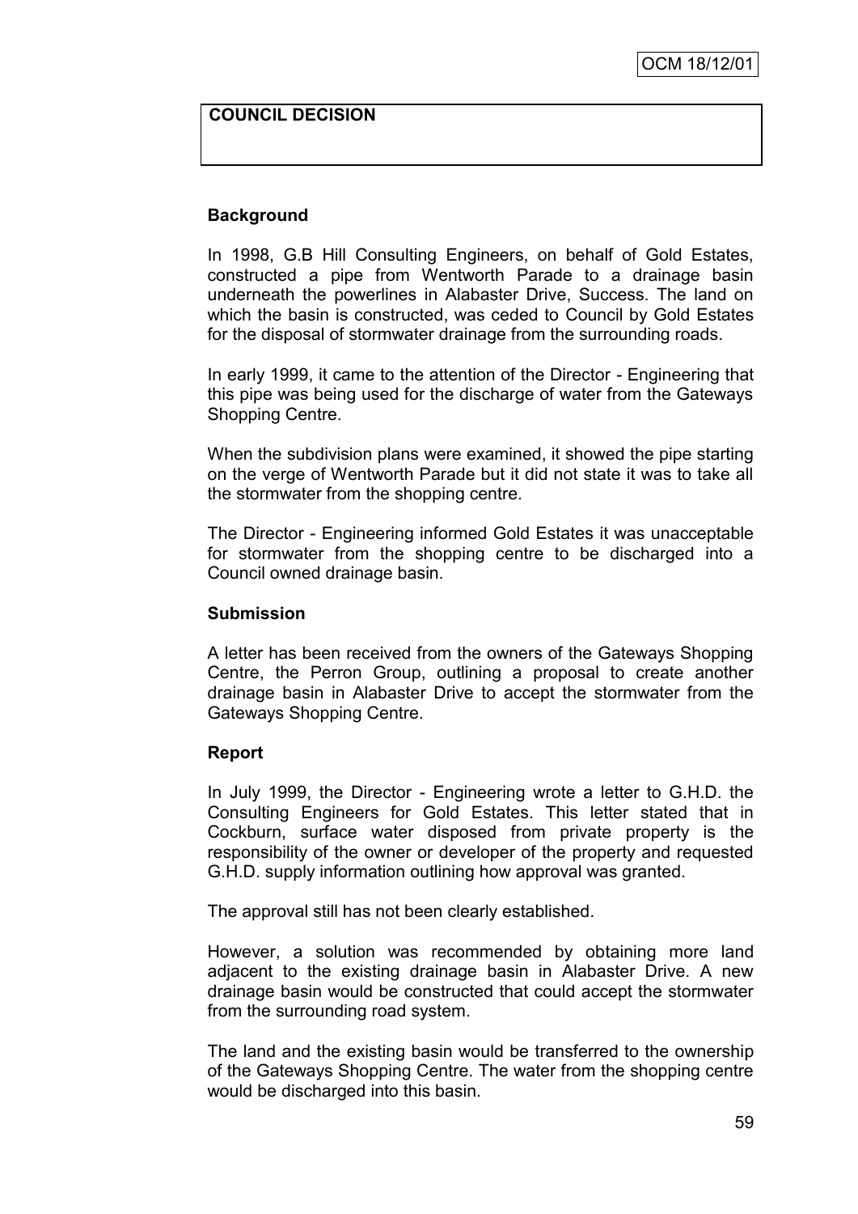**COUNCIL DECISION**

**Background**

In 1998, G.B Hill Consulting Engineers, on behalf of Gold Estates, constructed a pipe from Wentworth Parade to a drainage basin underneath the powerlines in Alabaster Drive, Success. The land on which the basin is constructed, was ceded to Council by Gold Estates for the disposal of stormwater drainage from the surrounding roads.

In early 1999, it came to the attention of the Director - Engineering that this pipe was being used for the discharge of water from the Gateways Shopping Centre.

When the subdivision plans were examined, it showed the pipe starting on the verge of Wentworth Parade but it did not state it was to take all the stormwater from the shopping centre.

The Director - Engineering informed Gold Estates it was unacceptable for stormwater from the shopping centre to be discharged into a Council owned drainage basin.

**Submission**

A letter has been received from the owners of the Gateways Shopping Centre, the Perron Group, outlining a proposal to create another drainage basin in Alabaster Drive to accept the stormwater from the Gateways Shopping Centre.

**Report**

In July 1999, the Director - Engineering wrote a letter to G.H.D. the Consulting Engineers for Gold Estates. This letter stated that in Cockburn, surface water disposed from private property is the responsibility of the owner or developer of the property and requested G.H.D. supply information outlining how approval was granted.

The approval still has not been clearly established.

However, a solution was recommended by obtaining more land adjacent to the existing drainage basin in Alabaster Drive. A new drainage basin would be constructed that could accept the stormwater from the surrounding road system.

The land and the existing basin would be transferred to the ownership of the Gateways Shopping Centre. The water from the shopping centre would be discharged into this basin.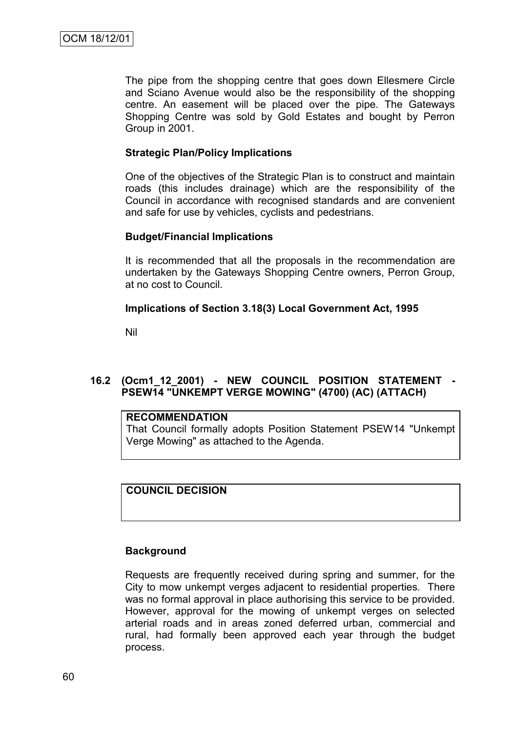The pipe from the shopping centre that goes down Ellesmere Circle and Sciano Avenue would also be the responsibility of the shopping centre. An easement will be placed over the pipe. The Gateways Shopping Centre was sold by Gold Estates and bought by Perron Group in 2001.

**Strategic Plan/Policy Implications**

One of the objectives of the Strategic Plan is to construct and maintain roads (this includes drainage) which are the responsibility of the Council in accordance with recognised standards and are convenient and safe for use by vehicles, cyclists and pedestrians.

**Budget/Financial Implications**

It is recommended that all the proposals in the recommendation are undertaken by the Gateways Shopping Centre owners, Perron Group, at no cost to Council.

**Implications of Section 3.18(3) Local Government Act, 1995**

Nil

### 16.2 (Ocm1_12_2001) - NEW COUNCIL POSITION STATEMENT - PSEW14 "UNKEMPT VERGE MOWING" (4700) (AC) (ATTACH)

**RECOMMENDATION**

That Council formally adopts Position Statement PSEW14 "Unkempt Verge Mowing" as attached to the Agenda.

**COUNCIL DECISION**

**Background**

Requests are frequently received during spring and summer, for the City to mow unkempt verges adjacent to residential properties. There was no formal approval in place authorising this service to be provided. However, approval for the mowing of unkempt verges on selected arterial roads and in areas zoned deferred urban, commercial and rural, had formally been approved each year through the budget process.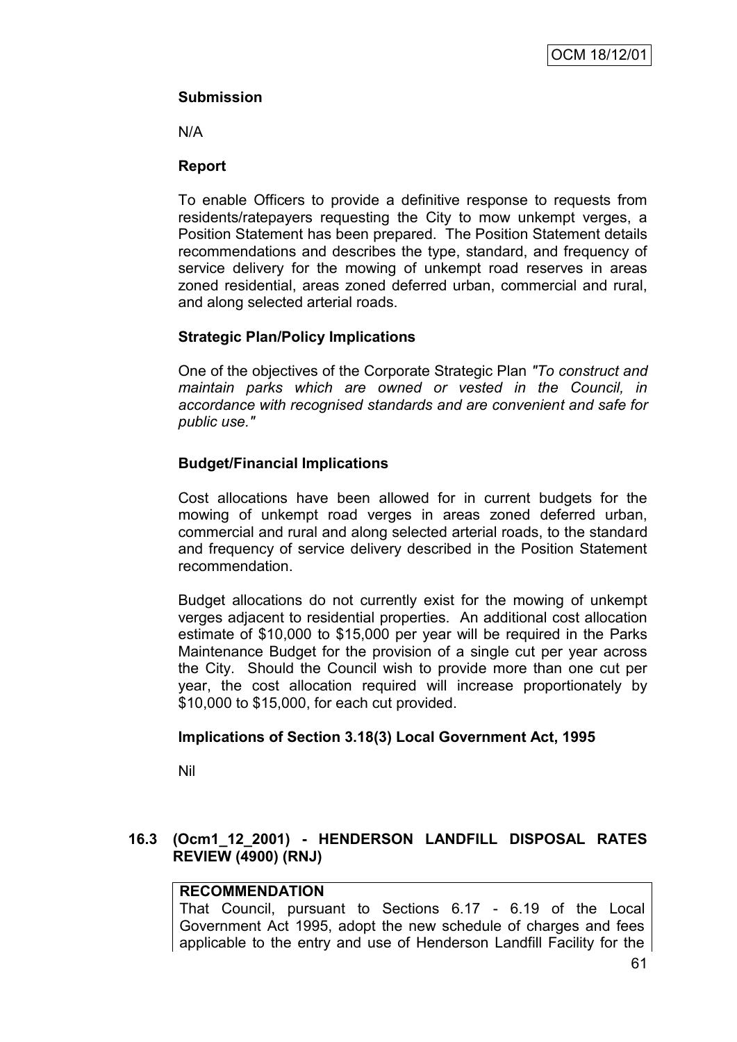**Submission**

N/A

**Report**

To enable Officers to provide a definitive response to requests from residents/ratepayers requesting the City to mow unkempt verges, a Position Statement has been prepared. The Position Statement details recommendations and describes the type, standard, and frequency of service delivery for the mowing of unkempt road reserves in areas zoned residential, areas zoned deferred urban, commercial and rural, and along selected arterial roads.

**Strategic Plan/Policy Implications**

One of the objectives of the Corporate Strategic Plan *"To construct and maintain parks which are owned or vested in the Council, in accordance with recognised standards and are convenient and safe for public use."*

**Budget/Financial Implications**

Cost allocations have been allowed for in current budgets for the mowing of unkempt road verges in areas zoned deferred urban, commercial and rural and along selected arterial roads, to the standard and frequency of service delivery described in the Position Statement recommendation.

Budget allocations do not currently exist for the mowing of unkempt verges adjacent to residential properties. An additional cost allocation estimate of $10,000 to $15,000 per year will be required in the Parks Maintenance Budget for the provision of a single cut per year across the City. Should the Council wish to provide more than one cut per year, the cost allocation required will increase proportionately by $10,000 to $15,000, for each cut provided.

**Implications of Section 3.18(3) Local Government Act, 1995**

Nil

### 16.3 (Ocm1_12_2001) - HENDERSON LANDFILL DISPOSAL RATES REVIEW (4900) (RNJ)

**RECOMMENDATION**

That Council, pursuant to Sections 6.17 - 6.19 of the Local Government Act 1995, adopt the new schedule of charges and fees applicable to the entry and use of Henderson Landfill Facility for the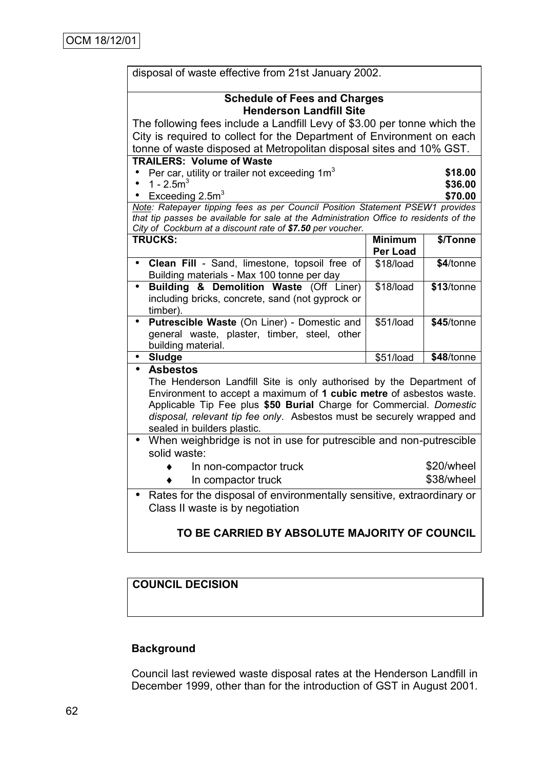OCM 18/12/01

disposal of waste effective from 21st January 2002.

**Schedule of Fees and Charges**
**Henderson Landfill Site**

The following fees include a Landfill Levy of $3.00 per tonne which the City is required to collect for the Department of Environment on each tonne of waste disposed at Metropolitan disposal sites and 10% GST.

**TRAILERS: Volume of Waste**

| | |
|---|---|
| • Per car, utility or trailer not exceeding $1m^3$ | **$18.00** |
| • $1 - 2.5m^3$ | **$36.00** |
| • Exceeding $2.5m^3$ | **$70.00** |

*Note: Ratepayer tipping fees as per Council Position Statement PSEW1 provides that tip passes be available for sale at the Administration Office to residents of the City of Cockburn at a discount rate of **$7.50** per voucher.*

| **TRUCKS:** | **Minimum Per Load** | **$/Tonne** |
|---|---|---|
| • **Clean Fill** - Sand, limestone, topsoil free of Building materials - Max 100 tonne per day | $18/load | **$4**/tonne |
| • **Building & Demolition Waste** (Off Liner) including bricks, concrete, sand (not gyprock or timber). | $18/load | **$13**/tonne |
| • **Putrescible Waste** (On Liner) - Domestic and general waste, plaster, timber, steel, other building material. | $51/load | **$45**/tonne |
| • **Sludge** | $51/load | **$48**/tonne |

- **Asbestos**
  The Henderson Landfill Site is only authorised by the Department of Environment to accept a maximum of **1 cubic metre** of asbestos waste. Applicable Tip Fee plus **$50 Burial** Charge for Commercial. *Domestic disposal, relevant tip fee only*. Asbestos must be securely wrapped and sealed in builders plastic.
- When weighbridge is not in use for putrescible and non-putrescible solid waste:
  - In non-compactor truck — $20/wheel
  - In compactor truck — $38/wheel
- Rates for the disposal of environmentally sensitive, extraordinary or Class II waste is by negotiation

**TO BE CARRIED BY ABSOLUTE MAJORITY OF COUNCIL**

**COUNCIL DECISION**

**Background**

Council last reviewed waste disposal rates at the Henderson Landfill in December 1999, other than for the introduction of GST in August 2001.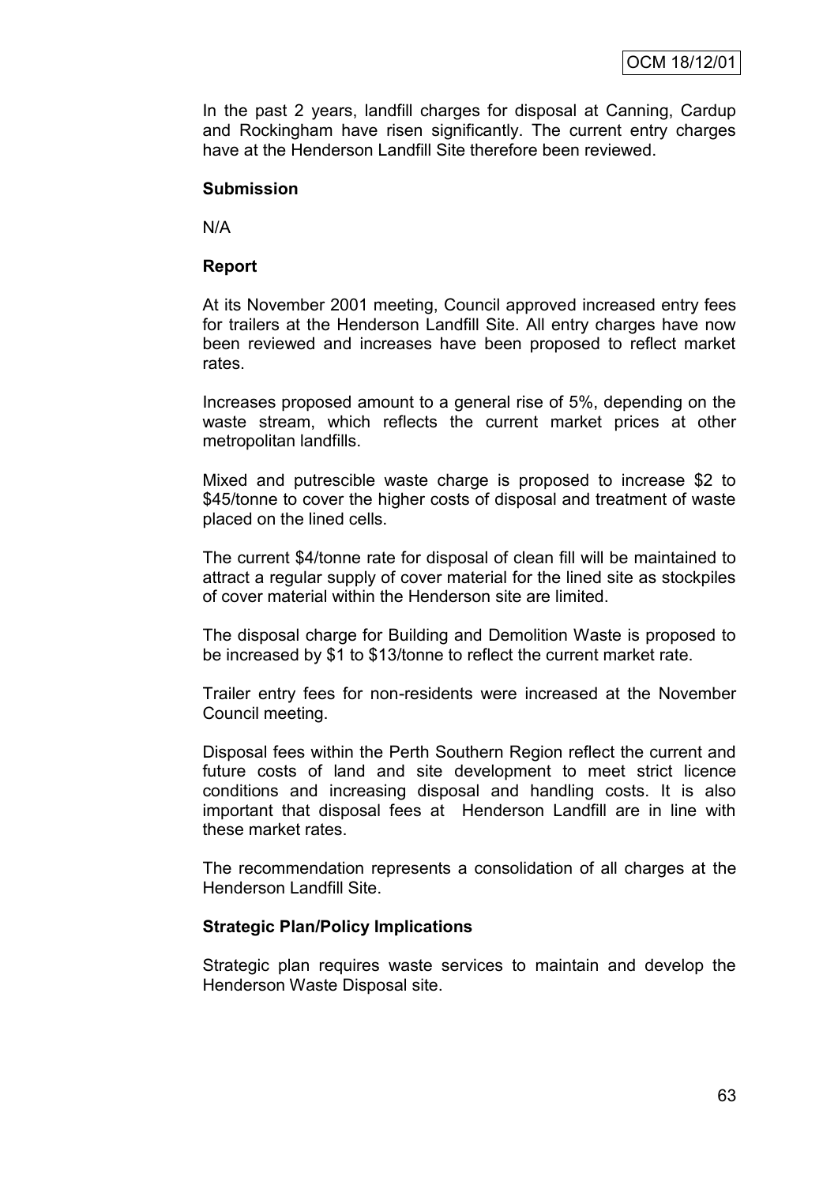In the past 2 years, landfill charges for disposal at Canning, Cardup and Rockingham have risen significantly. The current entry charges have at the Henderson Landfill Site therefore been reviewed.

**Submission**

N/A

**Report**

At its November 2001 meeting, Council approved increased entry fees for trailers at the Henderson Landfill Site. All entry charges have now been reviewed and increases have been proposed to reflect market rates.

Increases proposed amount to a general rise of 5%, depending on the waste stream, which reflects the current market prices at other metropolitan landfills.

Mixed and putrescible waste charge is proposed to increase $2 to $45/tonne to cover the higher costs of disposal and treatment of waste placed on the lined cells.

The current $4/tonne rate for disposal of clean fill will be maintained to attract a regular supply of cover material for the lined site as stockpiles of cover material within the Henderson site are limited.

The disposal charge for Building and Demolition Waste is proposed to be increased by $1 to $13/tonne to reflect the current market rate.

Trailer entry fees for non-residents were increased at the November Council meeting.

Disposal fees within the Perth Southern Region reflect the current and future costs of land and site development to meet strict licence conditions and increasing disposal and handling costs. It is also important that disposal fees at Henderson Landfill are in line with these market rates.

The recommendation represents a consolidation of all charges at the Henderson Landfill Site.

**Strategic Plan/Policy Implications**

Strategic plan requires waste services to maintain and develop the Henderson Waste Disposal site.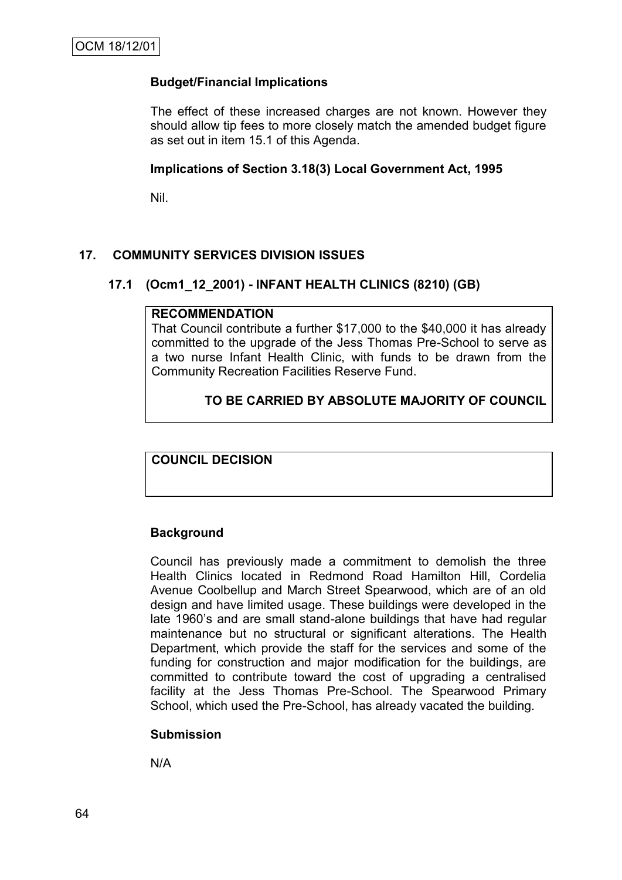### Budget/Financial Implications

The effect of these increased charges are not known. However they should allow tip fees to more closely match the amended budget figure as set out in item 15.1 of this Agenda.

### Implications of Section 3.18(3) Local Government Act, 1995

Nil.

## 17. COMMUNITY SERVICES DIVISION ISSUES

### 17.1 (Ocm1_12_2001) - INFANT HEALTH CLINICS (8210) (GB)

**RECOMMENDATION**

That Council contribute a further $17,000 to the $40,000 it has already committed to the upgrade of the Jess Thomas Pre-School to serve as a two nurse Infant Health Clinic, with funds to be drawn from the Community Recreation Facilities Reserve Fund.

**TO BE CARRIED BY ABSOLUTE MAJORITY OF COUNCIL**

**COUNCIL DECISION**

### Background

Council has previously made a commitment to demolish the three Health Clinics located in Redmond Road Hamilton Hill, Cordelia Avenue Coolbellup and March Street Spearwood, which are of an old design and have limited usage. These buildings were developed in the late 1960's and are small stand-alone buildings that have had regular maintenance but no structural or significant alterations. The Health Department, which provide the staff for the services and some of the funding for construction and major modification for the buildings, are committed to contribute toward the cost of upgrading a centralised facility at the Jess Thomas Pre-School. The Spearwood Primary School, which used the Pre-School, has already vacated the building.

### Submission

N/A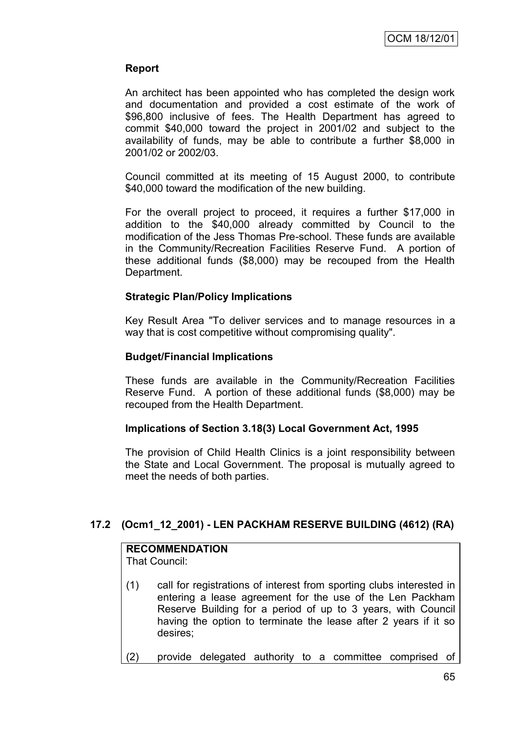**Report**

An architect has been appointed who has completed the design work and documentation and provided a cost estimate of the work of $96,800 inclusive of fees. The Health Department has agreed to commit $40,000 toward the project in 2001/02 and subject to the availability of funds, may be able to contribute a further $8,000 in 2001/02 or 2002/03.

Council committed at its meeting of 15 August 2000, to contribute $40,000 toward the modification of the new building.

For the overall project to proceed, it requires a further $17,000 in addition to the $40,000 already committed by Council to the modification of the Jess Thomas Pre-school. These funds are available in the Community/Recreation Facilities Reserve Fund. A portion of these additional funds ($8,000) may be recouped from the Health Department.

**Strategic Plan/Policy Implications**

Key Result Area "To deliver services and to manage resources in a way that is cost competitive without compromising quality".

**Budget/Financial Implications**

These funds are available in the Community/Recreation Facilities Reserve Fund. A portion of these additional funds ($8,000) may be recouped from the Health Department.

**Implications of Section 3.18(3) Local Government Act, 1995**

The provision of Child Health Clinics is a joint responsibility between the State and Local Government. The proposal is mutually agreed to meet the needs of both parties.

## 17.2 (Ocm1_12_2001) - LEN PACKHAM RESERVE BUILDING (4612) (RA)

**RECOMMENDATION**

That Council:

(1) call for registrations of interest from sporting clubs interested in entering a lease agreement for the use of the Len Packham Reserve Building for a period of up to 3 years, with Council having the option to terminate the lease after 2 years if it so desires;

(2) provide delegated authority to a committee comprised of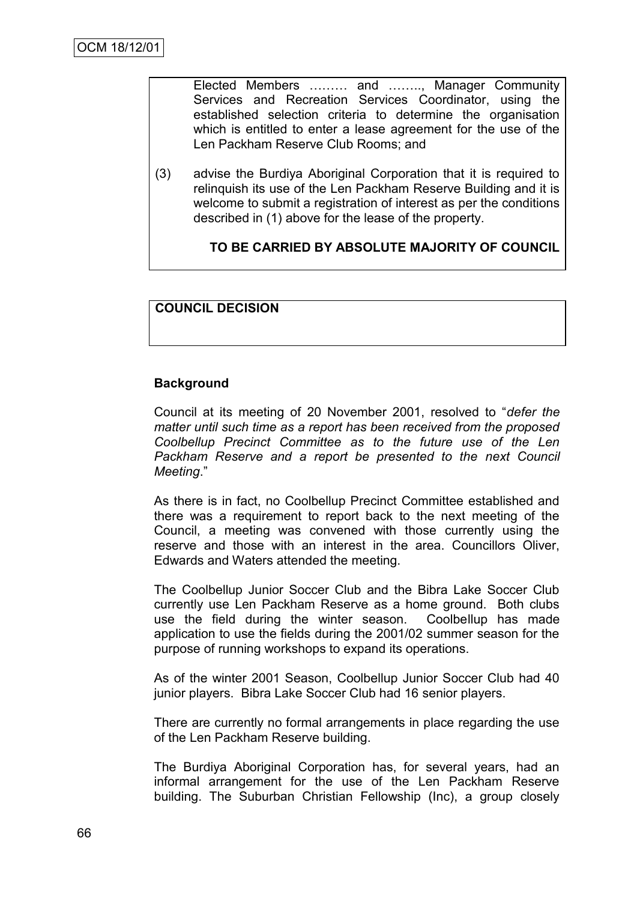Elected Members ……… and …….., Manager Community Services and Recreation Services Coordinator, using the established selection criteria to determine the organisation which is entitled to enter a lease agreement for the use of the Len Packham Reserve Club Rooms; and

(3) advise the Burdiya Aboriginal Corporation that it is required to relinquish its use of the Len Packham Reserve Building and it is welcome to submit a registration of interest as per the conditions described in (1) above for the lease of the property.

**TO BE CARRIED BY ABSOLUTE MAJORITY OF COUNCIL**

**COUNCIL DECISION**

**Background**

Council at its meeting of 20 November 2001, resolved to "*defer the matter until such time as a report has been received from the proposed Coolbellup Precinct Committee as to the future use of the Len Packham Reserve and a report be presented to the next Council Meeting*."

As there is in fact, no Coolbellup Precinct Committee established and there was a requirement to report back to the next meeting of the Council, a meeting was convened with those currently using the reserve and those with an interest in the area. Councillors Oliver, Edwards and Waters attended the meeting.

The Coolbellup Junior Soccer Club and the Bibra Lake Soccer Club currently use Len Packham Reserve as a home ground. Both clubs use the field during the winter season. Coolbellup has made application to use the fields during the 2001/02 summer season for the purpose of running workshops to expand its operations.

As of the winter 2001 Season, Coolbellup Junior Soccer Club had 40 junior players. Bibra Lake Soccer Club had 16 senior players.

There are currently no formal arrangements in place regarding the use of the Len Packham Reserve building.

The Burdiya Aboriginal Corporation has, for several years, had an informal arrangement for the use of the Len Packham Reserve building. The Suburban Christian Fellowship (Inc), a group closely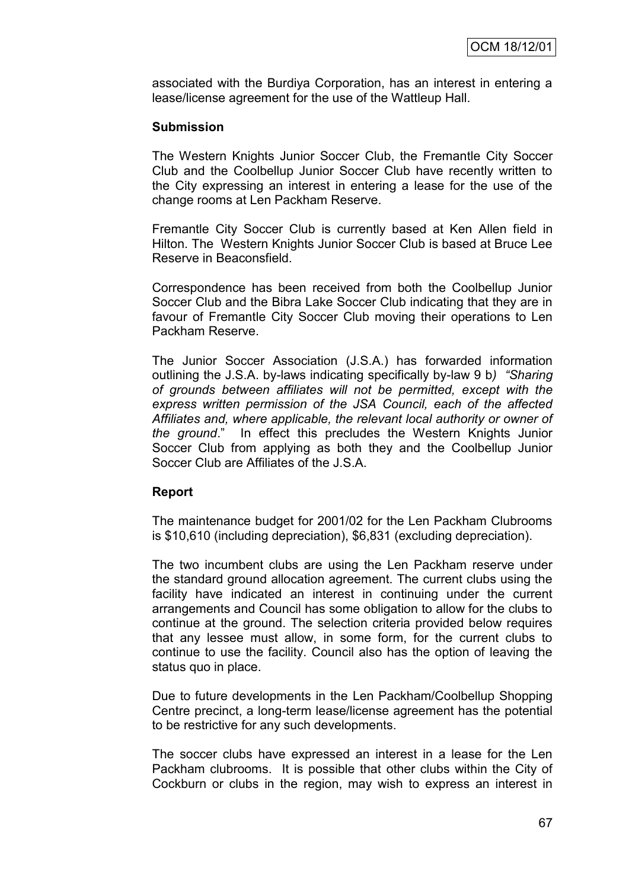associated with the Burdiya Corporation, has an interest in entering a lease/license agreement for the use of the Wattleup Hall.

**Submission**

The Western Knights Junior Soccer Club, the Fremantle City Soccer Club and the Coolbellup Junior Soccer Club have recently written to the City expressing an interest in entering a lease for the use of the change rooms at Len Packham Reserve.

Fremantle City Soccer Club is currently based at Ken Allen field in Hilton. The Western Knights Junior Soccer Club is based at Bruce Lee Reserve in Beaconsfield.

Correspondence has been received from both the Coolbellup Junior Soccer Club and the Bibra Lake Soccer Club indicating that they are in favour of Fremantle City Soccer Club moving their operations to Len Packham Reserve.

The Junior Soccer Association (J.S.A.) has forwarded information outlining the J.S.A. by-laws indicating specifically by-law 9 b*) "Sharing of grounds between affiliates will not be permitted, except with the express written permission of the JSA Council, each of the affected Affiliates and, where applicable, the relevant local authority or owner of the ground*." In effect this precludes the Western Knights Junior Soccer Club from applying as both they and the Coolbellup Junior Soccer Club are Affiliates of the J.S.A.

**Report**

The maintenance budget for 2001/02 for the Len Packham Clubrooms is $10,610 (including depreciation), $6,831 (excluding depreciation).

The two incumbent clubs are using the Len Packham reserve under the standard ground allocation agreement. The current clubs using the facility have indicated an interest in continuing under the current arrangements and Council has some obligation to allow for the clubs to continue at the ground. The selection criteria provided below requires that any lessee must allow, in some form, for the current clubs to continue to use the facility. Council also has the option of leaving the status quo in place.

Due to future developments in the Len Packham/Coolbellup Shopping Centre precinct, a long-term lease/license agreement has the potential to be restrictive for any such developments.

The soccer clubs have expressed an interest in a lease for the Len Packham clubrooms. It is possible that other clubs within the City of Cockburn or clubs in the region, may wish to express an interest in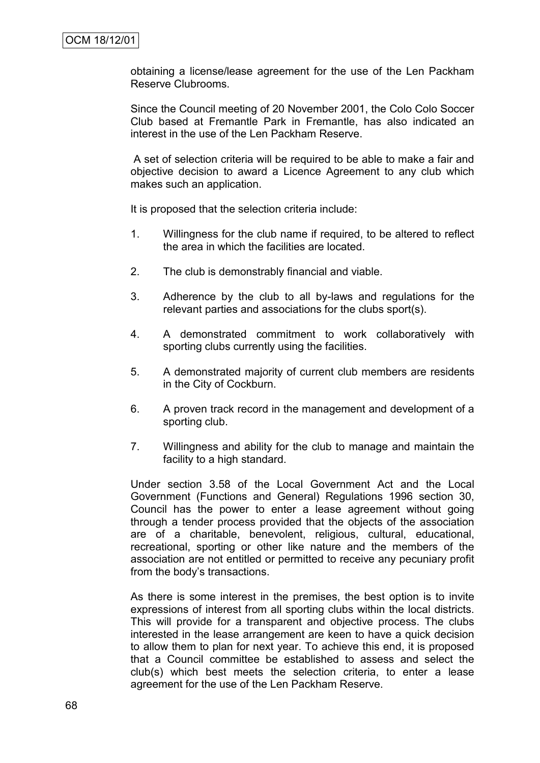obtaining a license/lease agreement for the use of the Len Packham Reserve Clubrooms.

Since the Council meeting of 20 November 2001, the Colo Colo Soccer Club based at Fremantle Park in Fremantle, has also indicated an interest in the use of the Len Packham Reserve.

A set of selection criteria will be required to be able to make a fair and objective decision to award a Licence Agreement to any club which makes such an application.

It is proposed that the selection criteria include:

1. Willingness for the club name if required, to be altered to reflect the area in which the facilities are located.
2. The club is demonstrably financial and viable.
3. Adherence by the club to all by-laws and regulations for the relevant parties and associations for the clubs sport(s).
4. A demonstrated commitment to work collaboratively with sporting clubs currently using the facilities.
5. A demonstrated majority of current club members are residents in the City of Cockburn.
6. A proven track record in the management and development of a sporting club.
7. Willingness and ability for the club to manage and maintain the facility to a high standard.

Under section 3.58 of the Local Government Act and the Local Government (Functions and General) Regulations 1996 section 30, Council has the power to enter a lease agreement without going through a tender process provided that the objects of the association are of a charitable, benevolent, religious, cultural, educational, recreational, sporting or other like nature and the members of the association are not entitled or permitted to receive any pecuniary profit from the body's transactions.

As there is some interest in the premises, the best option is to invite expressions of interest from all sporting clubs within the local districts. This will provide for a transparent and objective process. The clubs interested in the lease arrangement are keen to have a quick decision to allow them to plan for next year. To achieve this end, it is proposed that a Council committee be established to assess and select the club(s) which best meets the selection criteria, to enter a lease agreement for the use of the Len Packham Reserve.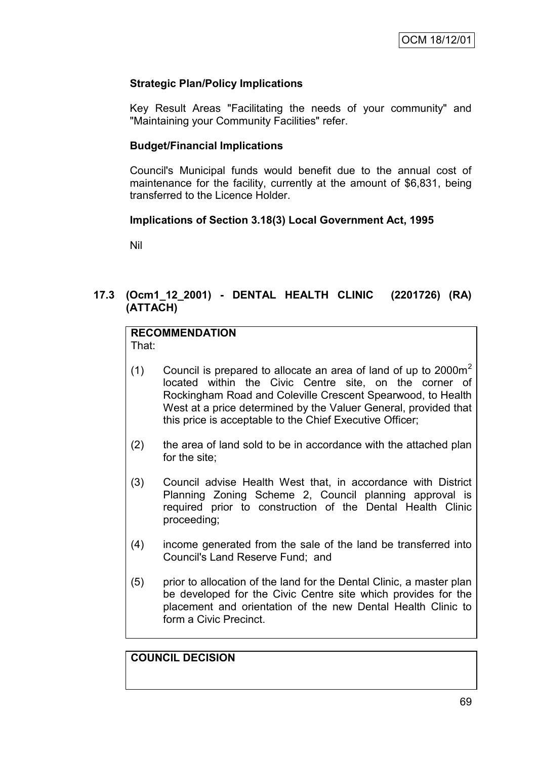**Strategic Plan/Policy Implications**

Key Result Areas "Facilitating the needs of your community" and "Maintaining your Community Facilities" refer.

**Budget/Financial Implications**

Council's Municipal funds would benefit due to the annual cost of maintenance for the facility, currently at the amount of $6,831, being transferred to the Licence Holder.

**Implications of Section 3.18(3) Local Government Act, 1995**

Nil

## 17.3 (Ocm1_12_2001) - DENTAL HEALTH CLINIC (2201726) (RA) (ATTACH)

**RECOMMENDATION**

That:

(1) Council is prepared to allocate an area of land of up to 2000m$^2$ located within the Civic Centre site, on the corner of Rockingham Road and Coleville Crescent Spearwood, to Health West at a price determined by the Valuer General, provided that this price is acceptable to the Chief Executive Officer;

(2) the area of land sold to be in accordance with the attached plan for the site;

(3) Council advise Health West that, in accordance with District Planning Zoning Scheme 2, Council planning approval is required prior to construction of the Dental Health Clinic proceeding;

(4) income generated from the sale of the land be transferred into Council's Land Reserve Fund; and

(5) prior to allocation of the land for the Dental Clinic, a master plan be developed for the Civic Centre site which provides for the placement and orientation of the new Dental Health Clinic to form a Civic Precinct.

**COUNCIL DECISION**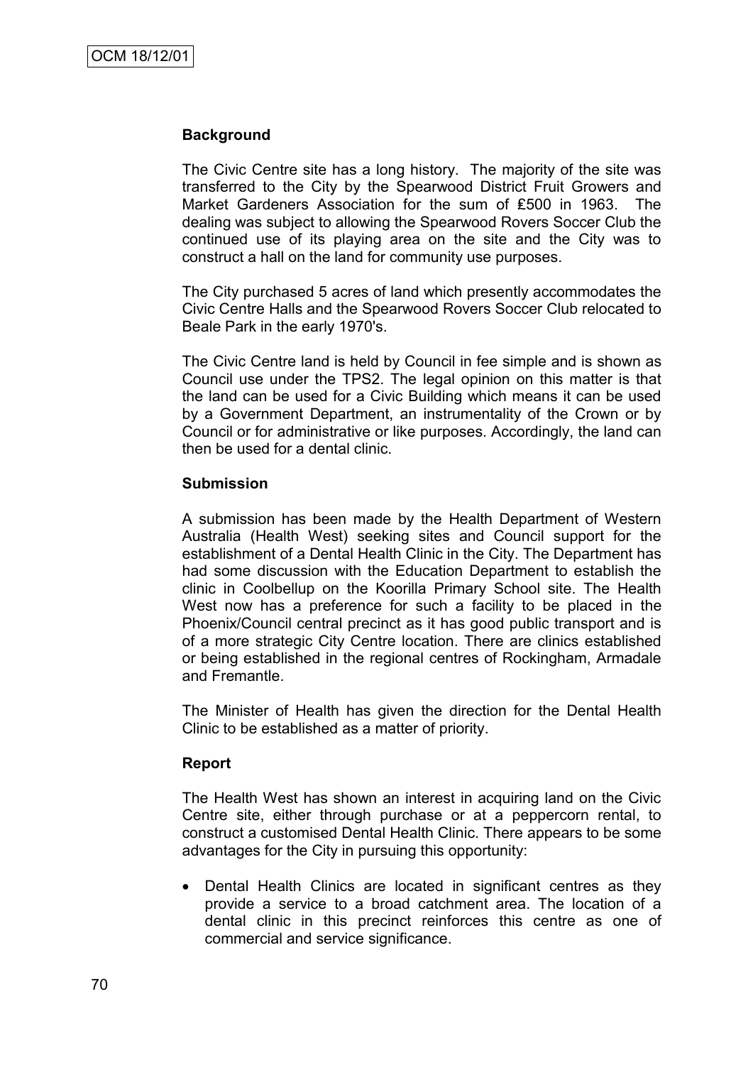**Background**

The Civic Centre site has a long history. The majority of the site was transferred to the City by the Spearwood District Fruit Growers and Market Gardeners Association for the sum of ₤500 in 1963. The dealing was subject to allowing the Spearwood Rovers Soccer Club the continued use of its playing area on the site and the City was to construct a hall on the land for community use purposes.

The City purchased 5 acres of land which presently accommodates the Civic Centre Halls and the Spearwood Rovers Soccer Club relocated to Beale Park in the early 1970's.

The Civic Centre land is held by Council in fee simple and is shown as Council use under the TPS2. The legal opinion on this matter is that the land can be used for a Civic Building which means it can be used by a Government Department, an instrumentality of the Crown or by Council or for administrative or like purposes. Accordingly, the land can then be used for a dental clinic.

**Submission**

A submission has been made by the Health Department of Western Australia (Health West) seeking sites and Council support for the establishment of a Dental Health Clinic in the City. The Department has had some discussion with the Education Department to establish the clinic in Coolbellup on the Koorilla Primary School site. The Health West now has a preference for such a facility to be placed in the Phoenix/Council central precinct as it has good public transport and is of a more strategic City Centre location. There are clinics established or being established in the regional centres of Rockingham, Armadale and Fremantle.

The Minister of Health has given the direction for the Dental Health Clinic to be established as a matter of priority.

**Report**

The Health West has shown an interest in acquiring land on the Civic Centre site, either through purchase or at a peppercorn rental, to construct a customised Dental Health Clinic. There appears to be some advantages for the City in pursuing this opportunity:

- Dental Health Clinics are located in significant centres as they provide a service to a broad catchment area. The location of a dental clinic in this precinct reinforces this centre as one of commercial and service significance.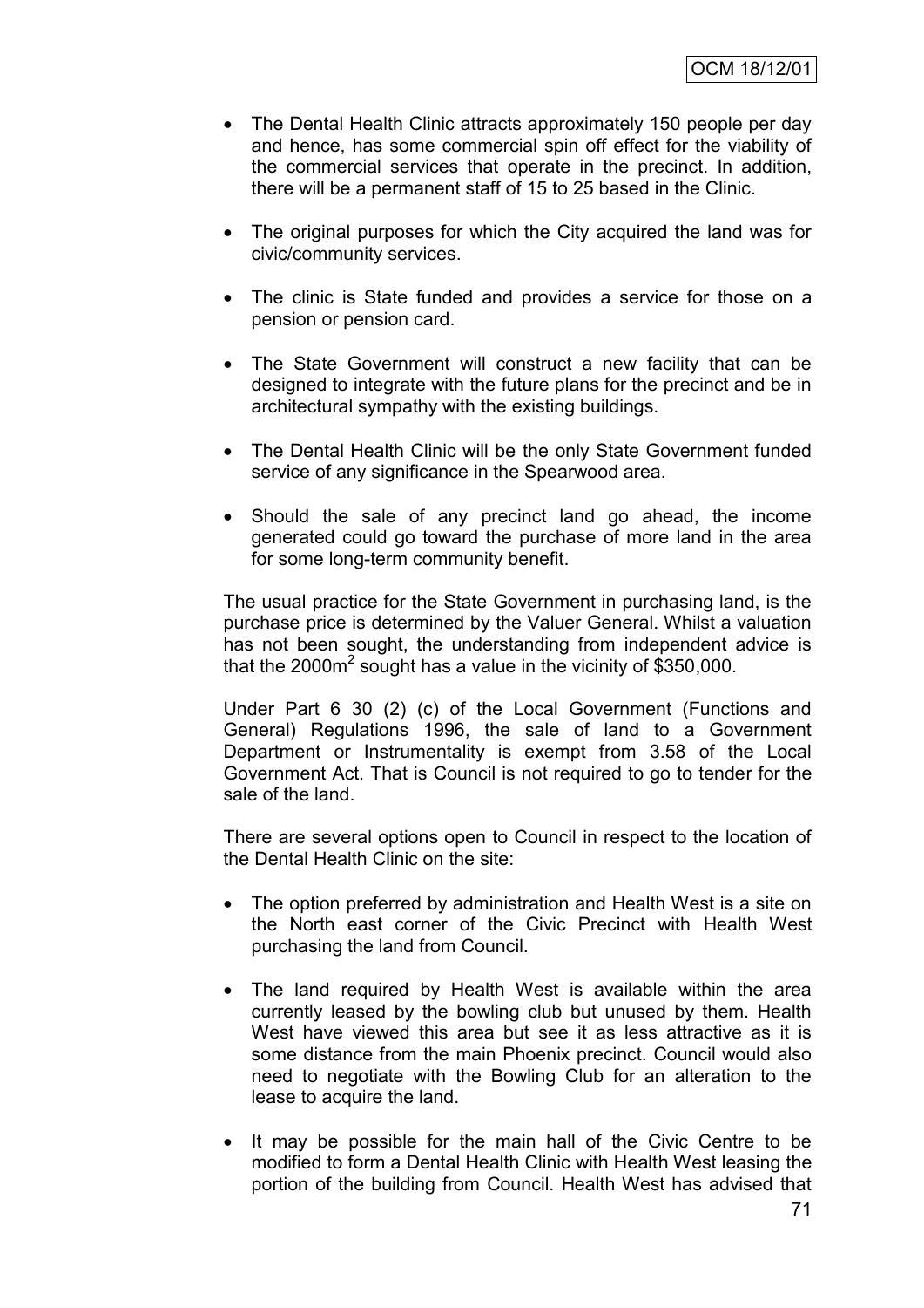- The Dental Health Clinic attracts approximately 150 people per day and hence, has some commercial spin off effect for the viability of the commercial services that operate in the precinct. In addition, there will be a permanent staff of 15 to 25 based in the Clinic.

- The original purposes for which the City acquired the land was for civic/community services.

- The clinic is State funded and provides a service for those on a pension or pension card.

- The State Government will construct a new facility that can be designed to integrate with the future plans for the precinct and be in architectural sympathy with the existing buildings.

- The Dental Health Clinic will be the only State Government funded service of any significance in the Spearwood area.

- Should the sale of any precinct land go ahead, the income generated could go toward the purchase of more land in the area for some long-term community benefit.

The usual practice for the State Government in purchasing land, is the purchase price is determined by the Valuer General. Whilst a valuation has not been sought, the understanding from independent advice is that the 2000m$^2$ sought has a value in the vicinity of $350,000.

Under Part 6 30 (2) (c) of the Local Government (Functions and General) Regulations 1996, the sale of land to a Government Department or Instrumentality is exempt from 3.58 of the Local Government Act. That is Council is not required to go to tender for the sale of the land.

There are several options open to Council in respect to the location of the Dental Health Clinic on the site:

- The option preferred by administration and Health West is a site on the North east corner of the Civic Precinct with Health West purchasing the land from Council.

- The land required by Health West is available within the area currently leased by the bowling club but unused by them. Health West have viewed this area but see it as less attractive as it is some distance from the main Phoenix precinct. Council would also need to negotiate with the Bowling Club for an alteration to the lease to acquire the land.

- It may be possible for the main hall of the Civic Centre to be modified to form a Dental Health Clinic with Health West leasing the portion of the building from Council. Health West has advised that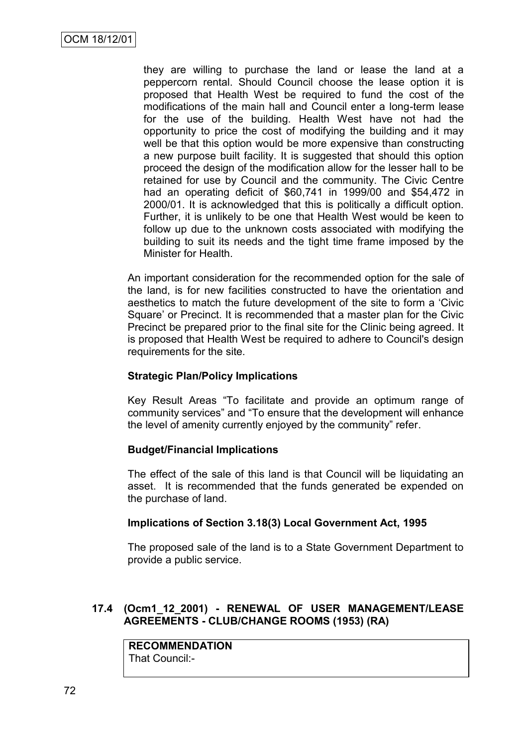they are willing to purchase the land or lease the land at a peppercorn rental. Should Council choose the lease option it is proposed that Health West be required to fund the cost of the modifications of the main hall and Council enter a long-term lease for the use of the building. Health West have not had the opportunity to price the cost of modifying the building and it may well be that this option would be more expensive than constructing a new purpose built facility. It is suggested that should this option proceed the design of the modification allow for the lesser hall to be retained for use by Council and the community. The Civic Centre had an operating deficit of $60,741 in 1999/00 and $54,472 in 2000/01. It is acknowledged that this is politically a difficult option. Further, it is unlikely to be one that Health West would be keen to follow up due to the unknown costs associated with modifying the building to suit its needs and the tight time frame imposed by the Minister for Health.

An important consideration for the recommended option for the sale of the land, is for new facilities constructed to have the orientation and aesthetics to match the future development of the site to form a 'Civic Square' or Precinct. It is recommended that a master plan for the Civic Precinct be prepared prior to the final site for the Clinic being agreed. It is proposed that Health West be required to adhere to Council's design requirements for the site.

**Strategic Plan/Policy Implications**

Key Result Areas "To facilitate and provide an optimum range of community services" and "To ensure that the development will enhance the level of amenity currently enjoyed by the community" refer.

**Budget/Financial Implications**

The effect of the sale of this land is that Council will be liquidating an asset. It is recommended that the funds generated be expended on the purchase of land.

**Implications of Section 3.18(3) Local Government Act, 1995**

The proposed sale of the land is to a State Government Department to provide a public service.

## 17.4 (Ocm1_12_2001) - RENEWAL OF USER MANAGEMENT/LEASE AGREEMENTS - CLUB/CHANGE ROOMS (1953) (RA)

**RECOMMENDATION**
That Council:-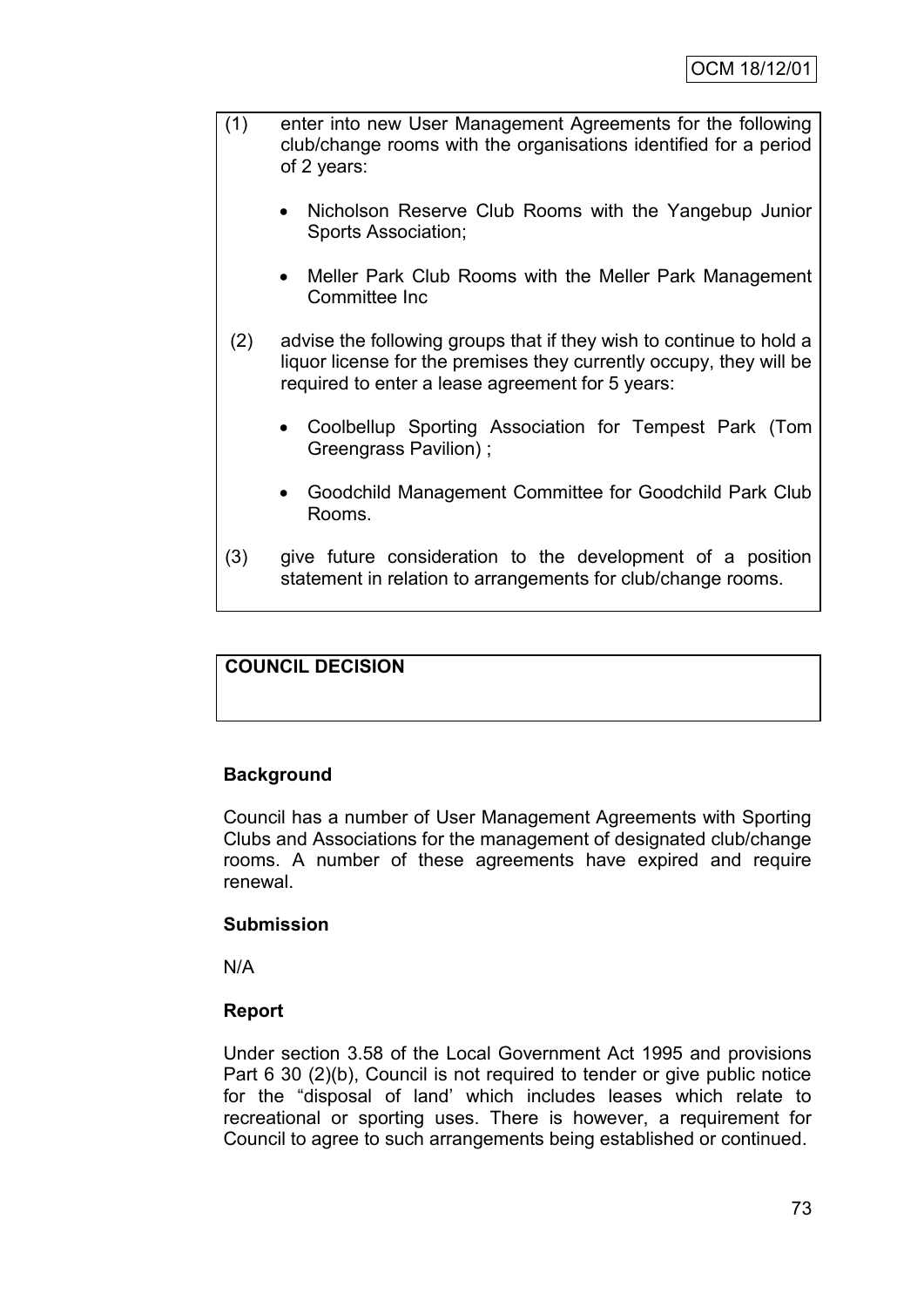(1) enter into new User Management Agreements for the following club/change rooms with the organisations identified for a period of 2 years:

- Nicholson Reserve Club Rooms with the Yangebup Junior Sports Association;
- Meller Park Club Rooms with the Meller Park Management Committee Inc

(2) advise the following groups that if they wish to continue to hold a liquor license for the premises they currently occupy, they will be required to enter a lease agreement for 5 years:

- Coolbellup Sporting Association for Tempest Park (Tom Greengrass Pavilion) ;
- Goodchild Management Committee for Goodchild Park Club Rooms.

(3) give future consideration to the development of a position statement in relation to arrangements for club/change rooms.

**COUNCIL DECISION**

### Background

Council has a number of User Management Agreements with Sporting Clubs and Associations for the management of designated club/change rooms. A number of these agreements have expired and require renewal.

### Submission

N/A

### Report

Under section 3.58 of the Local Government Act 1995 and provisions Part 6 30 (2)(b), Council is not required to tender or give public notice for the "disposal of land' which includes leases which relate to recreational or sporting uses. There is however, a requirement for Council to agree to such arrangements being established or continued.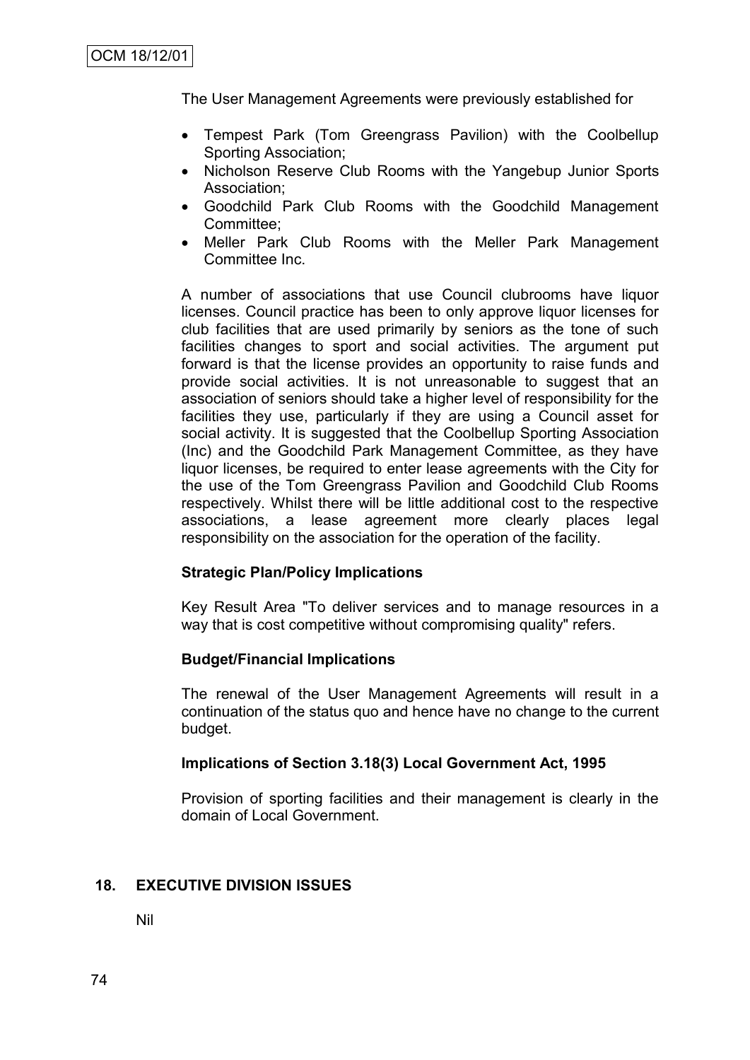OCM 18/12/01

The User Management Agreements were previously established for

- Tempest Park (Tom Greengrass Pavilion) with the Coolbellup Sporting Association;
- Nicholson Reserve Club Rooms with the Yangebup Junior Sports Association;
- Goodchild Park Club Rooms with the Goodchild Management Committee;
- Meller Park Club Rooms with the Meller Park Management Committee Inc.

A number of associations that use Council clubrooms have liquor licenses. Council practice has been to only approve liquor licenses for club facilities that are used primarily by seniors as the tone of such facilities changes to sport and social activities. The argument put forward is that the license provides an opportunity to raise funds and provide social activities. It is not unreasonable to suggest that an association of seniors should take a higher level of responsibility for the facilities they use, particularly if they are using a Council asset for social activity. It is suggested that the Coolbellup Sporting Association (Inc) and the Goodchild Park Management Committee, as they have liquor licenses, be required to enter lease agreements with the City for the use of the Tom Greengrass Pavilion and Goodchild Club Rooms respectively. Whilst there will be little additional cost to the respective associations, a lease agreement more clearly places legal responsibility on the association for the operation of the facility.

**Strategic Plan/Policy Implications**

Key Result Area "To deliver services and to manage resources in a way that is cost competitive without compromising quality" refers.

**Budget/Financial Implications**

The renewal of the User Management Agreements will result in a continuation of the status quo and hence have no change to the current budget.

**Implications of Section 3.18(3) Local Government Act, 1995**

Provision of sporting facilities and their management is clearly in the domain of Local Government.

## 18. EXECUTIVE DIVISION ISSUES

Nil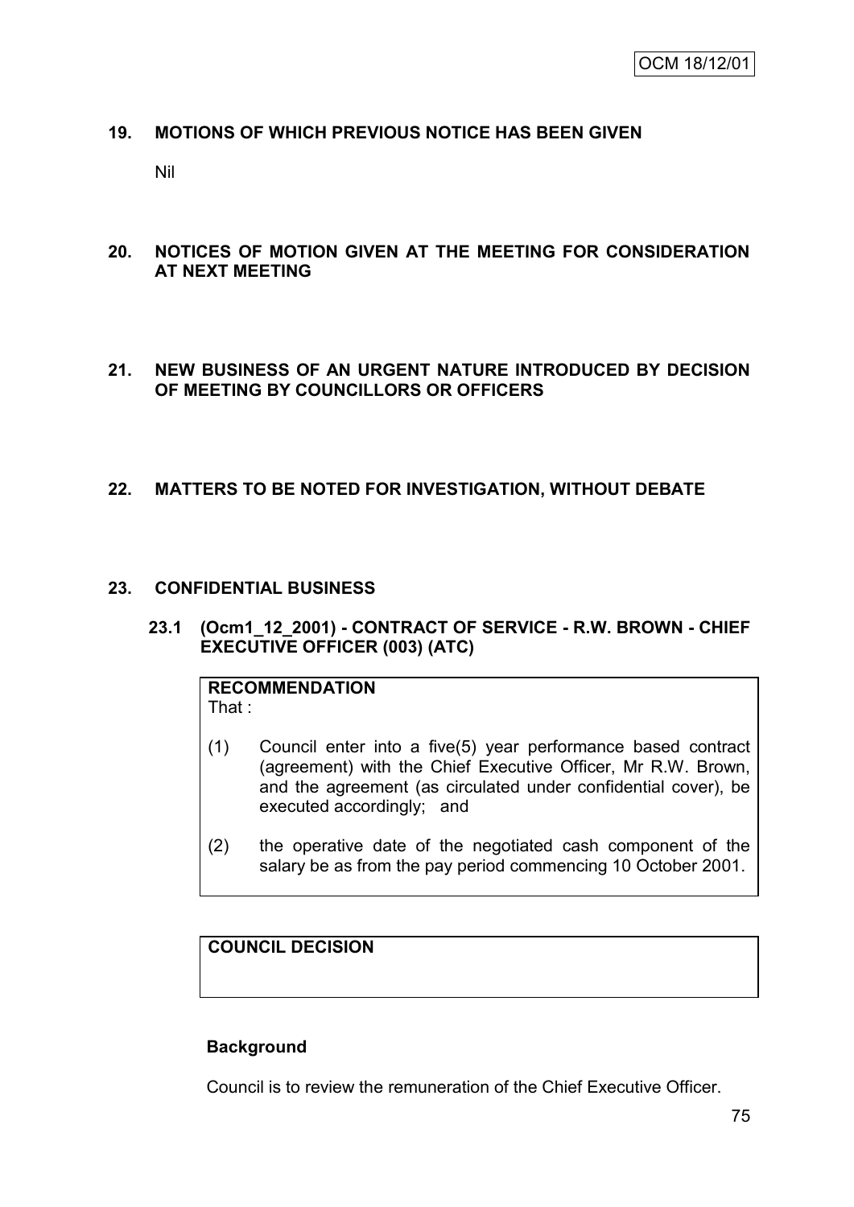## 19. MOTIONS OF WHICH PREVIOUS NOTICE HAS BEEN GIVEN

Nil

## 20. NOTICES OF MOTION GIVEN AT THE MEETING FOR CONSIDERATION AT NEXT MEETING

## 21. NEW BUSINESS OF AN URGENT NATURE INTRODUCED BY DECISION OF MEETING BY COUNCILLORS OR OFFICERS

## 22. MATTERS TO BE NOTED FOR INVESTIGATION, WITHOUT DEBATE

## 23. CONFIDENTIAL BUSINESS

### 23.1 (Ocm1_12_2001) - CONTRACT OF SERVICE - R.W. BROWN - CHIEF EXECUTIVE OFFICER (003) (ATC)

**RECOMMENDATION**

That :

(1) Council enter into a five(5) year performance based contract (agreement) with the Chief Executive Officer, Mr R.W. Brown, and the agreement (as circulated under confidential cover), be executed accordingly; and

(2) the operative date of the negotiated cash component of the salary be as from the pay period commencing 10 October 2001.

**COUNCIL DECISION**

**Background**

Council is to review the remuneration of the Chief Executive Officer.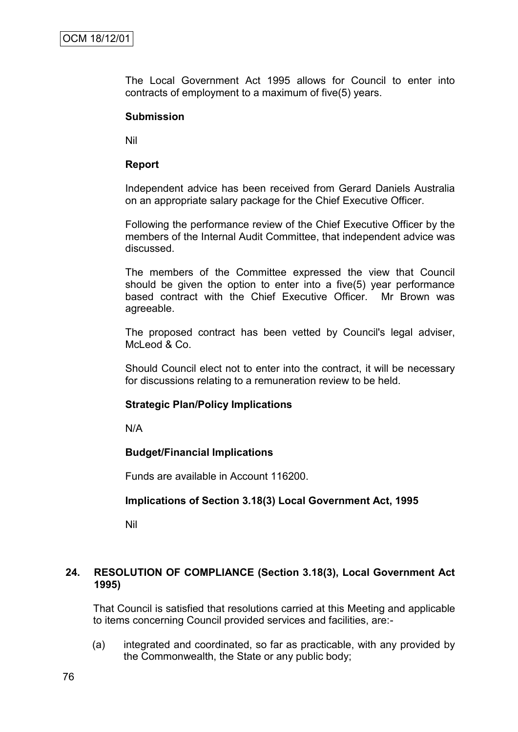The Local Government Act 1995 allows for Council to enter into contracts of employment to a maximum of five(5) years.

**Submission**

Nil

**Report**

Independent advice has been received from Gerard Daniels Australia on an appropriate salary package for the Chief Executive Officer.

Following the performance review of the Chief Executive Officer by the members of the Internal Audit Committee, that independent advice was discussed.

The members of the Committee expressed the view that Council should be given the option to enter into a five(5) year performance based contract with the Chief Executive Officer. Mr Brown was agreeable.

The proposed contract has been vetted by Council's legal adviser, McLeod & Co.

Should Council elect not to enter into the contract, it will be necessary for discussions relating to a remuneration review to be held.

**Strategic Plan/Policy Implications**

N/A

**Budget/Financial Implications**

Funds are available in Account 116200.

**Implications of Section 3.18(3) Local Government Act, 1995**

Nil

## 24. RESOLUTION OF COMPLIANCE (Section 3.18(3), Local Government Act 1995)

That Council is satisfied that resolutions carried at this Meeting and applicable to items concerning Council provided services and facilities, are:-

(a) integrated and coordinated, so far as practicable, with any provided by the Commonwealth, the State or any public body;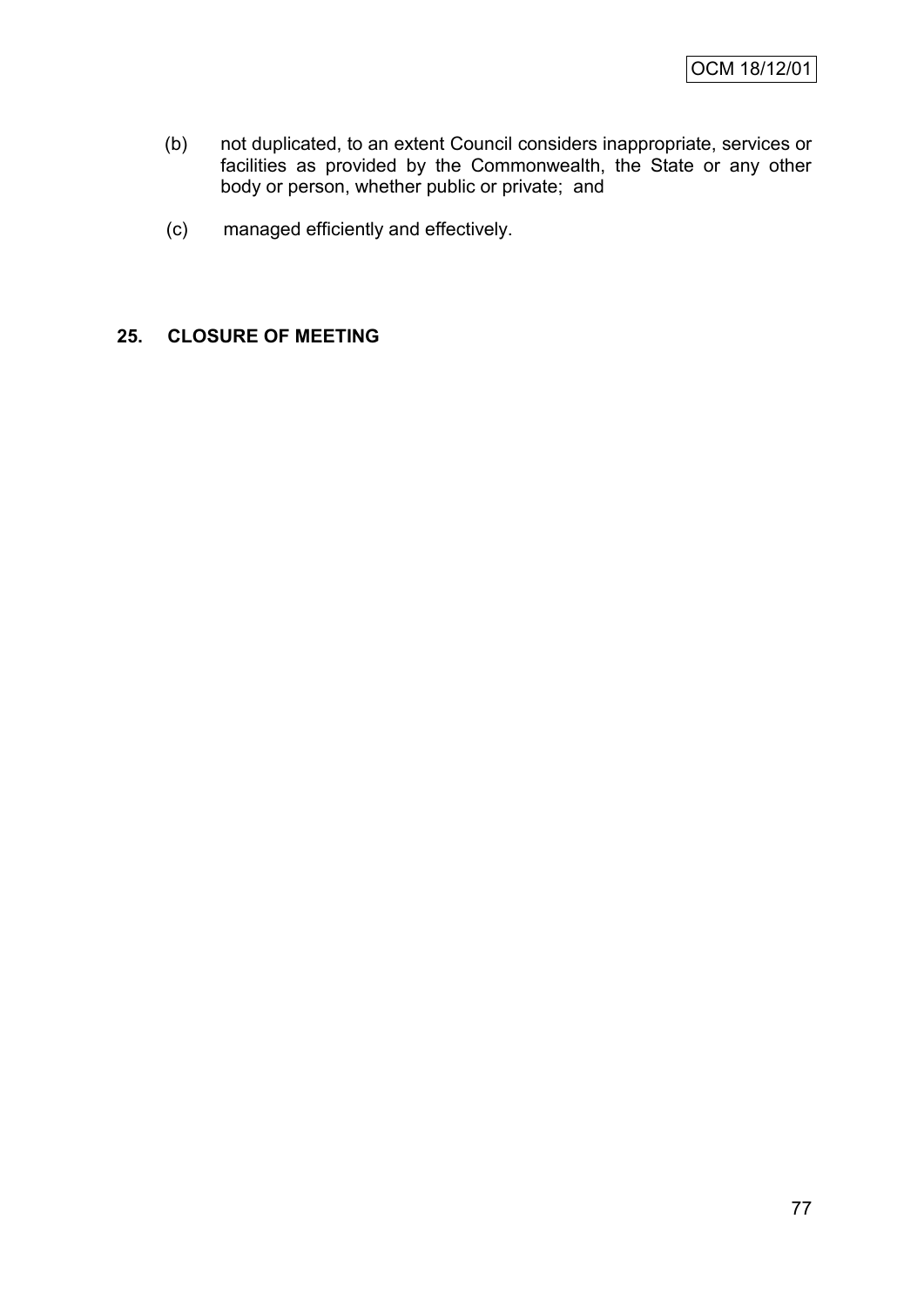(b) not duplicated, to an extent Council considers inappropriate, services or facilities as provided by the Commonwealth, the State or any other body or person, whether public or private; and

(c) managed efficiently and effectively.

## 25. CLOSURE OF MEETING